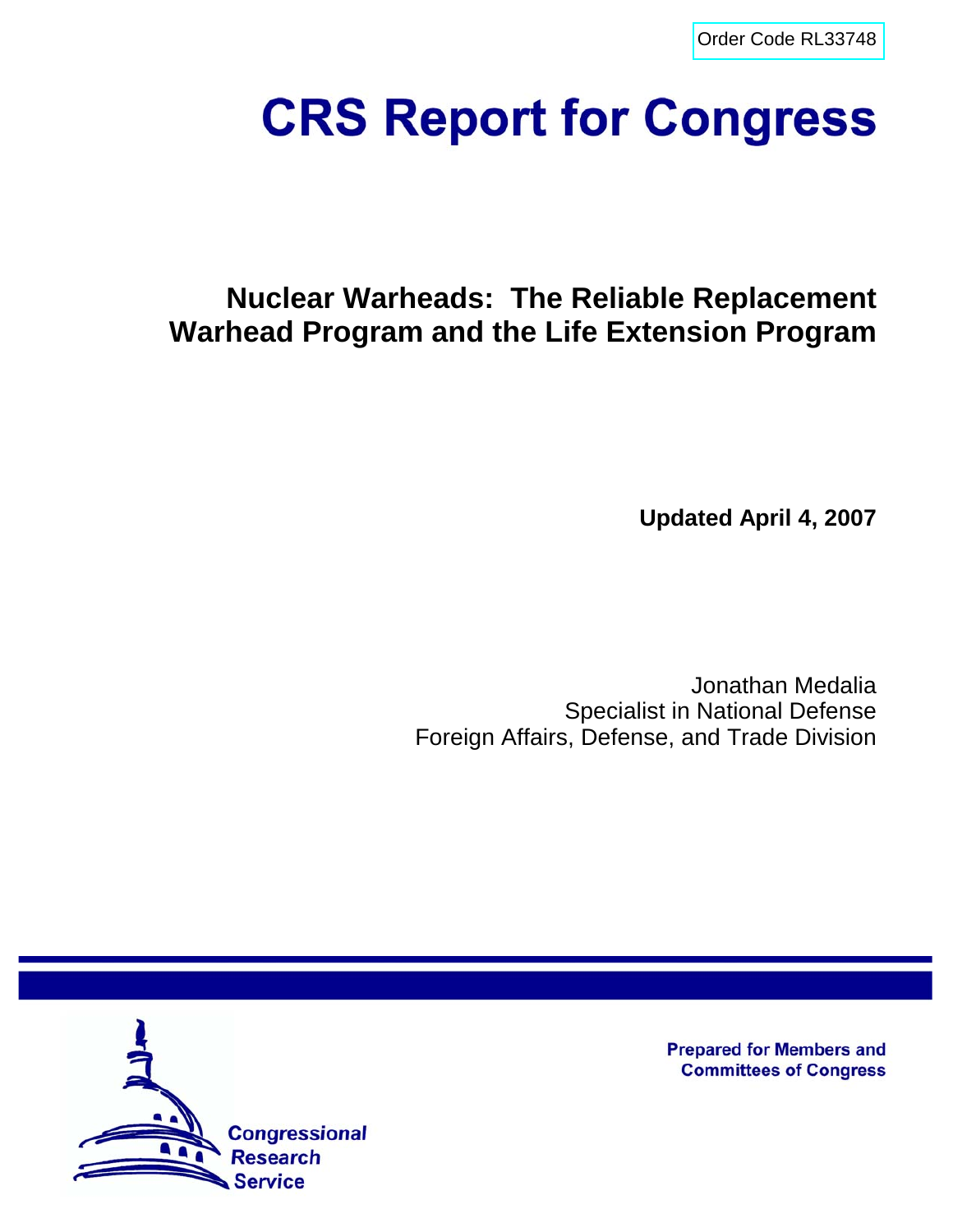Order Code RL33748

# CRS Report for Congress

## Nuclear Warheads: The Reliable Replacement Warhead Program and the Life Extension Program

**Updated April 4, 2007**

Jonathan Medalia
Specialist in National Defense
Foreign Affairs, Defense, and Trade Division

Prepared for Members and Committees of Congress

Congressional Research Service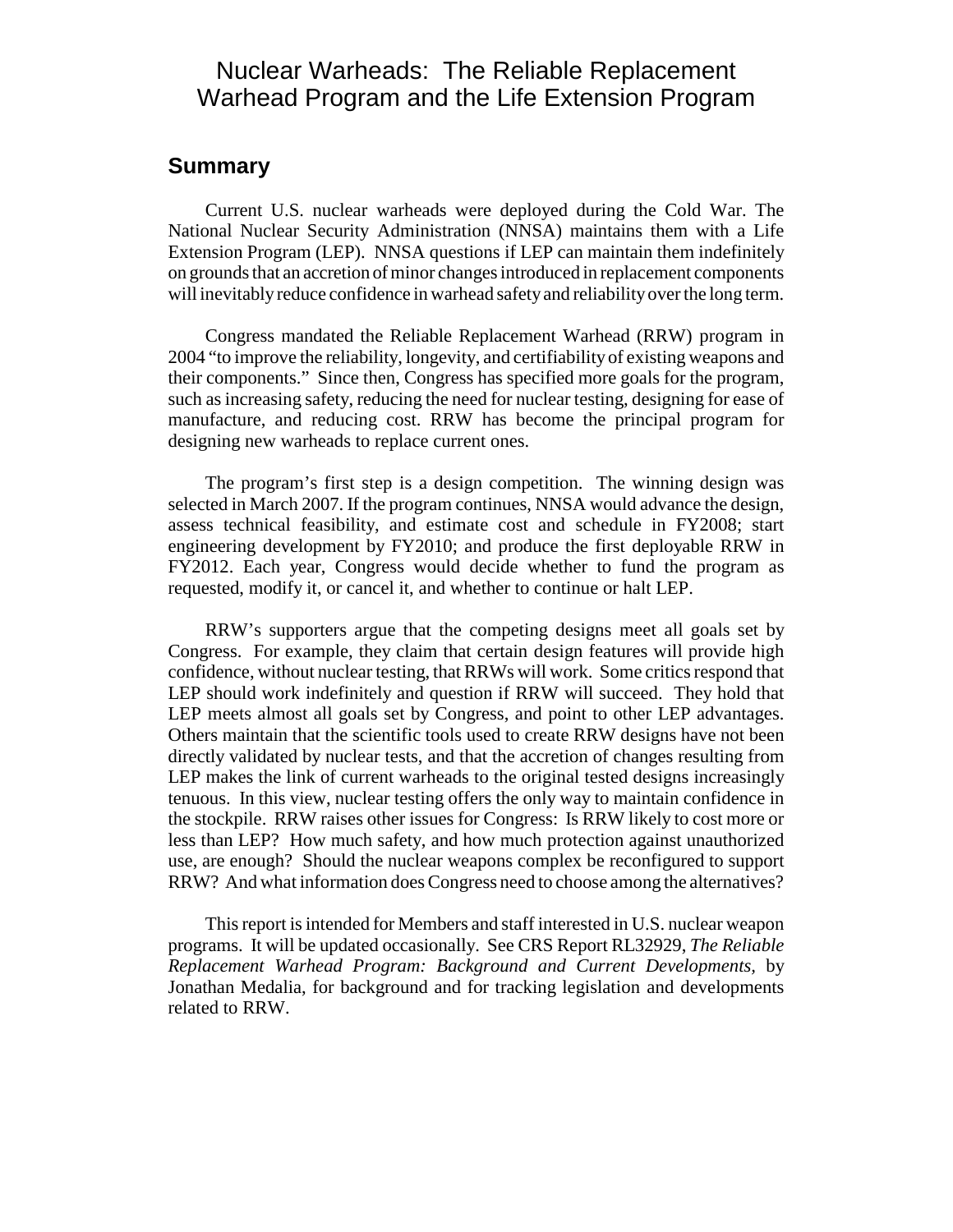# Nuclear Warheads: The Reliable Replacement Warhead Program and the Life Extension Program

## Summary

Current U.S. nuclear warheads were deployed during the Cold War. The National Nuclear Security Administration (NNSA) maintains them with a Life Extension Program (LEP). NNSA questions if LEP can maintain them indefinitely on grounds that an accretion of minor changes introduced in replacement components will inevitably reduce confidence in warhead safety and reliability over the long term.

Congress mandated the Reliable Replacement Warhead (RRW) program in 2004 "to improve the reliability, longevity, and certifiability of existing weapons and their components." Since then, Congress has specified more goals for the program, such as increasing safety, reducing the need for nuclear testing, designing for ease of manufacture, and reducing cost. RRW has become the principal program for designing new warheads to replace current ones.

The program's first step is a design competition. The winning design was selected in March 2007. If the program continues, NNSA would advance the design, assess technical feasibility, and estimate cost and schedule in FY2008; start engineering development by FY2010; and produce the first deployable RRW in FY2012. Each year, Congress would decide whether to fund the program as requested, modify it, or cancel it, and whether to continue or halt LEP.

RRW's supporters argue that the competing designs meet all goals set by Congress. For example, they claim that certain design features will provide high confidence, without nuclear testing, that RRWs will work. Some critics respond that LEP should work indefinitely and question if RRW will succeed. They hold that LEP meets almost all goals set by Congress, and point to other LEP advantages. Others maintain that the scientific tools used to create RRW designs have not been directly validated by nuclear tests, and that the accretion of changes resulting from LEP makes the link of current warheads to the original tested designs increasingly tenuous. In this view, nuclear testing offers the only way to maintain confidence in the stockpile. RRW raises other issues for Congress: Is RRW likely to cost more or less than LEP? How much safety, and how much protection against unauthorized use, are enough? Should the nuclear weapons complex be reconfigured to support RRW? And what information does Congress need to choose among the alternatives?

This report is intended for Members and staff interested in U.S. nuclear weapon programs. It will be updated occasionally. See CRS Report RL32929, *The Reliable Replacement Warhead Program: Background and Current Developments*, by Jonathan Medalia, for background and for tracking legislation and developments related to RRW.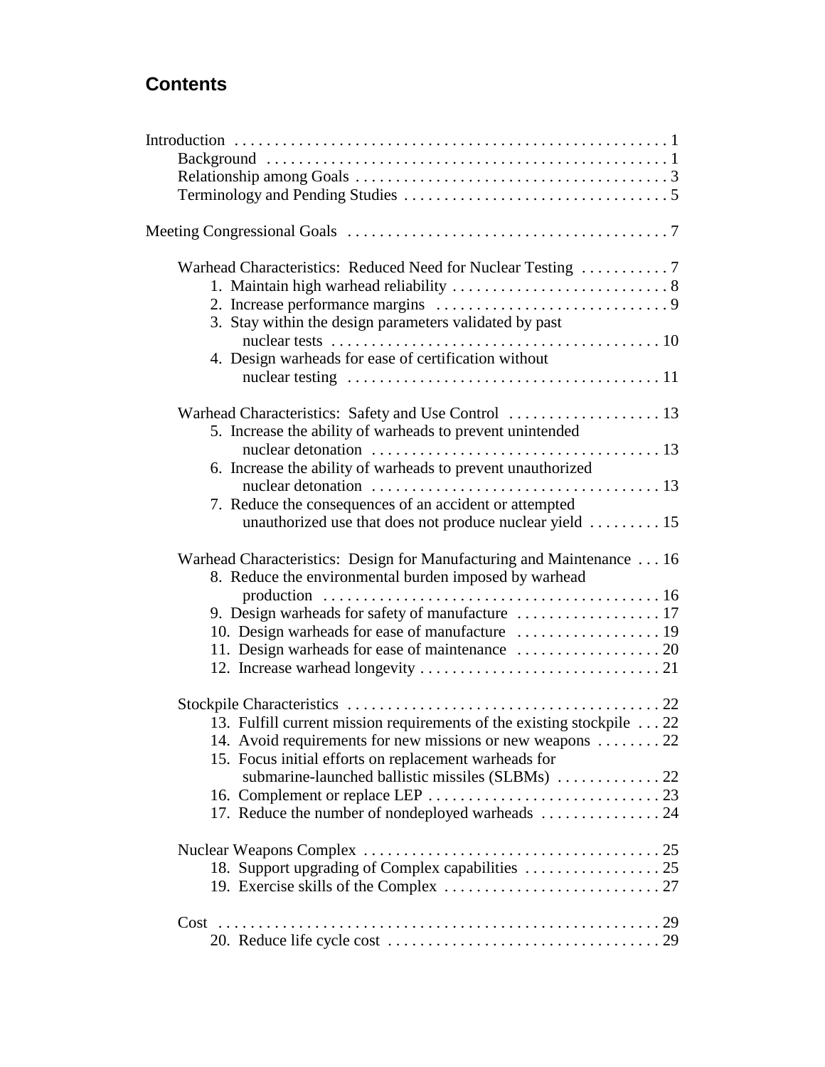## Contents

Introduction . . . . . . . . . . . . . . . . . . . . . . . . . . . . . . . . . . . . . . . . . . . . . . . . . . . . 1
- Background . . . . . . . . . . . . . . . . . . . . . . . . . . . . . . . . . . . . . . . . . . . . . . . . . . 1
- Relationship among Goals . . . . . . . . . . . . . . . . . . . . . . . . . . . . . . . . . . . . . . . 3
- Terminology and Pending Studies . . . . . . . . . . . . . . . . . . . . . . . . . . . . . . . . . 5

Meeting Congressional Goals . . . . . . . . . . . . . . . . . . . . . . . . . . . . . . . . . . . . . . . 7

- Warhead Characteristics: Reduced Need for Nuclear Testing . . . . . . . . . . . 7
  - 1. Maintain high warhead reliability . . . . . . . . . . . . . . . . . . . . . . . . . . . 8
  - 2. Increase performance margins . . . . . . . . . . . . . . . . . . . . . . . . . . . . . 9
  - 3. Stay within the design parameters validated by past nuclear tests . . . . . . . . . . . . . . . . . . . . . . . . . . . . . . . . . . . . . . . . 10
  - 4. Design warheads for ease of certification without nuclear testing . . . . . . . . . . . . . . . . . . . . . . . . . . . . . . . . . . . . . . 11

- Warhead Characteristics: Safety and Use Control . . . . . . . . . . . . . . . . . . . 13
  - 5. Increase the ability of warheads to prevent unintended nuclear detonation . . . . . . . . . . . . . . . . . . . . . . . . . . . . . . . . . . . 13
  - 6. Increase the ability of warheads to prevent unauthorized nuclear detonation . . . . . . . . . . . . . . . . . . . . . . . . . . . . . . . . . . . 13
  - 7. Reduce the consequences of an accident or attempted unauthorized use that does not produce nuclear yield . . . . . . . . . 15

- Warhead Characteristics: Design for Manufacturing and Maintenance . . . 16
  - 8. Reduce the environmental burden imposed by warhead production . . . . . . . . . . . . . . . . . . . . . . . . . . . . . . . . . . . . . . . . . 16
  - 9. Design warheads for safety of manufacture . . . . . . . . . . . . . . . . . . 17
  - 10. Design warheads for ease of manufacture . . . . . . . . . . . . . . . . . . 19
  - 11. Design warheads for ease of maintenance . . . . . . . . . . . . . . . . . . 20
  - 12. Increase warhead longevity . . . . . . . . . . . . . . . . . . . . . . . . . . . . . . 21

- Stockpile Characteristics . . . . . . . . . . . . . . . . . . . . . . . . . . . . . . . . . . . . . . . 22
  - 13. Fulfill current mission requirements of the existing stockpile . . . 22
  - 14. Avoid requirements for new missions or new weapons . . . . . . . . 22
  - 15. Focus initial efforts on replacement warheads for submarine-launched ballistic missiles (SLBMs) . . . . . . . . . . . . . 22
  - 16. Complement or replace LEP . . . . . . . . . . . . . . . . . . . . . . . . . . . . . 23
  - 17. Reduce the number of nondeployed warheads . . . . . . . . . . . . . . . 24

- Nuclear Weapons Complex . . . . . . . . . . . . . . . . . . . . . . . . . . . . . . . . . . . . . 25
  - 18. Support upgrading of Complex capabilities . . . . . . . . . . . . . . . . . 25
  - 19. Exercise skills of the Complex . . . . . . . . . . . . . . . . . . . . . . . . . . . 27

- Cost . . . . . . . . . . . . . . . . . . . . . . . . . . . . . . . . . . . . . . . . . . . . . . . . . . . . . . . 29
  - 20. Reduce life cycle cost . . . . . . . . . . . . . . . . . . . . . . . . . . . . . . . . . 29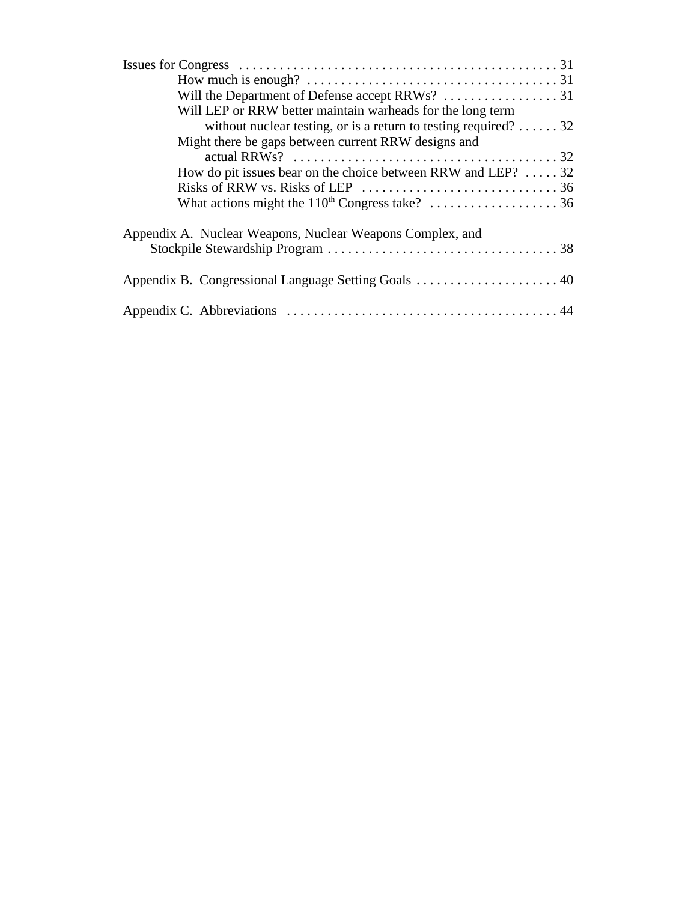Issues for Congress . . . . . . . . . . . . . . . . . . . . . . . . . . . . . . . . . . . . . . . . . . . . . . . 31

- How much is enough? . . . . . . . . . . . . . . . . . . . . . . . . . . . . . . . . . . . . . 31
- Will the Department of Defense accept RRWs? . . . . . . . . . . . . . . . . . 31
- Will LEP or RRW better maintain warheads for the long term without nuclear testing, or is a return to testing required? . . . . . . 32
- Might there be gaps between current RRW designs and actual RRWs? . . . . . . . . . . . . . . . . . . . . . . . . . . . . . . . . . . . . . . . 32
- How do pit issues bear on the choice between RRW and LEP? . . . . . 32
- Risks of RRW vs. Risks of LEP . . . . . . . . . . . . . . . . . . . . . . . . . . . . . 36
- What actions might the 110th Congress take? . . . . . . . . . . . . . . . . . . . 36

Appendix A. Nuclear Weapons, Nuclear Weapons Complex, and Stockpile Stewardship Program . . . . . . . . . . . . . . . . . . . . . . . . . . . . . . . . . . 38

Appendix B. Congressional Language Setting Goals . . . . . . . . . . . . . . . . . . . . . 40

Appendix C. Abbreviations . . . . . . . . . . . . . . . . . . . . . . . . . . . . . . . . . . . . . . . 44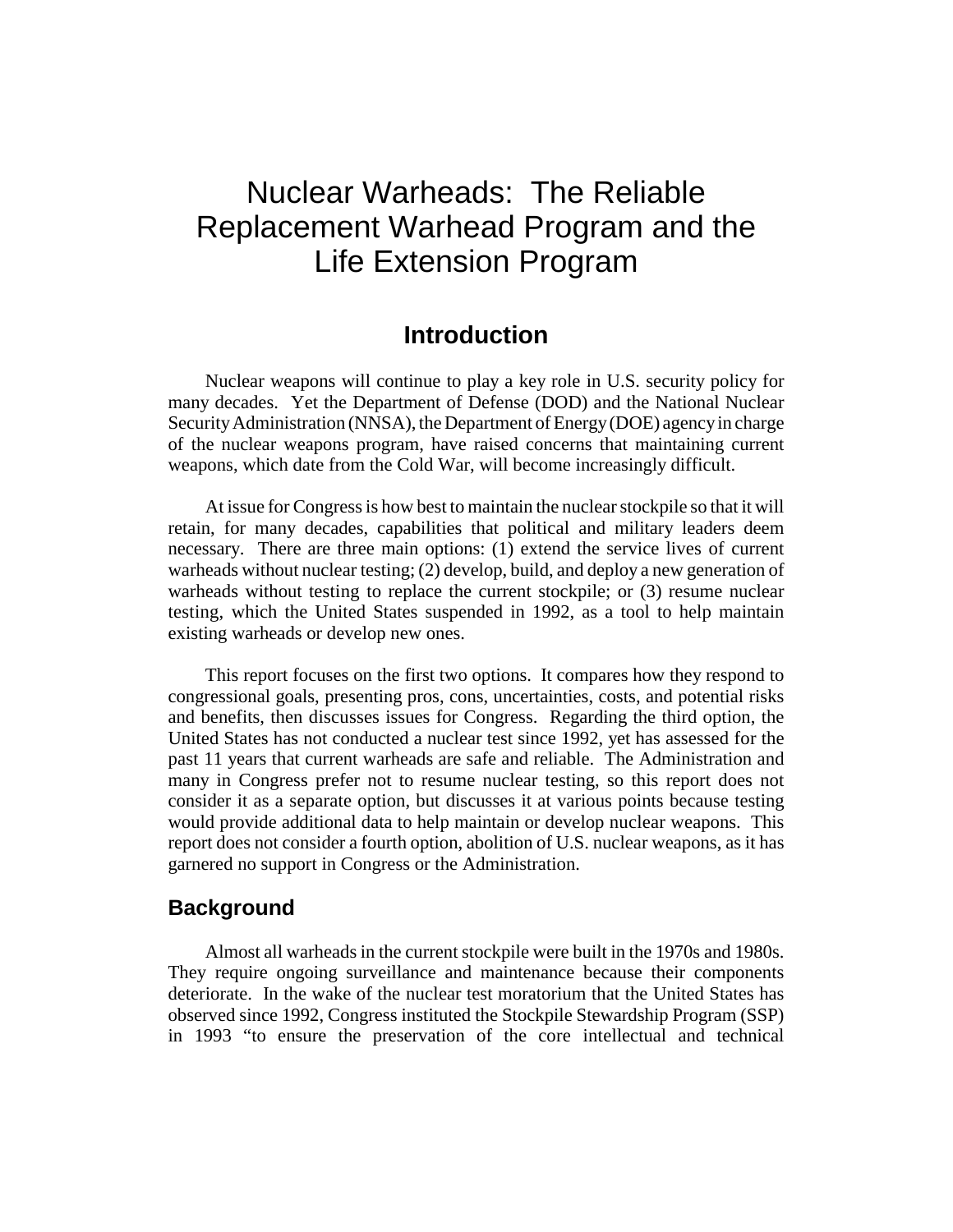# Nuclear Warheads: The Reliable Replacement Warhead Program and the Life Extension Program

## Introduction

Nuclear weapons will continue to play a key role in U.S. security policy for many decades. Yet the Department of Defense (DOD) and the National Nuclear Security Administration (NNSA), the Department of Energy (DOE) agency in charge of the nuclear weapons program, have raised concerns that maintaining current weapons, which date from the Cold War, will become increasingly difficult.

At issue for Congress is how best to maintain the nuclear stockpile so that it will retain, for many decades, capabilities that political and military leaders deem necessary. There are three main options: (1) extend the service lives of current warheads without nuclear testing; (2) develop, build, and deploy a new generation of warheads without testing to replace the current stockpile; or (3) resume nuclear testing, which the United States suspended in 1992, as a tool to help maintain existing warheads or develop new ones.

This report focuses on the first two options. It compares how they respond to congressional goals, presenting pros, cons, uncertainties, costs, and potential risks and benefits, then discusses issues for Congress. Regarding the third option, the United States has not conducted a nuclear test since 1992, yet has assessed for the past 11 years that current warheads are safe and reliable. The Administration and many in Congress prefer not to resume nuclear testing, so this report does not consider it as a separate option, but discusses it at various points because testing would provide additional data to help maintain or develop nuclear weapons. This report does not consider a fourth option, abolition of U.S. nuclear weapons, as it has garnered no support in Congress or the Administration.

### Background

Almost all warheads in the current stockpile were built in the 1970s and 1980s. They require ongoing surveillance and maintenance because their components deteriorate. In the wake of the nuclear test moratorium that the United States has observed since 1992, Congress instituted the Stockpile Stewardship Program (SSP) in 1993 "to ensure the preservation of the core intellectual and technical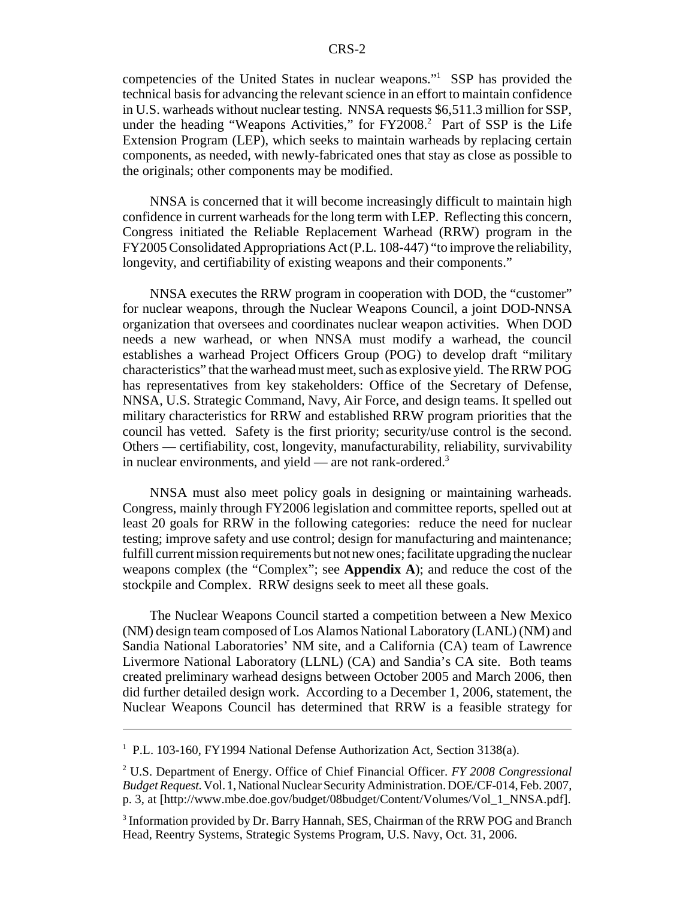competencies of the United States in nuclear weapons."[1] SSP has provided the technical basis for advancing the relevant science in an effort to maintain confidence in U.S. warheads without nuclear testing. NNSA requests $6,511.3 million for SSP, under the heading "Weapons Activities," for FY2008.[2] Part of SSP is the Life Extension Program (LEP), which seeks to maintain warheads by replacing certain components, as needed, with newly-fabricated ones that stay as close as possible to the originals; other components may be modified.

NNSA is concerned that it will become increasingly difficult to maintain high confidence in current warheads for the long term with LEP. Reflecting this concern, Congress initiated the Reliable Replacement Warhead (RRW) program in the FY2005 Consolidated Appropriations Act (P.L. 108-447) "to improve the reliability, longevity, and certifiability of existing weapons and their components."

NNSA executes the RRW program in cooperation with DOD, the "customer" for nuclear weapons, through the Nuclear Weapons Council, a joint DOD-NNSA organization that oversees and coordinates nuclear weapon activities. When DOD needs a new warhead, or when NNSA must modify a warhead, the council establishes a warhead Project Officers Group (POG) to develop draft "military characteristics" that the warhead must meet, such as explosive yield. The RRW POG has representatives from key stakeholders: Office of the Secretary of Defense, NNSA, U.S. Strategic Command, Navy, Air Force, and design teams. It spelled out military characteristics for RRW and established RRW program priorities that the council has vetted. Safety is the first priority; security/use control is the second. Others — certifiability, cost, longevity, manufacturability, reliability, survivability in nuclear environments, and yield — are not rank-ordered.[3]

NNSA must also meet policy goals in designing or maintaining warheads. Congress, mainly through FY2006 legislation and committee reports, spelled out at least 20 goals for RRW in the following categories: reduce the need for nuclear testing; improve safety and use control; design for manufacturing and maintenance; fulfill current mission requirements but not new ones; facilitate upgrading the nuclear weapons complex (the "Complex"; see **Appendix A**); and reduce the cost of the stockpile and Complex. RRW designs seek to meet all these goals.

The Nuclear Weapons Council started a competition between a New Mexico (NM) design team composed of Los Alamos National Laboratory (LANL) (NM) and Sandia National Laboratories' NM site, and a California (CA) team of Lawrence Livermore National Laboratory (LLNL) (CA) and Sandia's CA site. Both teams created preliminary warhead designs between October 2005 and March 2006, then did further detailed design work. According to a December 1, 2006, statement, the Nuclear Weapons Council has determined that RRW is a feasible strategy for

---

[1] P.L. 103-160, FY1994 National Defense Authorization Act, Section 3138(a).

[2] U.S. Department of Energy. Office of Chief Financial Officer. *FY 2008 Congressional Budget Request.* Vol. 1, National Nuclear Security Administration. DOE/CF-014, Feb. 2007, p. 3, at [http://www.mbe.doe.gov/budget/08budget/Content/Volumes/Vol_1_NNSA.pdf].

[3] Information provided by Dr. Barry Hannah, SES, Chairman of the RRW POG and Branch Head, Reentry Systems, Strategic Systems Program, U.S. Navy, Oct. 31, 2006.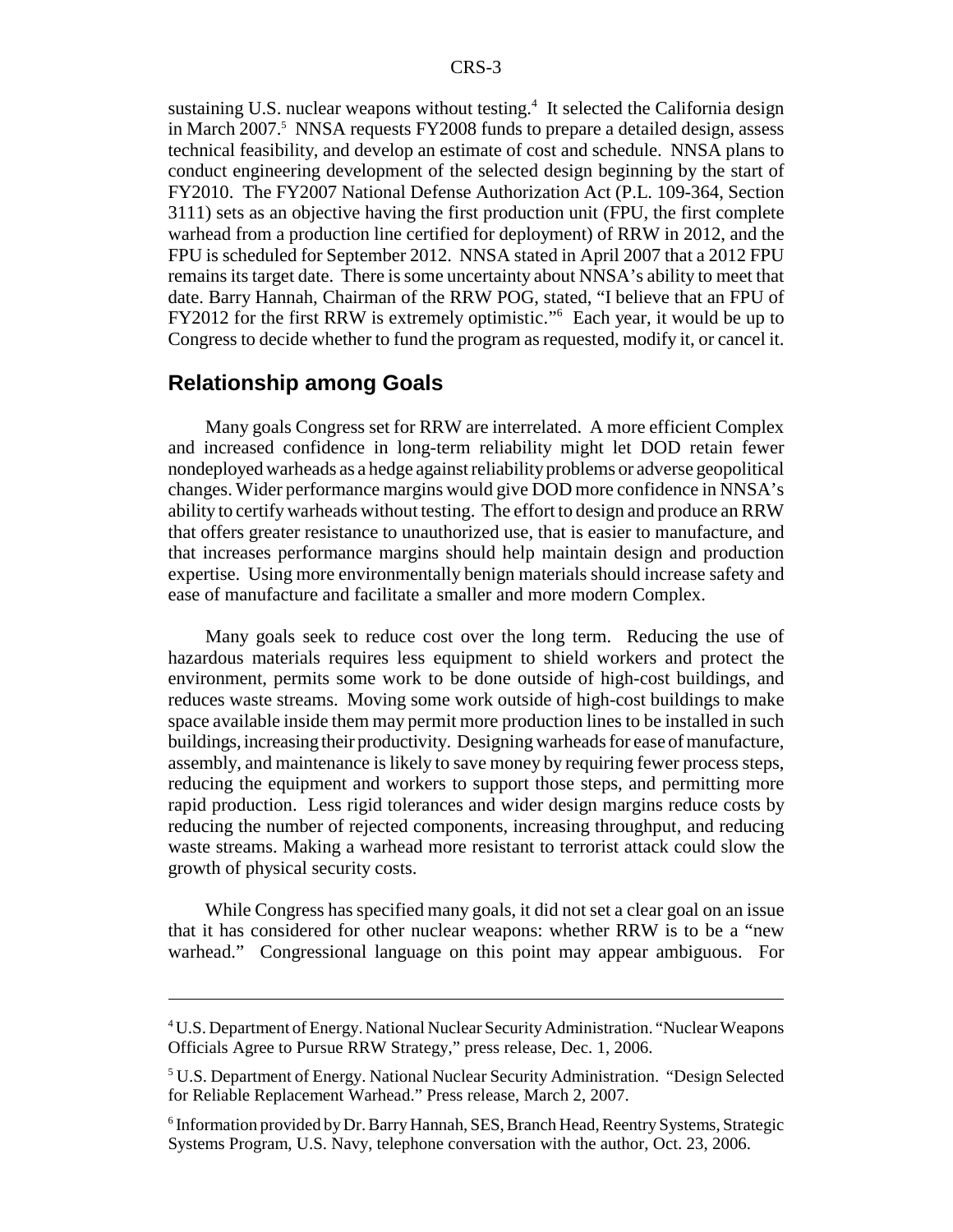sustaining U.S. nuclear weapons without testing.[4] It selected the California design in March 2007.[5] NNSA requests FY2008 funds to prepare a detailed design, assess technical feasibility, and develop an estimate of cost and schedule. NNSA plans to conduct engineering development of the selected design beginning by the start of FY2010. The FY2007 National Defense Authorization Act (P.L. 109-364, Section 3111) sets as an objective having the first production unit (FPU, the first complete warhead from a production line certified for deployment) of RRW in 2012, and the FPU is scheduled for September 2012. NNSA stated in April 2007 that a 2012 FPU remains its target date. There is some uncertainty about NNSA's ability to meet that date. Barry Hannah, Chairman of the RRW POG, stated, "I believe that an FPU of FY2012 for the first RRW is extremely optimistic."[6] Each year, it would be up to Congress to decide whether to fund the program as requested, modify it, or cancel it.

## Relationship among Goals

Many goals Congress set for RRW are interrelated. A more efficient Complex and increased confidence in long-term reliability might let DOD retain fewer nondeployed warheads as a hedge against reliability problems or adverse geopolitical changes. Wider performance margins would give DOD more confidence in NNSA's ability to certify warheads without testing. The effort to design and produce an RRW that offers greater resistance to unauthorized use, that is easier to manufacture, and that increases performance margins should help maintain design and production expertise. Using more environmentally benign materials should increase safety and ease of manufacture and facilitate a smaller and more modern Complex.

Many goals seek to reduce cost over the long term. Reducing the use of hazardous materials requires less equipment to shield workers and protect the environment, permits some work to be done outside of high-cost buildings, and reduces waste streams. Moving some work outside of high-cost buildings to make space available inside them may permit more production lines to be installed in such buildings, increasing their productivity. Designing warheads for ease of manufacture, assembly, and maintenance is likely to save money by requiring fewer process steps, reducing the equipment and workers to support those steps, and permitting more rapid production. Less rigid tolerances and wider design margins reduce costs by reducing the number of rejected components, increasing throughput, and reducing waste streams. Making a warhead more resistant to terrorist attack could slow the growth of physical security costs.

While Congress has specified many goals, it did not set a clear goal on an issue that it has considered for other nuclear weapons: whether RRW is to be a "new warhead." Congressional language on this point may appear ambiguous. For

---

[4] U.S. Department of Energy. National Nuclear Security Administration. "Nuclear Weapons Officials Agree to Pursue RRW Strategy," press release, Dec. 1, 2006.

[5] U.S. Department of Energy. National Nuclear Security Administration. "Design Selected for Reliable Replacement Warhead." Press release, March 2, 2007.

[6] Information provided by Dr. Barry Hannah, SES, Branch Head, Reentry Systems, Strategic Systems Program, U.S. Navy, telephone conversation with the author, Oct. 23, 2006.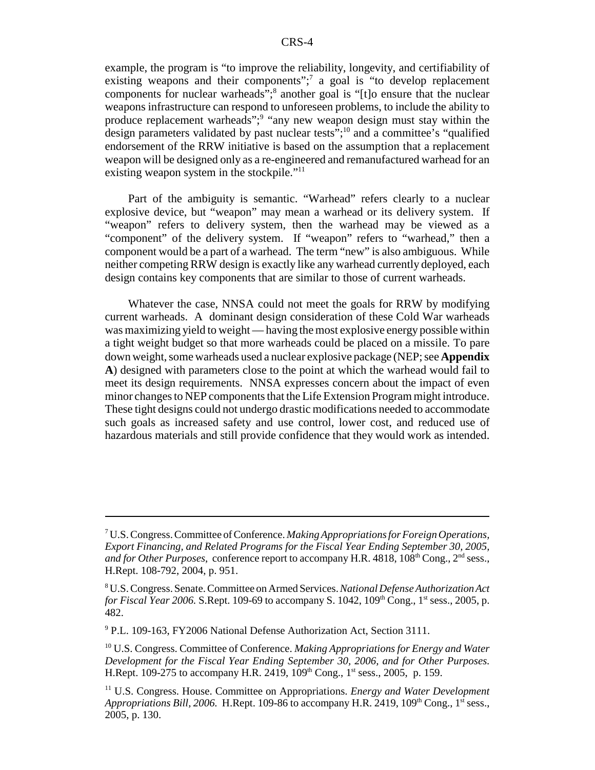example, the program is "to improve the reliability, longevity, and certifiability of existing weapons and their components";[7] a goal is "to develop replacement components for nuclear warheads";[8] another goal is "[t]o ensure that the nuclear weapons infrastructure can respond to unforeseen problems, to include the ability to produce replacement warheads";[9] "any new weapon design must stay within the design parameters validated by past nuclear tests";[10] and a committee's "qualified endorsement of the RRW initiative is based on the assumption that a replacement weapon will be designed only as a re-engineered and remanufactured warhead for an existing weapon system in the stockpile."[11]

Part of the ambiguity is semantic. "Warhead" refers clearly to a nuclear explosive device, but "weapon" may mean a warhead or its delivery system. If "weapon" refers to delivery system, then the warhead may be viewed as a "component" of the delivery system. If "weapon" refers to "warhead," then a component would be a part of a warhead. The term "new" is also ambiguous. While neither competing RRW design is exactly like any warhead currently deployed, each design contains key components that are similar to those of current warheads.

Whatever the case, NNSA could not meet the goals for RRW by modifying current warheads. A dominant design consideration of these Cold War warheads was maximizing yield to weight — having the most explosive energy possible within a tight weight budget so that more warheads could be placed on a missile. To pare down weight, some warheads used a nuclear explosive package (NEP; see **Appendix A**) designed with parameters close to the point at which the warhead would fail to meet its design requirements. NNSA expresses concern about the impact of even minor changes to NEP components that the Life Extension Program might introduce. These tight designs could not undergo drastic modifications needed to accommodate such goals as increased safety and use control, lower cost, and reduced use of hazardous materials and still provide confidence that they would work as intended.

---

[7] U.S. Congress. Committee of Conference. *Making Appropriations for Foreign Operations, Export Financing, and Related Programs for the Fiscal Year Ending September 30, 2005, and for Other Purposes*, conference report to accompany H.R. 4818, 108th Cong., 2nd sess., H.Rept. 108-792, 2004, p. 951.

[8] U.S. Congress. Senate. Committee on Armed Services. *National Defense Authorization Act for Fiscal Year 2006.* S.Rept. 109-69 to accompany S. 1042, 109th Cong., 1st sess., 2005, p. 482.

[9] P.L. 109-163, FY2006 National Defense Authorization Act, Section 3111.

[10] U.S. Congress. Committee of Conference. *Making Appropriations for Energy and Water Development for the Fiscal Year Ending September 30, 2006, and for Other Purposes.* H.Rept. 109-275 to accompany H.R. 2419, 109th Cong., 1st sess., 2005, p. 159.

[11] U.S. Congress. House. Committee on Appropriations. *Energy and Water Development Appropriations Bill, 2006.* H.Rept. 109-86 to accompany H.R. 2419, 109th Cong., 1st sess., 2005, p. 130.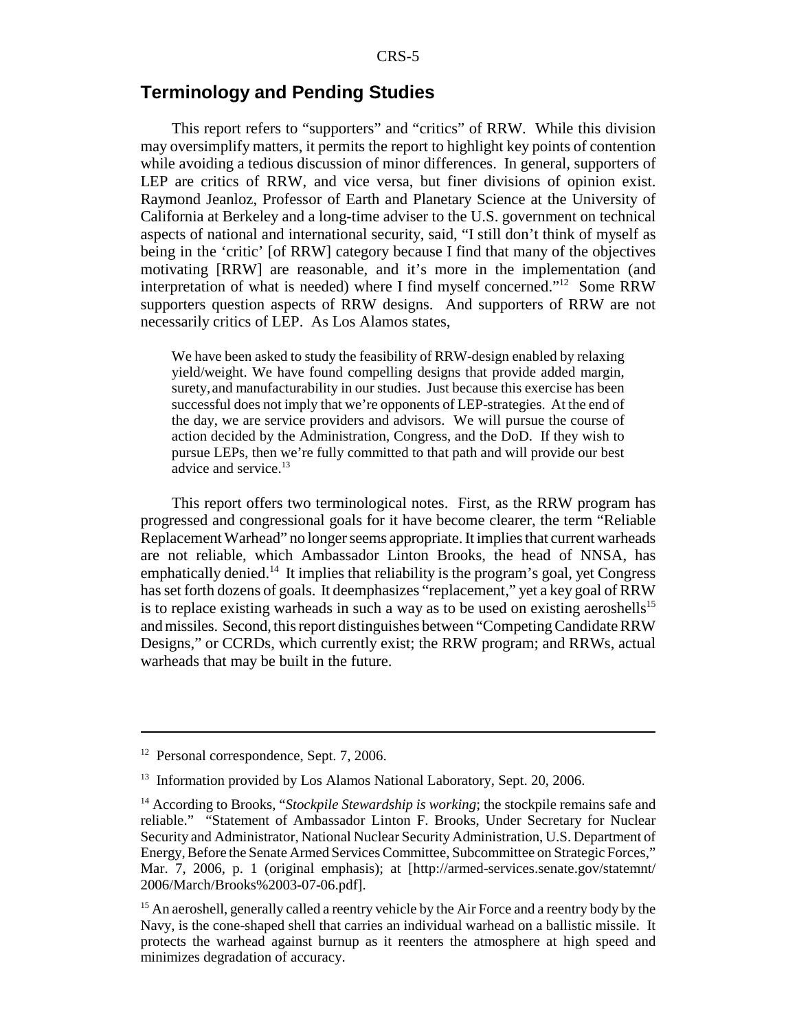## Terminology and Pending Studies

This report refers to "supporters" and "critics" of RRW. While this division may oversimplify matters, it permits the report to highlight key points of contention while avoiding a tedious discussion of minor differences. In general, supporters of LEP are critics of RRW, and vice versa, but finer divisions of opinion exist. Raymond Jeanloz, Professor of Earth and Planetary Science at the University of California at Berkeley and a long-time adviser to the U.S. government on technical aspects of national and international security, said, "I still don't think of myself as being in the 'critic' [of RRW] category because I find that many of the objectives motivating [RRW] are reasonable, and it's more in the implementation (and interpretation of what is needed) where I find myself concerned."[12] Some RRW supporters question aspects of RRW designs. And supporters of RRW are not necessarily critics of LEP. As Los Alamos states,

> We have been asked to study the feasibility of RRW-design enabled by relaxing yield/weight. We have found compelling designs that provide added margin, surety, and manufacturability in our studies. Just because this exercise has been successful does not imply that we're opponents of LEP-strategies. At the end of the day, we are service providers and advisors. We will pursue the course of action decided by the Administration, Congress, and the DoD. If they wish to pursue LEPs, then we're fully committed to that path and will provide our best advice and service.[13]

This report offers two terminological notes. First, as the RRW program has progressed and congressional goals for it have become clearer, the term "Reliable Replacement Warhead" no longer seems appropriate. It implies that current warheads are not reliable, which Ambassador Linton Brooks, the head of NNSA, has emphatically denied.[14] It implies that reliability is the program's goal, yet Congress has set forth dozens of goals. It deemphasizes "replacement," yet a key goal of RRW is to replace existing warheads in such a way as to be used on existing aeroshells[15] and missiles. Second, this report distinguishes between "Competing Candidate RRW Designs," or CCRDs, which currently exist; the RRW program; and RRWs, actual warheads that may be built in the future.

---

[12] Personal correspondence, Sept. 7, 2006.

[13] Information provided by Los Alamos National Laboratory, Sept. 20, 2006.

[14] According to Brooks, "*Stockpile Stewardship is working*; the stockpile remains safe and reliable." "Statement of Ambassador Linton F. Brooks, Under Secretary for Nuclear Security and Administrator, National Nuclear Security Administration, U.S. Department of Energy, Before the Senate Armed Services Committee, Subcommittee on Strategic Forces," Mar. 7, 2006, p. 1 (original emphasis); at [http://armed-services.senate.gov/statemnt/2006/March/Brooks%2003-07-06.pdf].

[15] An aeroshell, generally called a reentry vehicle by the Air Force and a reentry body by the Navy, is the cone-shaped shell that carries an individual warhead on a ballistic missile. It protects the warhead against burnup as it reenters the atmosphere at high speed and minimizes degradation of accuracy.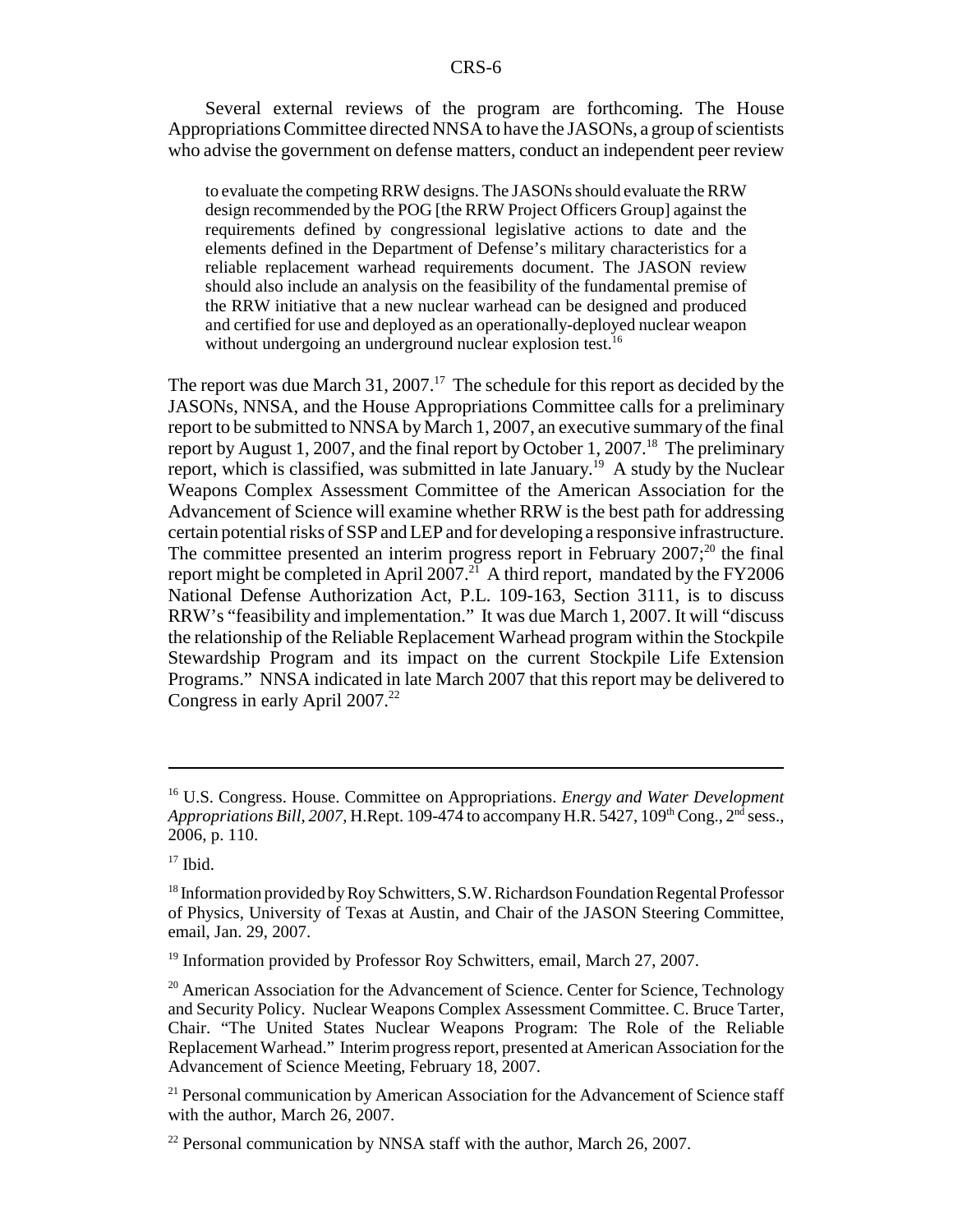Several external reviews of the program are forthcoming. The House Appropriations Committee directed NNSA to have the JASONs, a group of scientists who advise the government on defense matters, conduct an independent peer review

> to evaluate the competing RRW designs. The JASONs should evaluate the RRW design recommended by the POG [the RRW Project Officers Group] against the requirements defined by congressional legislative actions to date and the elements defined in the Department of Defense's military characteristics for a reliable replacement warhead requirements document. The JASON review should also include an analysis on the feasibility of the fundamental premise of the RRW initiative that a new nuclear warhead can be designed and produced and certified for use and deployed as an operationally-deployed nuclear weapon without undergoing an underground nuclear explosion test.[16]

The report was due March 31, 2007.[17] The schedule for this report as decided by the JASONs, NNSA, and the House Appropriations Committee calls for a preliminary report to be submitted to NNSA by March 1, 2007, an executive summary of the final report by August 1, 2007, and the final report by October 1, 2007.[18] The preliminary report, which is classified, was submitted in late January.[19] A study by the Nuclear Weapons Complex Assessment Committee of the American Association for the Advancement of Science will examine whether RRW is the best path for addressing certain potential risks of SSP and LEP and for developing a responsive infrastructure. The committee presented an interim progress report in February 2007;[20] the final report might be completed in April 2007.[21] A third report, mandated by the FY2006 National Defense Authorization Act, P.L. 109-163, Section 3111, is to discuss RRW's "feasibility and implementation." It was due March 1, 2007. It will "discuss the relationship of the Reliable Replacement Warhead program within the Stockpile Stewardship Program and its impact on the current Stockpile Life Extension Programs." NNSA indicated in late March 2007 that this report may be delivered to Congress in early April 2007.[22]

---

[16] U.S. Congress. House. Committee on Appropriations. *Energy and Water Development Appropriations Bill, 2007,* H.Rept. 109-474 to accompany H.R. 5427, 109th Cong., 2nd sess., 2006, p. 110.

[17] Ibid.

[18] Information provided by Roy Schwitters, S.W. Richardson Foundation Regental Professor of Physics, University of Texas at Austin, and Chair of the JASON Steering Committee, email, Jan. 29, 2007.

[19] Information provided by Professor Roy Schwitters, email, March 27, 2007.

[20] American Association for the Advancement of Science. Center for Science, Technology and Security Policy. Nuclear Weapons Complex Assessment Committee. C. Bruce Tarter, Chair. "The United States Nuclear Weapons Program: The Role of the Reliable Replacement Warhead." Interim progress report, presented at American Association for the Advancement of Science Meeting, February 18, 2007.

[21] Personal communication by American Association for the Advancement of Science staff with the author, March 26, 2007.

[22] Personal communication by NNSA staff with the author, March 26, 2007.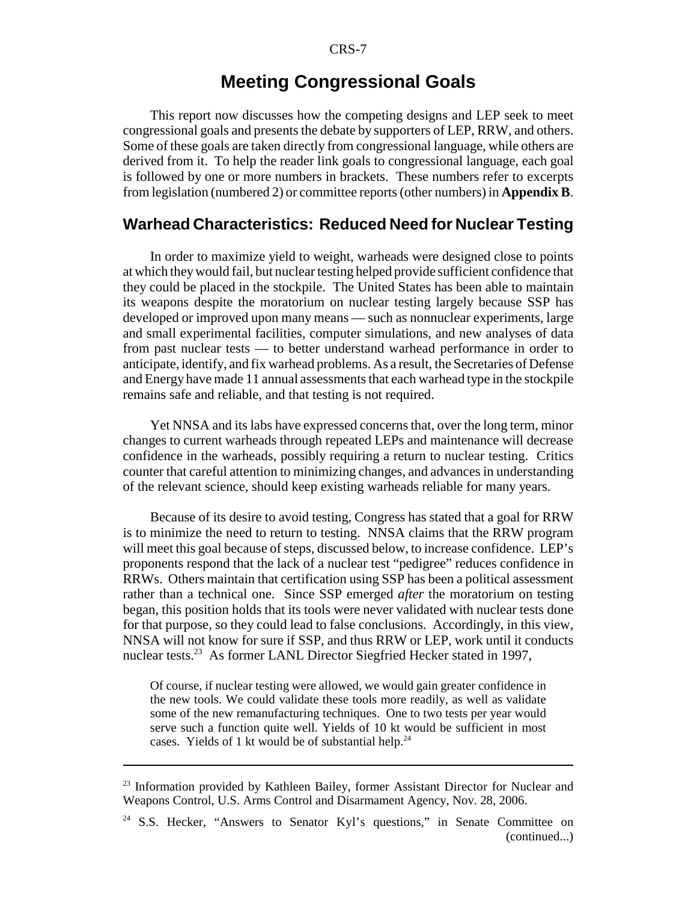# Meeting Congressional Goals

This report now discusses how the competing designs and LEP seek to meet congressional goals and presents the debate by supporters of LEP, RRW, and others. Some of these goals are taken directly from congressional language, while others are derived from it. To help the reader link goals to congressional language, each goal is followed by one or more numbers in brackets. These numbers refer to excerpts from legislation (numbered 2) or committee reports (other numbers) in **Appendix B**.

## Warhead Characteristics: Reduced Need for Nuclear Testing

In order to maximize yield to weight, warheads were designed close to points at which they would fail, but nuclear testing helped provide sufficient confidence that they could be placed in the stockpile. The United States has been able to maintain its weapons despite the moratorium on nuclear testing largely because SSP has developed or improved upon many means — such as nonnuclear experiments, large and small experimental facilities, computer simulations, and new analyses of data from past nuclear tests — to better understand warhead performance in order to anticipate, identify, and fix warhead problems. As a result, the Secretaries of Defense and Energy have made 11 annual assessments that each warhead type in the stockpile remains safe and reliable, and that testing is not required.

Yet NNSA and its labs have expressed concerns that, over the long term, minor changes to current warheads through repeated LEPs and maintenance will decrease confidence in the warheads, possibly requiring a return to nuclear testing. Critics counter that careful attention to minimizing changes, and advances in understanding of the relevant science, should keep existing warheads reliable for many years.

Because of its desire to avoid testing, Congress has stated that a goal for RRW is to minimize the need to return to testing. NNSA claims that the RRW program will meet this goal because of steps, discussed below, to increase confidence. LEP's proponents respond that the lack of a nuclear test "pedigree" reduces confidence in RRWs. Others maintain that certification using SSP has been a political assessment rather than a technical one. Since SSP emerged *after* the moratorium on testing began, this position holds that its tools were never validated with nuclear tests done for that purpose, so they could lead to false conclusions. Accordingly, in this view, NNSA will not know for sure if SSP, and thus RRW or LEP, work until it conducts nuclear tests.[23] As former LANL Director Siegfried Hecker stated in 1997,

> Of course, if nuclear testing were allowed, we would gain greater confidence in the new tools. We could validate these tools more readily, as well as validate some of the new remanufacturing techniques. One to two tests per year would serve such a function quite well. Yields of 10 kt would be sufficient in most cases. Yields of 1 kt would be of substantial help.[24]

---

[23] Information provided by Kathleen Bailey, former Assistant Director for Nuclear and Weapons Control, U.S. Arms Control and Disarmament Agency, Nov. 28, 2006.

[24] S.S. Hecker, "Answers to Senator Kyl's questions," in Senate Committee on (continued...)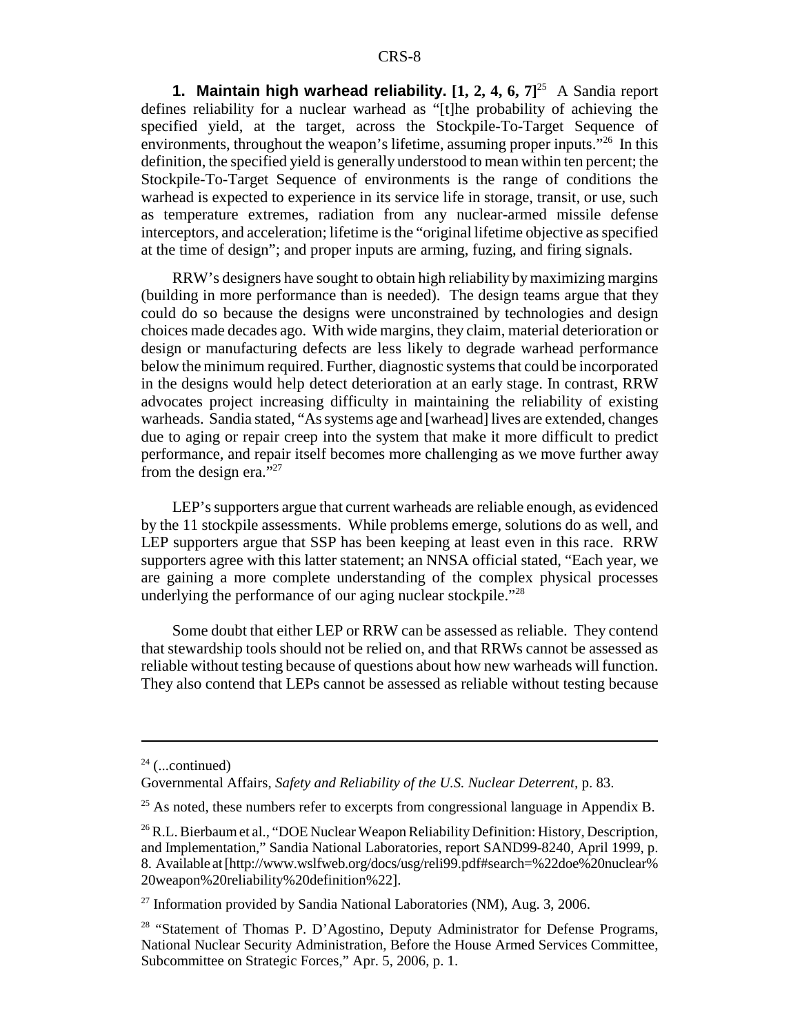**1. Maintain high warhead reliability. [1, 2, 4, 6, 7]**[25] A Sandia report defines reliability for a nuclear warhead as "[t]he probability of achieving the specified yield, at the target, across the Stockpile-To-Target Sequence of environments, throughout the weapon's lifetime, assuming proper inputs."[26] In this definition, the specified yield is generally understood to mean within ten percent; the Stockpile-To-Target Sequence of environments is the range of conditions the warhead is expected to experience in its service life in storage, transit, or use, such as temperature extremes, radiation from any nuclear-armed missile defense interceptors, and acceleration; lifetime is the "original lifetime objective as specified at the time of design"; and proper inputs are arming, fuzing, and firing signals.

RRW's designers have sought to obtain high reliability by maximizing margins (building in more performance than is needed). The design teams argue that they could do so because the designs were unconstrained by technologies and design choices made decades ago. With wide margins, they claim, material deterioration or design or manufacturing defects are less likely to degrade warhead performance below the minimum required. Further, diagnostic systems that could be incorporated in the designs would help detect deterioration at an early stage. In contrast, RRW advocates project increasing difficulty in maintaining the reliability of existing warheads. Sandia stated, "As systems age and [warhead] lives are extended, changes due to aging or repair creep into the system that make it more difficult to predict performance, and repair itself becomes more challenging as we move further away from the design era."[27]

LEP's supporters argue that current warheads are reliable enough, as evidenced by the 11 stockpile assessments. While problems emerge, solutions do as well, and LEP supporters argue that SSP has been keeping at least even in this race. RRW supporters agree with this latter statement; an NNSA official stated, "Each year, we are gaining a more complete understanding of the complex physical processes underlying the performance of our aging nuclear stockpile."[28]

Some doubt that either LEP or RRW can be assessed as reliable. They contend that stewardship tools should not be relied on, and that RRWs cannot be assessed as reliable without testing because of questions about how new warheads will function. They also contend that LEPs cannot be assessed as reliable without testing because

---

[24] (...continued)
Governmental Affairs, *Safety and Reliability of the U.S. Nuclear Deterrent*, p. 83.

[25] As noted, these numbers refer to excerpts from congressional language in Appendix B.

[26] R.L. Bierbaum et al., "DOE Nuclear Weapon Reliability Definition: History, Description, and Implementation," Sandia National Laboratories, report SAND99-8240, April 1999, p. 8. Available at [http://www.wslfweb.org/docs/usg/reli99.pdf#search=%22doe%20nuclear%20weapon%20reliability%20definition%22].

[27] Information provided by Sandia National Laboratories (NM), Aug. 3, 2006.

[28] "Statement of Thomas P. D'Agostino, Deputy Administrator for Defense Programs, National Nuclear Security Administration, Before the House Armed Services Committee, Subcommittee on Strategic Forces," Apr. 5, 2006, p. 1.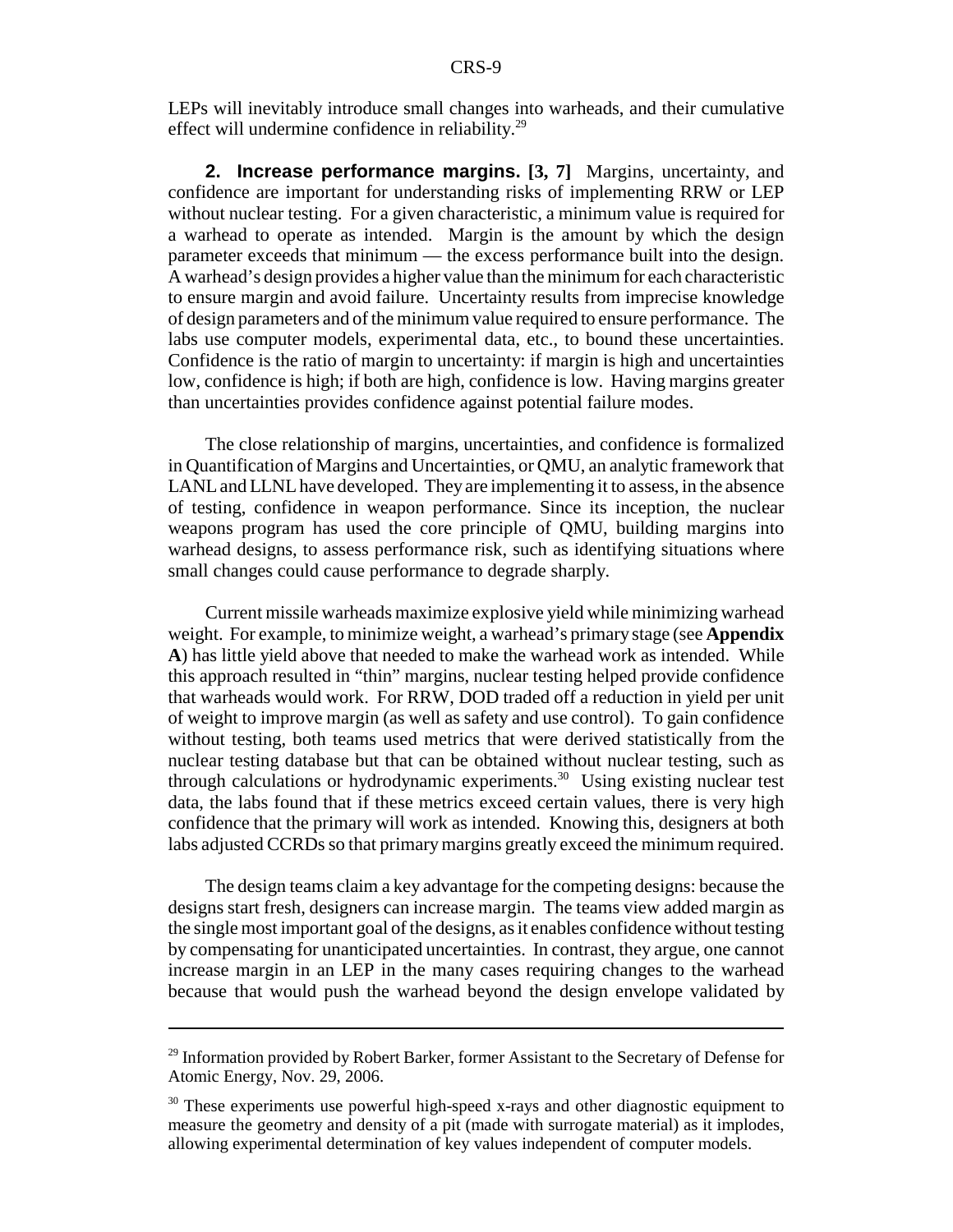LEPs will inevitably introduce small changes into warheads, and their cumulative effect will undermine confidence in reliability.[29]

**2. Increase performance margins. [3, 7]** Margins, uncertainty, and confidence are important for understanding risks of implementing RRW or LEP without nuclear testing. For a given characteristic, a minimum value is required for a warhead to operate as intended. Margin is the amount by which the design parameter exceeds that minimum — the excess performance built into the design. A warhead's design provides a higher value than the minimum for each characteristic to ensure margin and avoid failure. Uncertainty results from imprecise knowledge of design parameters and of the minimum value required to ensure performance. The labs use computer models, experimental data, etc., to bound these uncertainties. Confidence is the ratio of margin to uncertainty: if margin is high and uncertainties low, confidence is high; if both are high, confidence is low. Having margins greater than uncertainties provides confidence against potential failure modes.

The close relationship of margins, uncertainties, and confidence is formalized in Quantification of Margins and Uncertainties, or QMU, an analytic framework that LANL and LLNL have developed. They are implementing it to assess, in the absence of testing, confidence in weapon performance. Since its inception, the nuclear weapons program has used the core principle of QMU, building margins into warhead designs, to assess performance risk, such as identifying situations where small changes could cause performance to degrade sharply.

Current missile warheads maximize explosive yield while minimizing warhead weight. For example, to minimize weight, a warhead's primary stage (see **Appendix A**) has little yield above that needed to make the warhead work as intended. While this approach resulted in "thin" margins, nuclear testing helped provide confidence that warheads would work. For RRW, DOD traded off a reduction in yield per unit of weight to improve margin (as well as safety and use control). To gain confidence without testing, both teams used metrics that were derived statistically from the nuclear testing database but that can be obtained without nuclear testing, such as through calculations or hydrodynamic experiments.[30] Using existing nuclear test data, the labs found that if these metrics exceed certain values, there is very high confidence that the primary will work as intended. Knowing this, designers at both labs adjusted CCRDs so that primary margins greatly exceed the minimum required.

The design teams claim a key advantage for the competing designs: because the designs start fresh, designers can increase margin. The teams view added margin as the single most important goal of the designs, as it enables confidence without testing by compensating for unanticipated uncertainties. In contrast, they argue, one cannot increase margin in an LEP in the many cases requiring changes to the warhead because that would push the warhead beyond the design envelope validated by

---

[29] Information provided by Robert Barker, former Assistant to the Secretary of Defense for Atomic Energy, Nov. 29, 2006.

[30] These experiments use powerful high-speed x-rays and other diagnostic equipment to measure the geometry and density of a pit (made with surrogate material) as it implodes, allowing experimental determination of key values independent of computer models.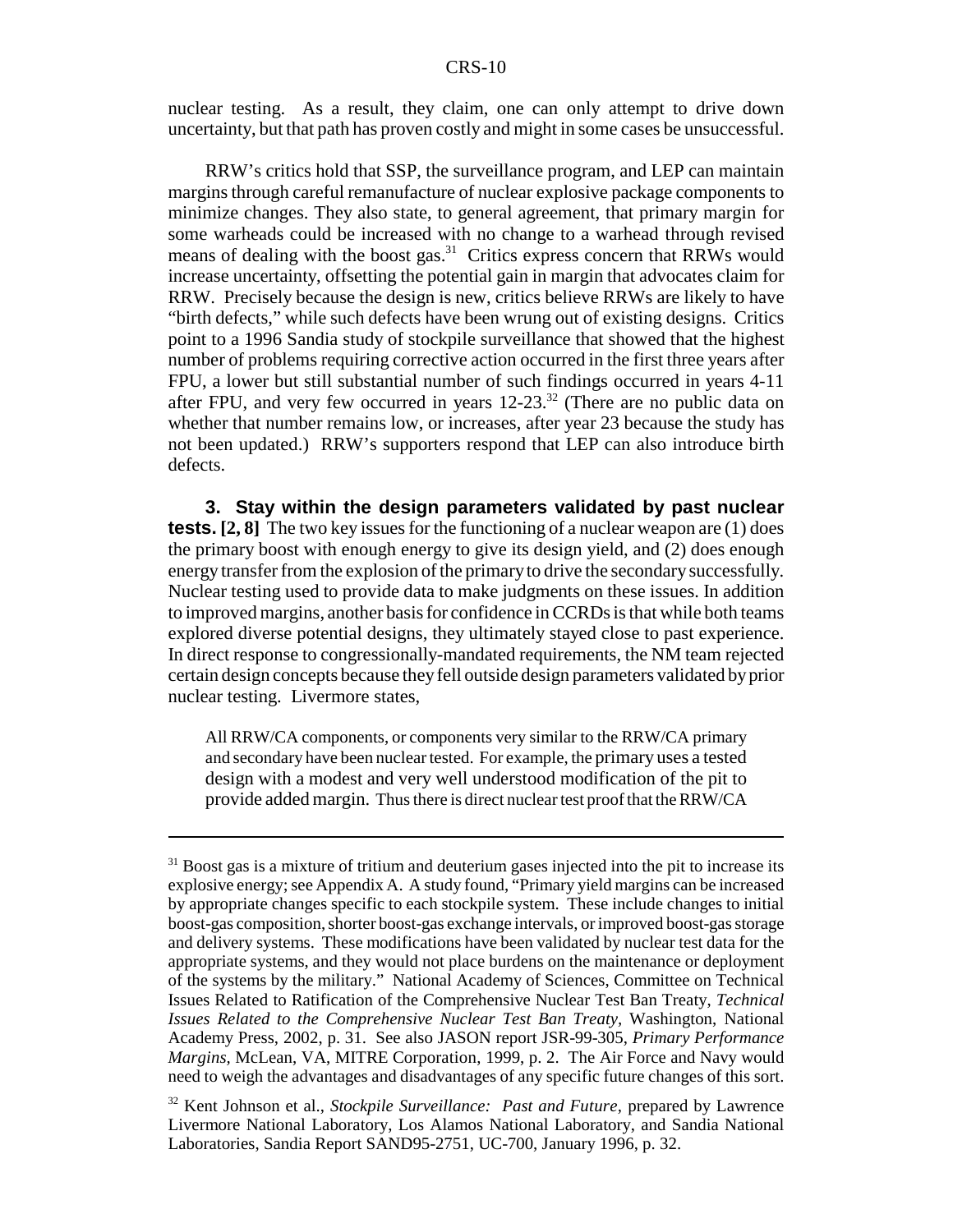nuclear testing. As a result, they claim, one can only attempt to drive down uncertainty, but that path has proven costly and might in some cases be unsuccessful.

RRW's critics hold that SSP, the surveillance program, and LEP can maintain margins through careful remanufacture of nuclear explosive package components to minimize changes. They also state, to general agreement, that primary margin for some warheads could be increased with no change to a warhead through revised means of dealing with the boost gas.[31] Critics express concern that RRWs would increase uncertainty, offsetting the potential gain in margin that advocates claim for RRW. Precisely because the design is new, critics believe RRWs are likely to have "birth defects," while such defects have been wrung out of existing designs. Critics point to a 1996 Sandia study of stockpile surveillance that showed that the highest number of problems requiring corrective action occurred in the first three years after FPU, a lower but still substantial number of such findings occurred in years 4-11 after FPU, and very few occurred in years 12-23.[32] (There are no public data on whether that number remains low, or increases, after year 23 because the study has not been updated.) RRW's supporters respond that LEP can also introduce birth defects.

**3. Stay within the design parameters validated by past nuclear tests. [2, 8]** The two key issues for the functioning of a nuclear weapon are (1) does the primary boost with enough energy to give its design yield, and (2) does enough energy transfer from the explosion of the primary to drive the secondary successfully. Nuclear testing used to provide data to make judgments on these issues. In addition to improved margins, another basis for confidence in CCRDs is that while both teams explored diverse potential designs, they ultimately stayed close to past experience. In direct response to congressionally-mandated requirements, the NM team rejected certain design concepts because they fell outside design parameters validated by prior nuclear testing. Livermore states,

> All RRW/CA components, or components very similar to the RRW/CA primary and secondary have been nuclear tested. For example, the primary uses a tested design with a modest and very well understood modification of the pit to provide added margin. Thus there is direct nuclear test proof that the RRW/CA

---

[31] Boost gas is a mixture of tritium and deuterium gases injected into the pit to increase its explosive energy; see Appendix A. A study found, "Primary yield margins can be increased by appropriate changes specific to each stockpile system. These include changes to initial boost-gas composition, shorter boost-gas exchange intervals, or improved boost-gas storage and delivery systems. These modifications have been validated by nuclear test data for the appropriate systems, and they would not place burdens on the maintenance or deployment of the systems by the military." National Academy of Sciences, Committee on Technical Issues Related to Ratification of the Comprehensive Nuclear Test Ban Treaty, *Technical Issues Related to the Comprehensive Nuclear Test Ban Treaty*, Washington, National Academy Press, 2002, p. 31. See also JASON report JSR-99-305, *Primary Performance Margins*, McLean, VA, MITRE Corporation, 1999, p. 2. The Air Force and Navy would need to weigh the advantages and disadvantages of any specific future changes of this sort.

[32] Kent Johnson et al., *Stockpile Surveillance: Past and Future*, prepared by Lawrence Livermore National Laboratory, Los Alamos National Laboratory, and Sandia National Laboratories, Sandia Report SAND95-2751, UC-700, January 1996, p. 32.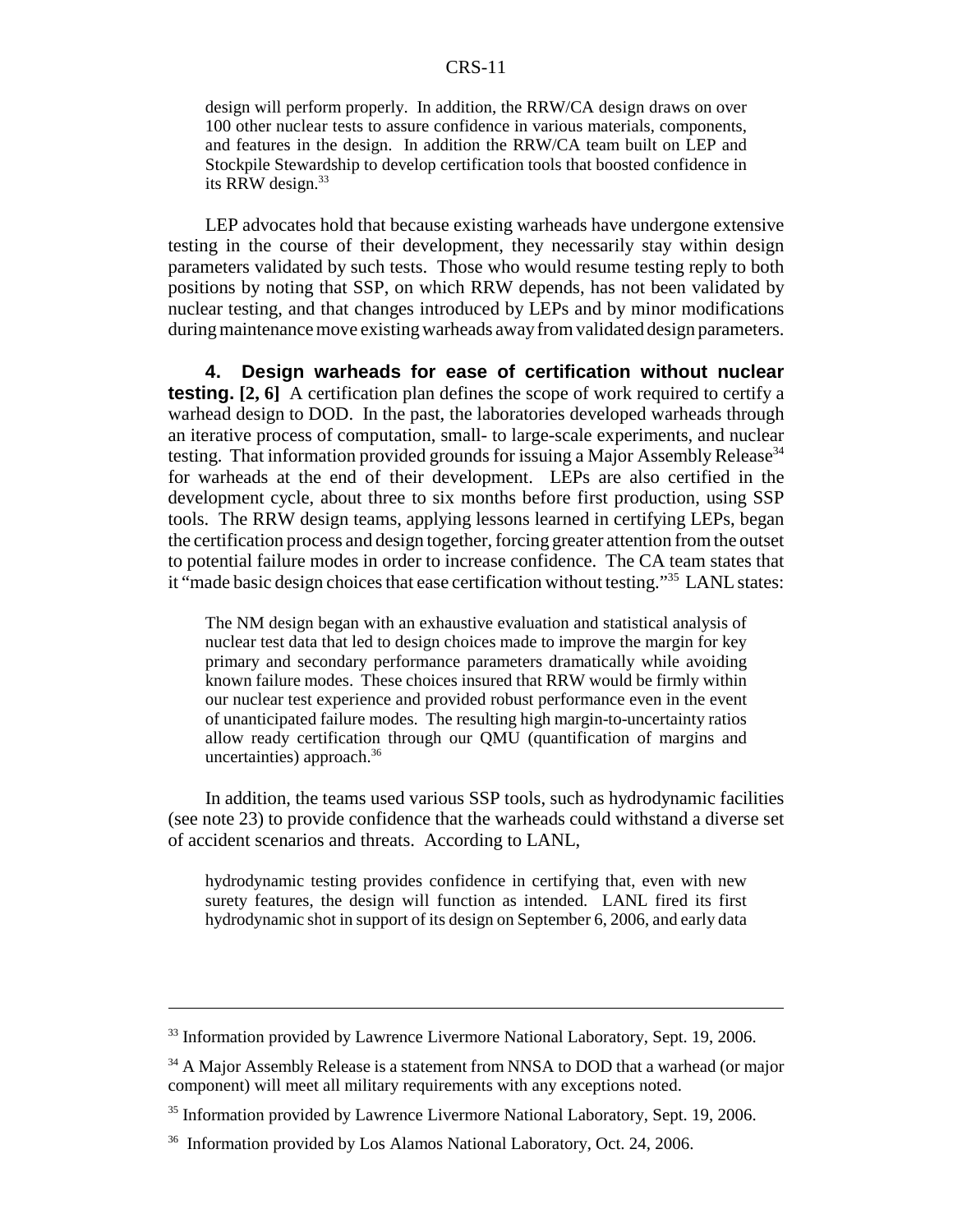design will perform properly. In addition, the RRW/CA design draws on over 100 other nuclear tests to assure confidence in various materials, components, and features in the design. In addition the RRW/CA team built on LEP and Stockpile Stewardship to develop certification tools that boosted confidence in its RRW design.[33]

LEP advocates hold that because existing warheads have undergone extensive testing in the course of their development, they necessarily stay within design parameters validated by such tests. Those who would resume testing reply to both positions by noting that SSP, on which RRW depends, has not been validated by nuclear testing, and that changes introduced by LEPs and by minor modifications during maintenance move existing warheads away from validated design parameters.

**4. Design warheads for ease of certification without nuclear testing. [2, 6]** A certification plan defines the scope of work required to certify a warhead design to DOD. In the past, the laboratories developed warheads through an iterative process of computation, small- to large-scale experiments, and nuclear testing. That information provided grounds for issuing a Major Assembly Release[34] for warheads at the end of their development. LEPs are also certified in the development cycle, about three to six months before first production, using SSP tools. The RRW design teams, applying lessons learned in certifying LEPs, began the certification process and design together, forcing greater attention from the outset to potential failure modes in order to increase confidence. The CA team states that it "made basic design choices that ease certification without testing."[35] LANL states:

> The NM design began with an exhaustive evaluation and statistical analysis of nuclear test data that led to design choices made to improve the margin for key primary and secondary performance parameters dramatically while avoiding known failure modes. These choices insured that RRW would be firmly within our nuclear test experience and provided robust performance even in the event of unanticipated failure modes. The resulting high margin-to-uncertainty ratios allow ready certification through our QMU (quantification of margins and uncertainties) approach.[36]

In addition, the teams used various SSP tools, such as hydrodynamic facilities (see note 23) to provide confidence that the warheads could withstand a diverse set of accident scenarios and threats. According to LANL,

> hydrodynamic testing provides confidence in certifying that, even with new surety features, the design will function as intended. LANL fired its first hydrodynamic shot in support of its design on September 6, 2006, and early data

---

[33] Information provided by Lawrence Livermore National Laboratory, Sept. 19, 2006.

[34] A Major Assembly Release is a statement from NNSA to DOD that a warhead (or major component) will meet all military requirements with any exceptions noted.

[35] Information provided by Lawrence Livermore National Laboratory, Sept. 19, 2006.

[36] Information provided by Los Alamos National Laboratory, Oct. 24, 2006.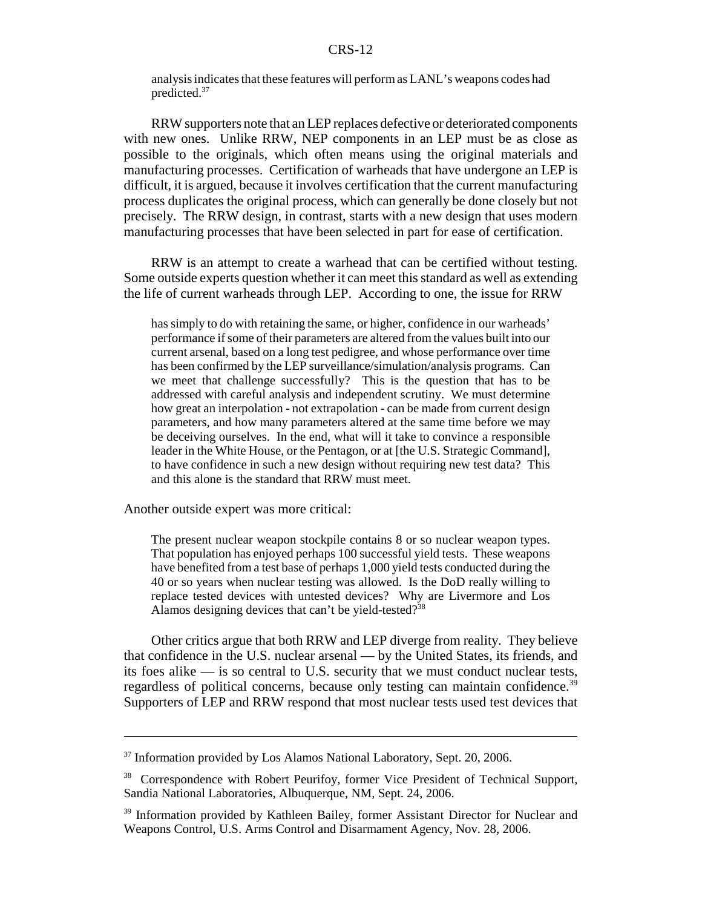analysis indicates that these features will perform as LANL's weapons codes had predicted.[37]

RRW supporters note that an LEP replaces defective or deteriorated components with new ones. Unlike RRW, NEP components in an LEP must be as close as possible to the originals, which often means using the original materials and manufacturing processes. Certification of warheads that have undergone an LEP is difficult, it is argued, because it involves certification that the current manufacturing process duplicates the original process, which can generally be done closely but not precisely. The RRW design, in contrast, starts with a new design that uses modern manufacturing processes that have been selected in part for ease of certification.

RRW is an attempt to create a warhead that can be certified without testing. Some outside experts question whether it can meet this standard as well as extending the life of current warheads through LEP. According to one, the issue for RRW

> has simply to do with retaining the same, or higher, confidence in our warheads' performance if some of their parameters are altered from the values built into our current arsenal, based on a long test pedigree, and whose performance over time has been confirmed by the LEP surveillance/simulation/analysis programs. Can we meet that challenge successfully? This is the question that has to be addressed with careful analysis and independent scrutiny. We must determine how great an interpolation - not extrapolation - can be made from current design parameters, and how many parameters altered at the same time before we may be deceiving ourselves. In the end, what will it take to convince a responsible leader in the White House, or the Pentagon, or at [the U.S. Strategic Command], to have confidence in such a new design without requiring new test data? This and this alone is the standard that RRW must meet.

Another outside expert was more critical:

> The present nuclear weapon stockpile contains 8 or so nuclear weapon types. That population has enjoyed perhaps 100 successful yield tests. These weapons have benefited from a test base of perhaps 1,000 yield tests conducted during the 40 or so years when nuclear testing was allowed. Is the DoD really willing to replace tested devices with untested devices? Why are Livermore and Los Alamos designing devices that can't be yield-tested?[38]

Other critics argue that both RRW and LEP diverge from reality. They believe that confidence in the U.S. nuclear arsenal — by the United States, its friends, and its foes alike — is so central to U.S. security that we must conduct nuclear tests, regardless of political concerns, because only testing can maintain confidence.[39] Supporters of LEP and RRW respond that most nuclear tests used test devices that

---

[37] Information provided by Los Alamos National Laboratory, Sept. 20, 2006.

[38] Correspondence with Robert Peurifoy, former Vice President of Technical Support, Sandia National Laboratories, Albuquerque, NM, Sept. 24, 2006.

[39] Information provided by Kathleen Bailey, former Assistant Director for Nuclear and Weapons Control, U.S. Arms Control and Disarmament Agency, Nov. 28, 2006.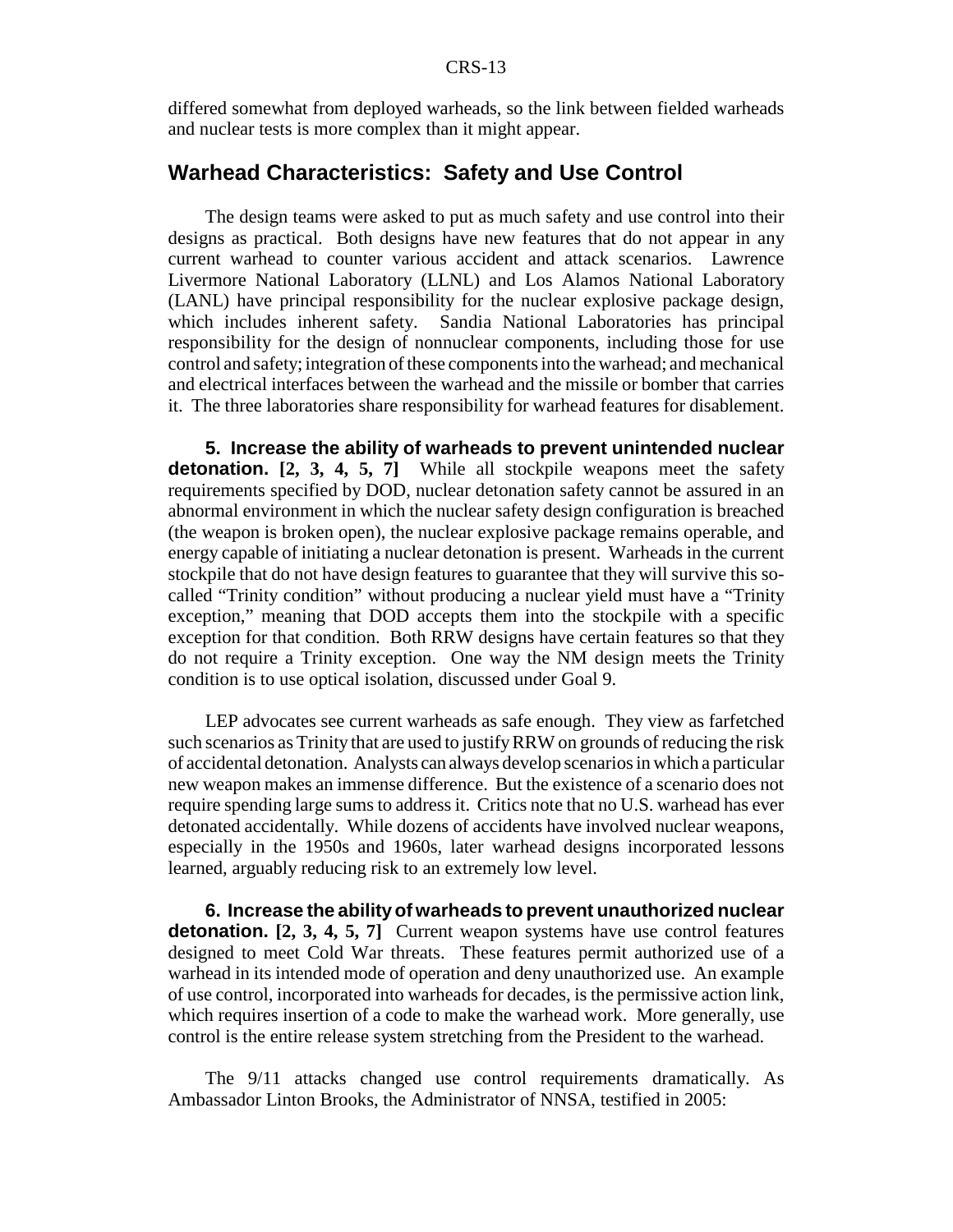differed somewhat from deployed warheads, so the link between fielded warheads and nuclear tests is more complex than it might appear.

## Warhead Characteristics: Safety and Use Control

The design teams were asked to put as much safety and use control into their designs as practical. Both designs have new features that do not appear in any current warhead to counter various accident and attack scenarios. Lawrence Livermore National Laboratory (LLNL) and Los Alamos National Laboratory (LANL) have principal responsibility for the nuclear explosive package design, which includes inherent safety. Sandia National Laboratories has principal responsibility for the design of nonnuclear components, including those for use control and safety; integration of these components into the warhead; and mechanical and electrical interfaces between the warhead and the missile or bomber that carries it. The three laboratories share responsibility for warhead features for disablement.

**5. Increase the ability of warheads to prevent unintended nuclear detonation. [2, 3, 4, 5, 7]** While all stockpile weapons meet the safety requirements specified by DOD, nuclear detonation safety cannot be assured in an abnormal environment in which the nuclear safety design configuration is breached (the weapon is broken open), the nuclear explosive package remains operable, and energy capable of initiating a nuclear detonation is present. Warheads in the current stockpile that do not have design features to guarantee that they will survive this so-called "Trinity condition" without producing a nuclear yield must have a "Trinity exception," meaning that DOD accepts them into the stockpile with a specific exception for that condition. Both RRW designs have certain features so that they do not require a Trinity exception. One way the NM design meets the Trinity condition is to use optical isolation, discussed under Goal 9.

LEP advocates see current warheads as safe enough. They view as farfetched such scenarios as Trinity that are used to justify RRW on grounds of reducing the risk of accidental detonation. Analysts can always develop scenarios in which a particular new weapon makes an immense difference. But the existence of a scenario does not require spending large sums to address it. Critics note that no U.S. warhead has ever detonated accidentally. While dozens of accidents have involved nuclear weapons, especially in the 1950s and 1960s, later warhead designs incorporated lessons learned, arguably reducing risk to an extremely low level.

**6. Increase the ability of warheads to prevent unauthorized nuclear detonation. [2, 3, 4, 5, 7]** Current weapon systems have use control features designed to meet Cold War threats. These features permit authorized use of a warhead in its intended mode of operation and deny unauthorized use. An example of use control, incorporated into warheads for decades, is the permissive action link, which requires insertion of a code to make the warhead work. More generally, use control is the entire release system stretching from the President to the warhead.

The 9/11 attacks changed use control requirements dramatically. As Ambassador Linton Brooks, the Administrator of NNSA, testified in 2005: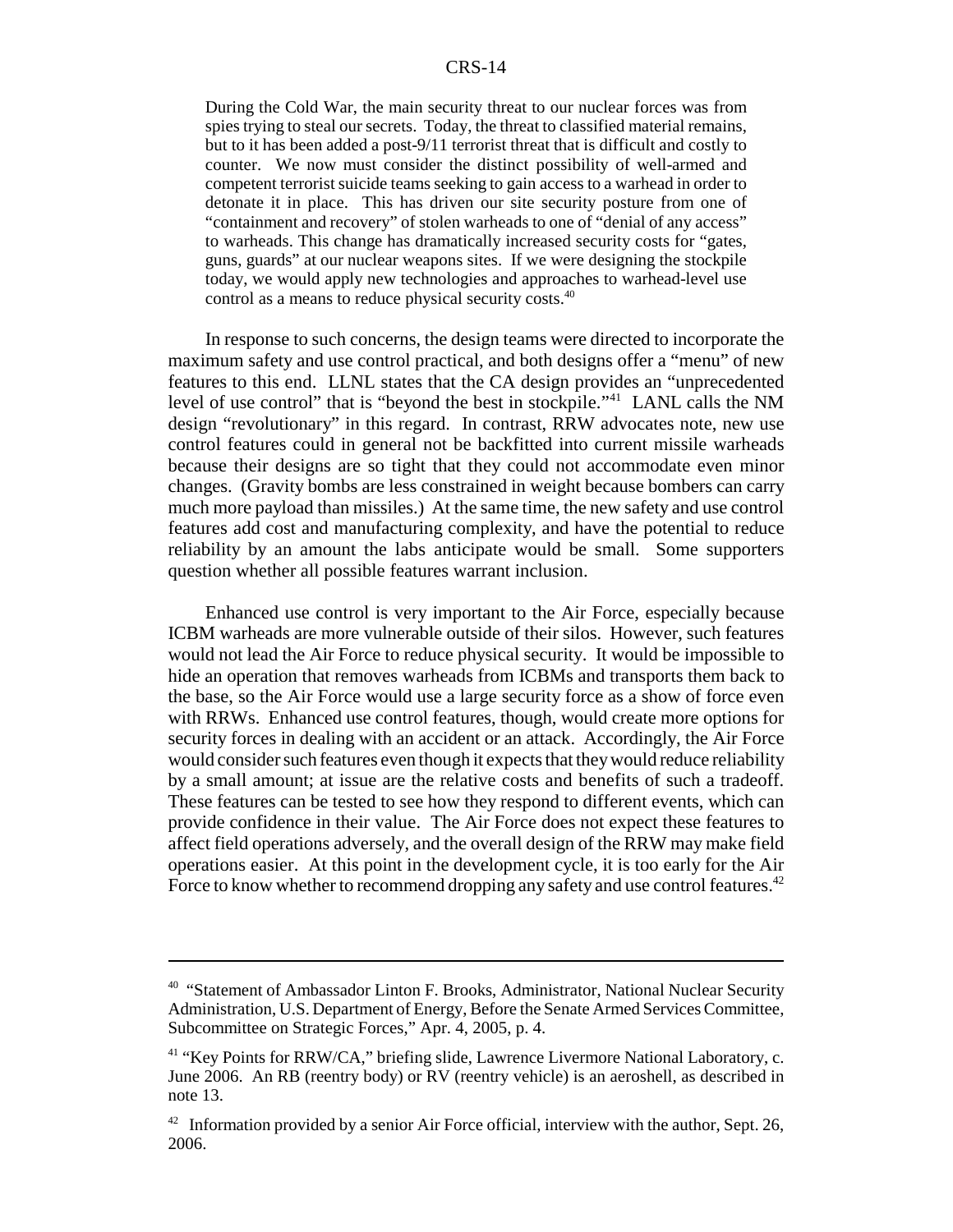> During the Cold War, the main security threat to our nuclear forces was from spies trying to steal our secrets. Today, the threat to classified material remains, but to it has been added a post-9/11 terrorist threat that is difficult and costly to counter. We now must consider the distinct possibility of well-armed and competent terrorist suicide teams seeking to gain access to a warhead in order to detonate it in place. This has driven our site security posture from one of "containment and recovery" of stolen warheads to one of "denial of any access" to warheads. This change has dramatically increased security costs for "gates, guns, guards" at our nuclear weapons sites. If we were designing the stockpile today, we would apply new technologies and approaches to warhead-level use control as a means to reduce physical security costs.[40]

In response to such concerns, the design teams were directed to incorporate the maximum safety and use control practical, and both designs offer a "menu" of new features to this end. LLNL states that the CA design provides an "unprecedented level of use control" that is "beyond the best in stockpile."[41] LANL calls the NM design "revolutionary" in this regard. In contrast, RRW advocates note, new use control features could in general not be backfitted into current missile warheads because their designs are so tight that they could not accommodate even minor changes. (Gravity bombs are less constrained in weight because bombers can carry much more payload than missiles.) At the same time, the new safety and use control features add cost and manufacturing complexity, and have the potential to reduce reliability by an amount the labs anticipate would be small. Some supporters question whether all possible features warrant inclusion.

Enhanced use control is very important to the Air Force, especially because ICBM warheads are more vulnerable outside of their silos. However, such features would not lead the Air Force to reduce physical security. It would be impossible to hide an operation that removes warheads from ICBMs and transports them back to the base, so the Air Force would use a large security force as a show of force even with RRWs. Enhanced use control features, though, would create more options for security forces in dealing with an accident or an attack. Accordingly, the Air Force would consider such features even though it expects that they would reduce reliability by a small amount; at issue are the relative costs and benefits of such a tradeoff. These features can be tested to see how they respond to different events, which can provide confidence in their value. The Air Force does not expect these features to affect field operations adversely, and the overall design of the RRW may make field operations easier. At this point in the development cycle, it is too early for the Air Force to know whether to recommend dropping any safety and use control features.[42]

---

[40] "Statement of Ambassador Linton F. Brooks, Administrator, National Nuclear Security Administration, U.S. Department of Energy, Before the Senate Armed Services Committee, Subcommittee on Strategic Forces," Apr. 4, 2005, p. 4.

[41] "Key Points for RRW/CA," briefing slide, Lawrence Livermore National Laboratory, c. June 2006. An RB (reentry body) or RV (reentry vehicle) is an aeroshell, as described in note 13.

[42] Information provided by a senior Air Force official, interview with the author, Sept. 26, 2006.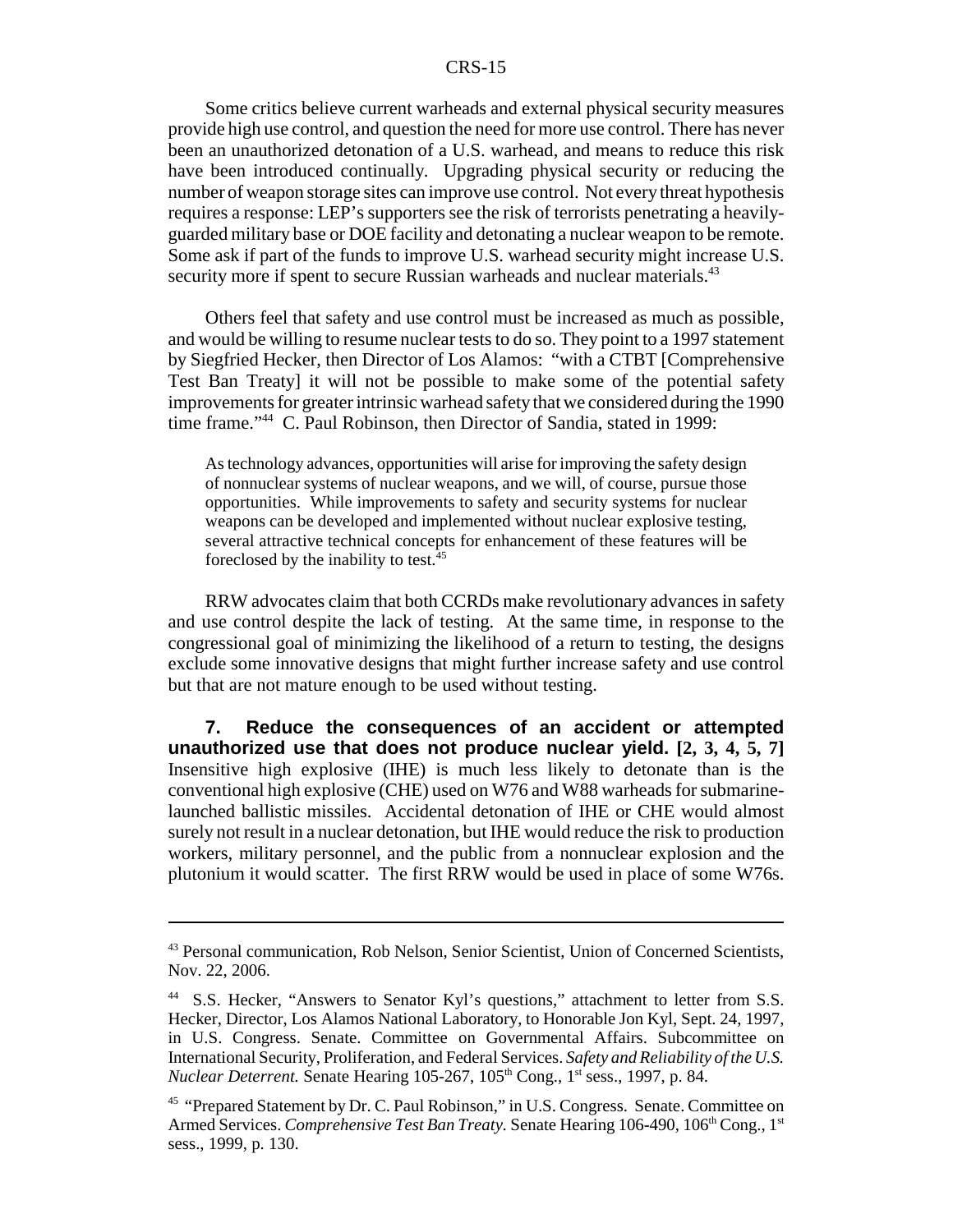Some critics believe current warheads and external physical security measures provide high use control, and question the need for more use control. There has never been an unauthorized detonation of a U.S. warhead, and means to reduce this risk have been introduced continually. Upgrading physical security or reducing the number of weapon storage sites can improve use control. Not every threat hypothesis requires a response: LEP's supporters see the risk of terrorists penetrating a heavily-guarded military base or DOE facility and detonating a nuclear weapon to be remote. Some ask if part of the funds to improve U.S. warhead security might increase U.S. security more if spent to secure Russian warheads and nuclear materials.[43]

Others feel that safety and use control must be increased as much as possible, and would be willing to resume nuclear tests to do so. They point to a 1997 statement by Siegfried Hecker, then Director of Los Alamos: "with a CTBT [Comprehensive Test Ban Treaty] it will not be possible to make some of the potential safety improvements for greater intrinsic warhead safety that we considered during the 1990 time frame."[44] C. Paul Robinson, then Director of Sandia, stated in 1999:

> As technology advances, opportunities will arise for improving the safety design of nonnuclear systems of nuclear weapons, and we will, of course, pursue those opportunities. While improvements to safety and security systems for nuclear weapons can be developed and implemented without nuclear explosive testing, several attractive technical concepts for enhancement of these features will be foreclosed by the inability to test.[45]

RRW advocates claim that both CCRDs make revolutionary advances in safety and use control despite the lack of testing. At the same time, in response to the congressional goal of minimizing the likelihood of a return to testing, the designs exclude some innovative designs that might further increase safety and use control but that are not mature enough to be used without testing.

**7. Reduce the consequences of an accident or attempted unauthorized use that does not produce nuclear yield. [2, 3, 4, 5, 7]** Insensitive high explosive (IHE) is much less likely to detonate than is the conventional high explosive (CHE) used on W76 and W88 warheads for submarine-launched ballistic missiles. Accidental detonation of IHE or CHE would almost surely not result in a nuclear detonation, but IHE would reduce the risk to production workers, military personnel, and the public from a nonnuclear explosion and the plutonium it would scatter. The first RRW would be used in place of some W76s.

---

[43] Personal communication, Rob Nelson, Senior Scientist, Union of Concerned Scientists, Nov. 22, 2006.

[44] S.S. Hecker, "Answers to Senator Kyl's questions," attachment to letter from S.S. Hecker, Director, Los Alamos National Laboratory, to Honorable Jon Kyl, Sept. 24, 1997, in U.S. Congress. Senate. Committee on Governmental Affairs. Subcommittee on International Security, Proliferation, and Federal Services. *Safety and Reliability of the U.S. Nuclear Deterrent.* Senate Hearing 105-267, 105th Cong., 1st sess., 1997, p. 84.

[45] "Prepared Statement by Dr. C. Paul Robinson," in U.S. Congress. Senate. Committee on Armed Services. *Comprehensive Test Ban Treaty.* Senate Hearing 106-490, 106th Cong., 1st sess., 1999, p. 130.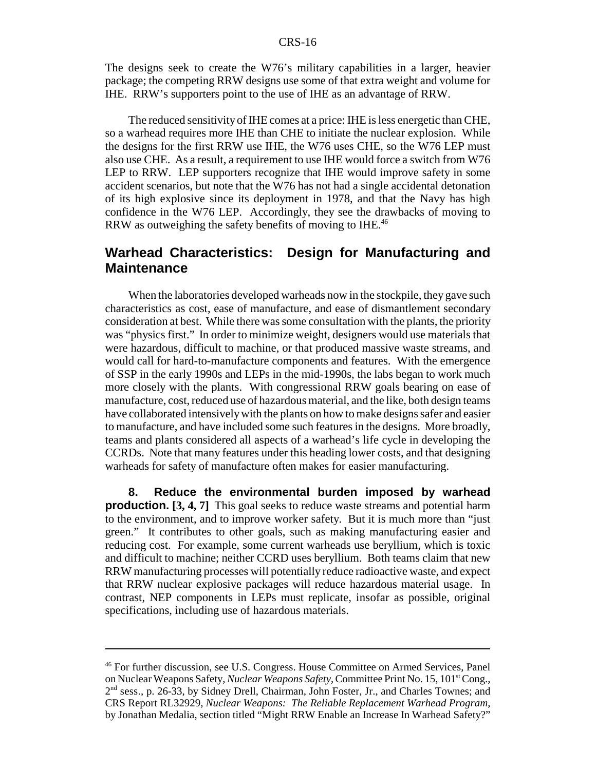The designs seek to create the W76's military capabilities in a larger, heavier package; the competing RRW designs use some of that extra weight and volume for IHE. RRW's supporters point to the use of IHE as an advantage of RRW.

The reduced sensitivity of IHE comes at a price: IHE is less energetic than CHE, so a warhead requires more IHE than CHE to initiate the nuclear explosion. While the designs for the first RRW use IHE, the W76 uses CHE, so the W76 LEP must also use CHE. As a result, a requirement to use IHE would force a switch from W76 LEP to RRW. LEP supporters recognize that IHE would improve safety in some accident scenarios, but note that the W76 has not had a single accidental detonation of its high explosive since its deployment in 1978, and that the Navy has high confidence in the W76 LEP. Accordingly, they see the drawbacks of moving to RRW as outweighing the safety benefits of moving to IHE.[46]

## Warhead Characteristics: Design for Manufacturing and Maintenance

When the laboratories developed warheads now in the stockpile, they gave such characteristics as cost, ease of manufacture, and ease of dismantlement secondary consideration at best. While there was some consultation with the plants, the priority was "physics first." In order to minimize weight, designers would use materials that were hazardous, difficult to machine, or that produced massive waste streams, and would call for hard-to-manufacture components and features. With the emergence of SSP in the early 1990s and LEPs in the mid-1990s, the labs began to work much more closely with the plants. With congressional RRW goals bearing on ease of manufacture, cost, reduced use of hazardous material, and the like, both design teams have collaborated intensively with the plants on how to make designs safer and easier to manufacture, and have included some such features in the designs. More broadly, teams and plants considered all aspects of a warhead's life cycle in developing the CCRDs. Note that many features under this heading lower costs, and that designing warheads for safety of manufacture often makes for easier manufacturing.

**8. Reduce the environmental burden imposed by warhead production. [3, 4, 7]** This goal seeks to reduce waste streams and potential harm to the environment, and to improve worker safety. But it is much more than "just green." It contributes to other goals, such as making manufacturing easier and reducing cost. For example, some current warheads use beryllium, which is toxic and difficult to machine; neither CCRD uses beryllium. Both teams claim that new RRW manufacturing processes will potentially reduce radioactive waste, and expect that RRW nuclear explosive packages will reduce hazardous material usage. In contrast, NEP components in LEPs must replicate, insofar as possible, original specifications, including use of hazardous materials.

---

[46] For further discussion, see U.S. Congress. House Committee on Armed Services, Panel on Nuclear Weapons Safety, *Nuclear Weapons Safety*, Committee Print No. 15, 101st Cong., 2nd sess., p. 26-33, by Sidney Drell, Chairman, John Foster, Jr., and Charles Townes; and CRS Report RL32929, *Nuclear Weapons: The Reliable Replacement Warhead Program*, by Jonathan Medalia, section titled "Might RRW Enable an Increase In Warhead Safety?"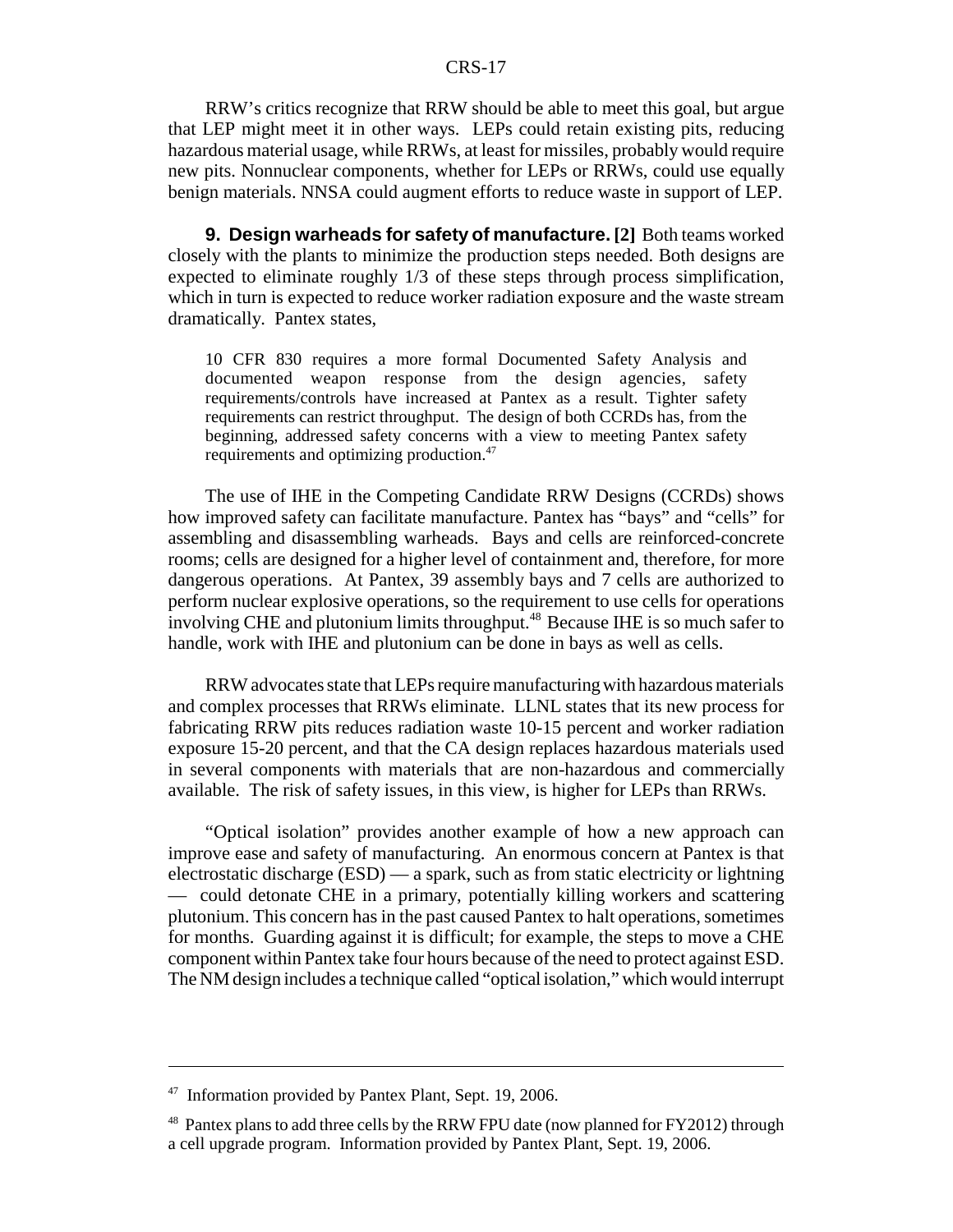RRW's critics recognize that RRW should be able to meet this goal, but argue that LEP might meet it in other ways. LEPs could retain existing pits, reducing hazardous material usage, while RRWs, at least for missiles, probably would require new pits. Nonnuclear components, whether for LEPs or RRWs, could use equally benign materials. NNSA could augment efforts to reduce waste in support of LEP.

**9. Design warheads for safety of manufacture. [2]** Both teams worked closely with the plants to minimize the production steps needed. Both designs are expected to eliminate roughly 1/3 of these steps through process simplification, which in turn is expected to reduce worker radiation exposure and the waste stream dramatically. Pantex states,

> 10 CFR 830 requires a more formal Documented Safety Analysis and documented weapon response from the design agencies, safety requirements/controls have increased at Pantex as a result. Tighter safety requirements can restrict throughput. The design of both CCRDs has, from the beginning, addressed safety concerns with a view to meeting Pantex safety requirements and optimizing production.[47]

The use of IHE in the Competing Candidate RRW Designs (CCRDs) shows how improved safety can facilitate manufacture. Pantex has "bays" and "cells" for assembling and disassembling warheads. Bays and cells are reinforced-concrete rooms; cells are designed for a higher level of containment and, therefore, for more dangerous operations. At Pantex, 39 assembly bays and 7 cells are authorized to perform nuclear explosive operations, so the requirement to use cells for operations involving CHE and plutonium limits throughput.[48] Because IHE is so much safer to handle, work with IHE and plutonium can be done in bays as well as cells.

RRW advocates state that LEPs require manufacturing with hazardous materials and complex processes that RRWs eliminate. LLNL states that its new process for fabricating RRW pits reduces radiation waste 10-15 percent and worker radiation exposure 15-20 percent, and that the CA design replaces hazardous materials used in several components with materials that are non-hazardous and commercially available. The risk of safety issues, in this view, is higher for LEPs than RRWs.

"Optical isolation" provides another example of how a new approach can improve ease and safety of manufacturing. An enormous concern at Pantex is that electrostatic discharge (ESD) — a spark, such as from static electricity or lightning — could detonate CHE in a primary, potentially killing workers and scattering plutonium. This concern has in the past caused Pantex to halt operations, sometimes for months. Guarding against it is difficult; for example, the steps to move a CHE component within Pantex take four hours because of the need to protect against ESD. The NM design includes a technique called "optical isolation," which would interrupt

---

[47] Information provided by Pantex Plant, Sept. 19, 2006.

[48] Pantex plans to add three cells by the RRW FPU date (now planned for FY2012) through a cell upgrade program. Information provided by Pantex Plant, Sept. 19, 2006.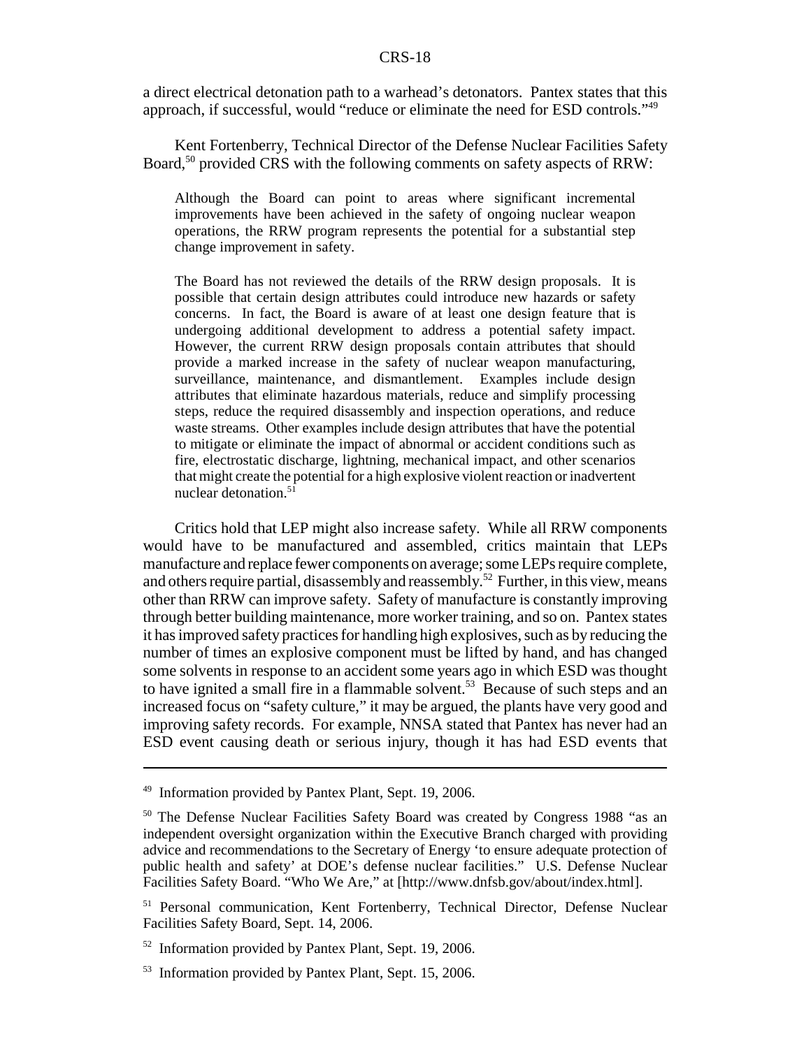a direct electrical detonation path to a warhead's detonators. Pantex states that this approach, if successful, would "reduce or eliminate the need for ESD controls."[49]

Kent Fortenberry, Technical Director of the Defense Nuclear Facilities Safety Board,[50] provided CRS with the following comments on safety aspects of RRW:

> Although the Board can point to areas where significant incremental improvements have been achieved in the safety of ongoing nuclear weapon operations, the RRW program represents the potential for a substantial step change improvement in safety.
>
> The Board has not reviewed the details of the RRW design proposals. It is possible that certain design attributes could introduce new hazards or safety concerns. In fact, the Board is aware of at least one design feature that is undergoing additional development to address a potential safety impact. However, the current RRW design proposals contain attributes that should provide a marked increase in the safety of nuclear weapon manufacturing, surveillance, maintenance, and dismantlement. Examples include design attributes that eliminate hazardous materials, reduce and simplify processing steps, reduce the required disassembly and inspection operations, and reduce waste streams. Other examples include design attributes that have the potential to mitigate or eliminate the impact of abnormal or accident conditions such as fire, electrostatic discharge, lightning, mechanical impact, and other scenarios that might create the potential for a high explosive violent reaction or inadvertent nuclear detonation.[51]

Critics hold that LEP might also increase safety. While all RRW components would have to be manufactured and assembled, critics maintain that LEPs manufacture and replace fewer components on average; some LEPs require complete, and others require partial, disassembly and reassembly.[52] Further, in this view, means other than RRW can improve safety. Safety of manufacture is constantly improving through better building maintenance, more worker training, and so on. Pantex states it has improved safety practices for handling high explosives, such as by reducing the number of times an explosive component must be lifted by hand, and has changed some solvents in response to an accident some years ago in which ESD was thought to have ignited a small fire in a flammable solvent.[53] Because of such steps and an increased focus on "safety culture," it may be argued, the plants have very good and improving safety records. For example, NNSA stated that Pantex has never had an ESD event causing death or serious injury, though it has had ESD events that

---

[49] Information provided by Pantex Plant, Sept. 19, 2006.

[50] The Defense Nuclear Facilities Safety Board was created by Congress 1988 "as an independent oversight organization within the Executive Branch charged with providing advice and recommendations to the Secretary of Energy 'to ensure adequate protection of public health and safety' at DOE's defense nuclear facilities." U.S. Defense Nuclear Facilities Safety Board. "Who We Are," at [http://www.dnfsb.gov/about/index.html].

[51] Personal communication, Kent Fortenberry, Technical Director, Defense Nuclear Facilities Safety Board, Sept. 14, 2006.

[52] Information provided by Pantex Plant, Sept. 19, 2006.

[53] Information provided by Pantex Plant, Sept. 15, 2006.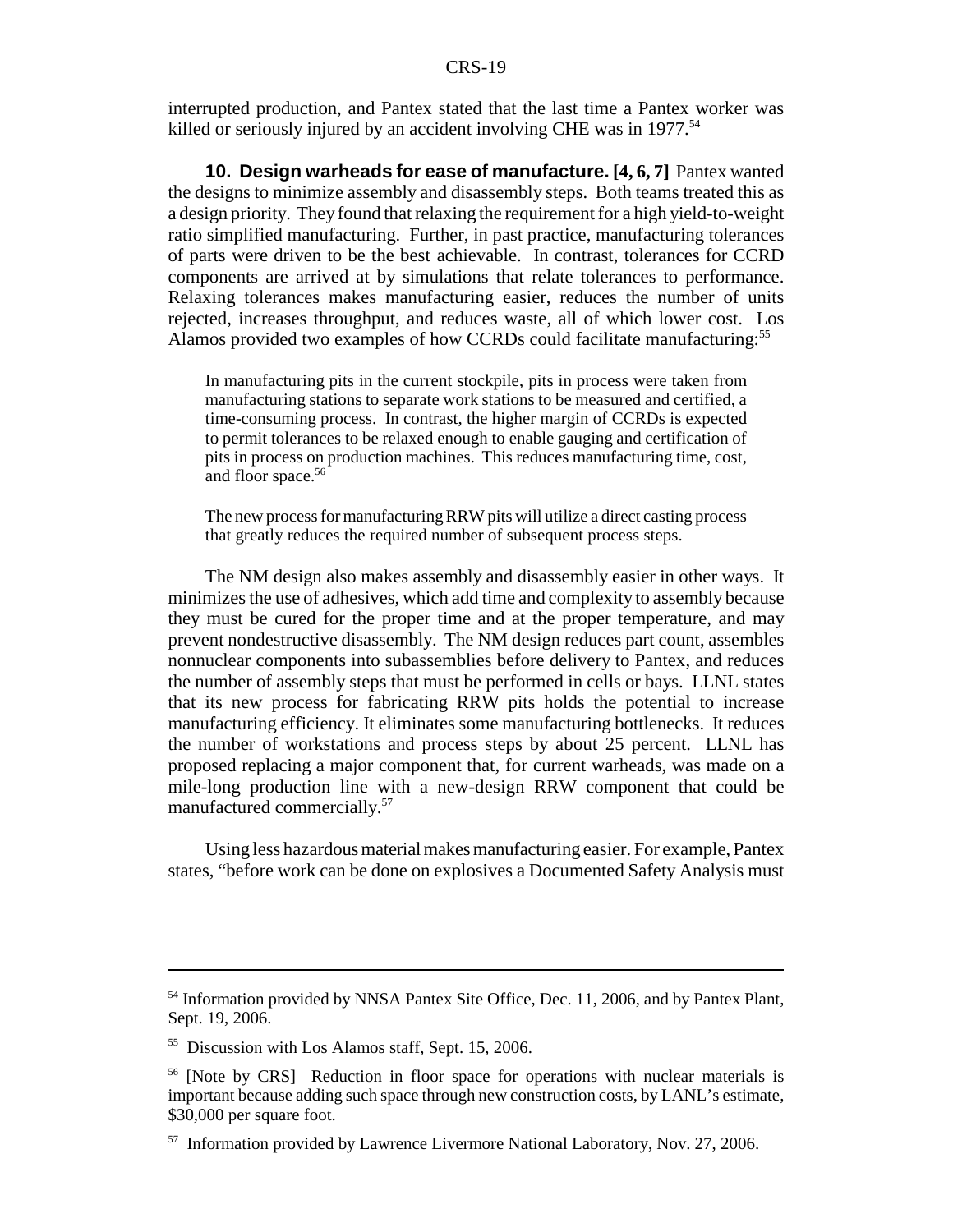interrupted production, and Pantex stated that the last time a Pantex worker was killed or seriously injured by an accident involving CHE was in 1977.[54]

**10. Design warheads for ease of manufacture. [4, 6, 7]** Pantex wanted the designs to minimize assembly and disassembly steps. Both teams treated this as a design priority. They found that relaxing the requirement for a high yield-to-weight ratio simplified manufacturing. Further, in past practice, manufacturing tolerances of parts were driven to be the best achievable. In contrast, tolerances for CCRD components are arrived at by simulations that relate tolerances to performance. Relaxing tolerances makes manufacturing easier, reduces the number of units rejected, increases throughput, and reduces waste, all of which lower cost. Los Alamos provided two examples of how CCRDs could facilitate manufacturing:[55]

> In manufacturing pits in the current stockpile, pits in process were taken from manufacturing stations to separate work stations to be measured and certified, a time-consuming process. In contrast, the higher margin of CCRDs is expected to permit tolerances to be relaxed enough to enable gauging and certification of pits in process on production machines. This reduces manufacturing time, cost, and floor space.[56]
>
> The new process for manufacturing RRW pits will utilize a direct casting process that greatly reduces the required number of subsequent process steps.

The NM design also makes assembly and disassembly easier in other ways. It minimizes the use of adhesives, which add time and complexity to assembly because they must be cured for the proper time and at the proper temperature, and may prevent nondestructive disassembly. The NM design reduces part count, assembles nonnuclear components into subassemblies before delivery to Pantex, and reduces the number of assembly steps that must be performed in cells or bays. LLNL states that its new process for fabricating RRW pits holds the potential to increase manufacturing efficiency. It eliminates some manufacturing bottlenecks. It reduces the number of workstations and process steps by about 25 percent. LLNL has proposed replacing a major component that, for current warheads, was made on a mile-long production line with a new-design RRW component that could be manufactured commercially.[57]

Using less hazardous material makes manufacturing easier. For example, Pantex states, "before work can be done on explosives a Documented Safety Analysis must

---

[54] Information provided by NNSA Pantex Site Office, Dec. 11, 2006, and by Pantex Plant, Sept. 19, 2006.

[55] Discussion with Los Alamos staff, Sept. 15, 2006.

[56] [Note by CRS] Reduction in floor space for operations with nuclear materials is important because adding such space through new construction costs, by LANL's estimate, $30,000 per square foot.

[57] Information provided by Lawrence Livermore National Laboratory, Nov. 27, 2006.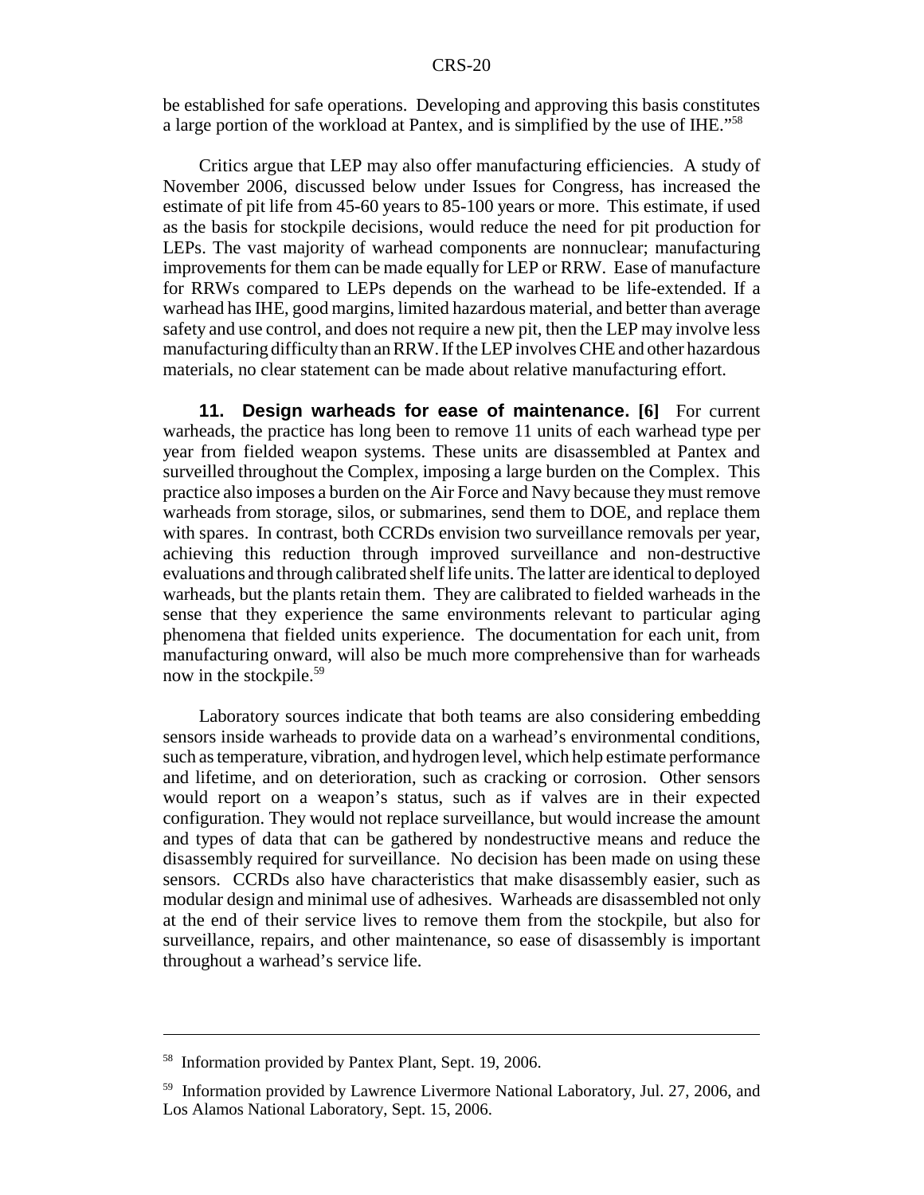be established for safe operations. Developing and approving this basis constitutes a large portion of the workload at Pantex, and is simplified by the use of IHE."[58]

Critics argue that LEP may also offer manufacturing efficiencies. A study of November 2006, discussed below under Issues for Congress, has increased the estimate of pit life from 45-60 years to 85-100 years or more. This estimate, if used as the basis for stockpile decisions, would reduce the need for pit production for LEPs. The vast majority of warhead components are nonnuclear; manufacturing improvements for them can be made equally for LEP or RRW. Ease of manufacture for RRWs compared to LEPs depends on the warhead to be life-extended. If a warhead has IHE, good margins, limited hazardous material, and better than average safety and use control, and does not require a new pit, then the LEP may involve less manufacturing difficulty than an RRW. If the LEP involves CHE and other hazardous materials, no clear statement can be made about relative manufacturing effort.

**11. Design warheads for ease of maintenance. [6]** For current warheads, the practice has long been to remove 11 units of each warhead type per year from fielded weapon systems. These units are disassembled at Pantex and surveilled throughout the Complex, imposing a large burden on the Complex. This practice also imposes a burden on the Air Force and Navy because they must remove warheads from storage, silos, or submarines, send them to DOE, and replace them with spares. In contrast, both CCRDs envision two surveillance removals per year, achieving this reduction through improved surveillance and non-destructive evaluations and through calibrated shelf life units. The latter are identical to deployed warheads, but the plants retain them. They are calibrated to fielded warheads in the sense that they experience the same environments relevant to particular aging phenomena that fielded units experience. The documentation for each unit, from manufacturing onward, will also be much more comprehensive than for warheads now in the stockpile.[59]

Laboratory sources indicate that both teams are also considering embedding sensors inside warheads to provide data on a warhead's environmental conditions, such as temperature, vibration, and hydrogen level, which help estimate performance and lifetime, and on deterioration, such as cracking or corrosion. Other sensors would report on a weapon's status, such as if valves are in their expected configuration. They would not replace surveillance, but would increase the amount and types of data that can be gathered by nondestructive means and reduce the disassembly required for surveillance. No decision has been made on using these sensors. CCRDs also have characteristics that make disassembly easier, such as modular design and minimal use of adhesives. Warheads are disassembled not only at the end of their service lives to remove them from the stockpile, but also for surveillance, repairs, and other maintenance, so ease of disassembly is important throughout a warhead's service life.

---

[58] Information provided by Pantex Plant, Sept. 19, 2006.

[59] Information provided by Lawrence Livermore National Laboratory, Jul. 27, 2006, and Los Alamos National Laboratory, Sept. 15, 2006.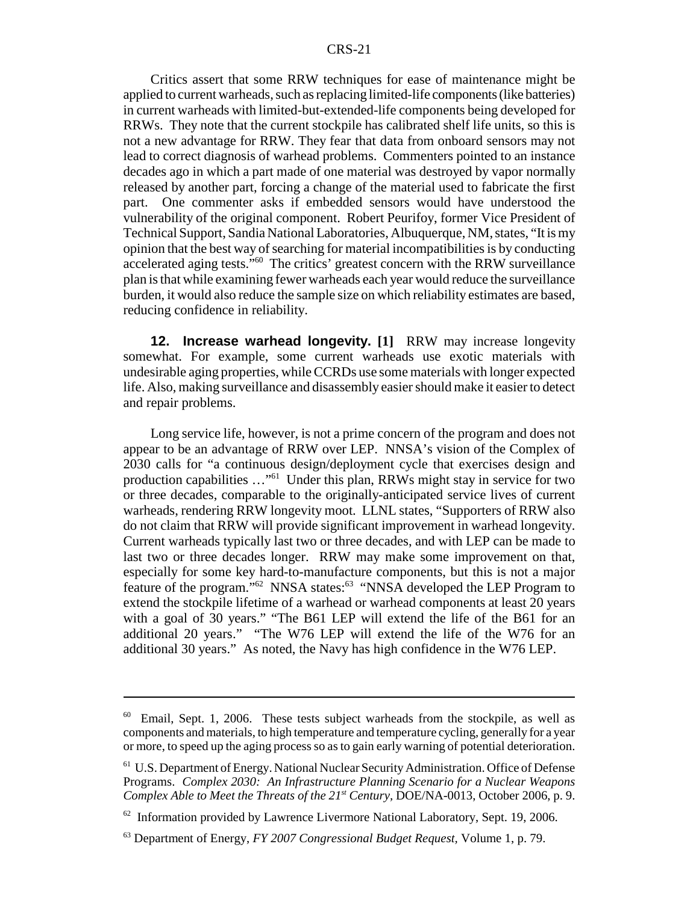Critics assert that some RRW techniques for ease of maintenance might be applied to current warheads, such as replacing limited-life components (like batteries) in current warheads with limited-but-extended-life components being developed for RRWs. They note that the current stockpile has calibrated shelf life units, so this is not a new advantage for RRW. They fear that data from onboard sensors may not lead to correct diagnosis of warhead problems. Commenters pointed to an instance decades ago in which a part made of one material was destroyed by vapor normally released by another part, forcing a change of the material used to fabricate the first part. One commenter asks if embedded sensors would have understood the vulnerability of the original component. Robert Peurifoy, former Vice President of Technical Support, Sandia National Laboratories, Albuquerque, NM, states, "It is my opinion that the best way of searching for material incompatibilities is by conducting accelerated aging tests."[60] The critics' greatest concern with the RRW surveillance plan is that while examining fewer warheads each year would reduce the surveillance burden, it would also reduce the sample size on which reliability estimates are based, reducing confidence in reliability.

**12. Increase warhead longevity. [1]** RRW may increase longevity somewhat. For example, some current warheads use exotic materials with undesirable aging properties, while CCRDs use some materials with longer expected life. Also, making surveillance and disassembly easier should make it easier to detect and repair problems.

Long service life, however, is not a prime concern of the program and does not appear to be an advantage of RRW over LEP. NNSA's vision of the Complex of 2030 calls for "a continuous design/deployment cycle that exercises design and production capabilities ..."[61] Under this plan, RRWs might stay in service for two or three decades, comparable to the originally-anticipated service lives of current warheads, rendering RRW longevity moot. LLNL states, "Supporters of RRW also do not claim that RRW will provide significant improvement in warhead longevity. Current warheads typically last two or three decades, and with LEP can be made to last two or three decades longer. RRW may make some improvement on that, especially for some key hard-to-manufacture components, but this is not a major feature of the program."[62] NNSA states:[63] "NNSA developed the LEP Program to extend the stockpile lifetime of a warhead or warhead components at least 20 years with a goal of 30 years." "The B61 LEP will extend the life of the B61 for an additional 20 years." "The W76 LEP will extend the life of the W76 for an additional 30 years." As noted, the Navy has high confidence in the W76 LEP.

---

[60] Email, Sept. 1, 2006. These tests subject warheads from the stockpile, as well as components and materials, to high temperature and temperature cycling, generally for a year or more, to speed up the aging process so as to gain early warning of potential deterioration.

[61] U.S. Department of Energy. National Nuclear Security Administration. Office of Defense Programs. *Complex 2030: An Infrastructure Planning Scenario for a Nuclear Weapons Complex Able to Meet the Threats of the 21st Century*, DOE/NA-0013, October 2006, p. 9.

[62] Information provided by Lawrence Livermore National Laboratory, Sept. 19, 2006.

[63] Department of Energy, *FY 2007 Congressional Budget Request*, Volume 1, p. 79.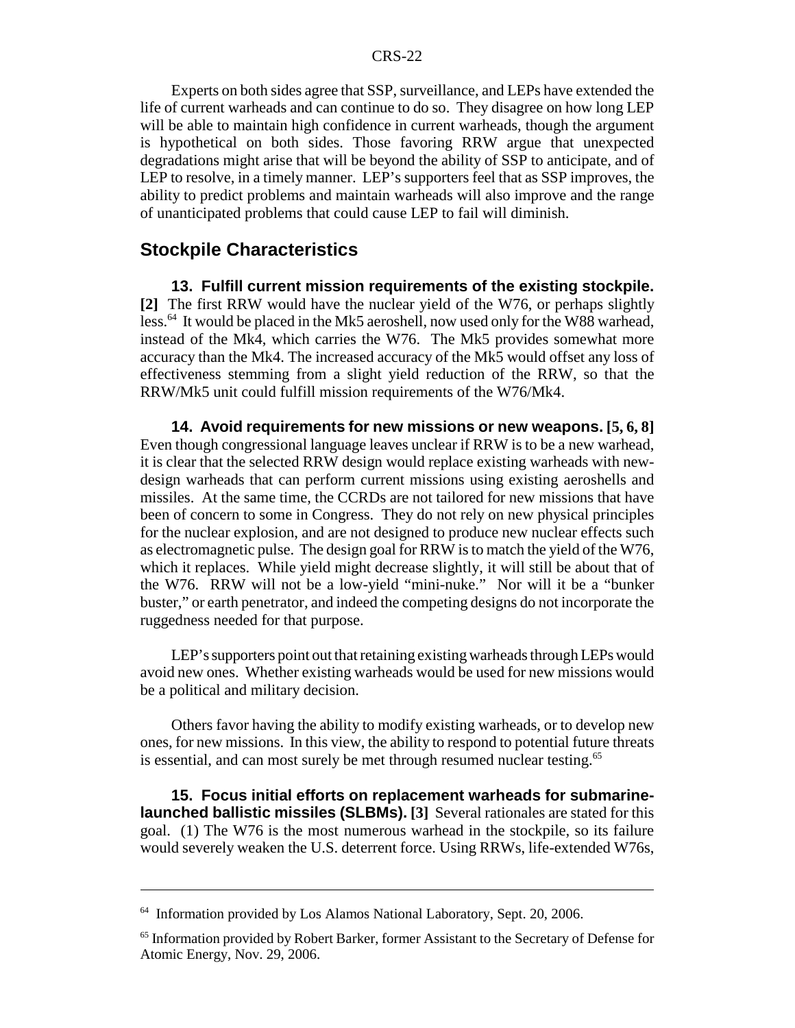Experts on both sides agree that SSP, surveillance, and LEPs have extended the life of current warheads and can continue to do so. They disagree on how long LEP will be able to maintain high confidence in current warheads, though the argument is hypothetical on both sides. Those favoring RRW argue that unexpected degradations might arise that will be beyond the ability of SSP to anticipate, and of LEP to resolve, in a timely manner. LEP's supporters feel that as SSP improves, the ability to predict problems and maintain warheads will also improve and the range of unanticipated problems that could cause LEP to fail will diminish.

## Stockpile Characteristics

**13. Fulfill current mission requirements of the existing stockpile. [2]** The first RRW would have the nuclear yield of the W76, or perhaps slightly less.[64] It would be placed in the Mk5 aeroshell, now used only for the W88 warhead, instead of the Mk4, which carries the W76. The Mk5 provides somewhat more accuracy than the Mk4. The increased accuracy of the Mk5 would offset any loss of effectiveness stemming from a slight yield reduction of the RRW, so that the RRW/Mk5 unit could fulfill mission requirements of the W76/Mk4.

**14. Avoid requirements for new missions or new weapons. [5, 6, 8]** Even though congressional language leaves unclear if RRW is to be a new warhead, it is clear that the selected RRW design would replace existing warheads with new-design warheads that can perform current missions using existing aeroshells and missiles. At the same time, the CCRDs are not tailored for new missions that have been of concern to some in Congress. They do not rely on new physical principles for the nuclear explosion, and are not designed to produce new nuclear effects such as electromagnetic pulse. The design goal for RRW is to match the yield of the W76, which it replaces. While yield might decrease slightly, it will still be about that of the W76. RRW will not be a low-yield "mini-nuke." Nor will it be a "bunker buster," or earth penetrator, and indeed the competing designs do not incorporate the ruggedness needed for that purpose.

LEP's supporters point out that retaining existing warheads through LEPs would avoid new ones. Whether existing warheads would be used for new missions would be a political and military decision.

Others favor having the ability to modify existing warheads, or to develop new ones, for new missions. In this view, the ability to respond to potential future threats is essential, and can most surely be met through resumed nuclear testing.[65]

**15. Focus initial efforts on replacement warheads for submarine-launched ballistic missiles (SLBMs). [3]** Several rationales are stated for this goal. (1) The W76 is the most numerous warhead in the stockpile, so its failure would severely weaken the U.S. deterrent force. Using RRWs, life-extended W76s,

---

[64] Information provided by Los Alamos National Laboratory, Sept. 20, 2006.

[65] Information provided by Robert Barker, former Assistant to the Secretary of Defense for Atomic Energy, Nov. 29, 2006.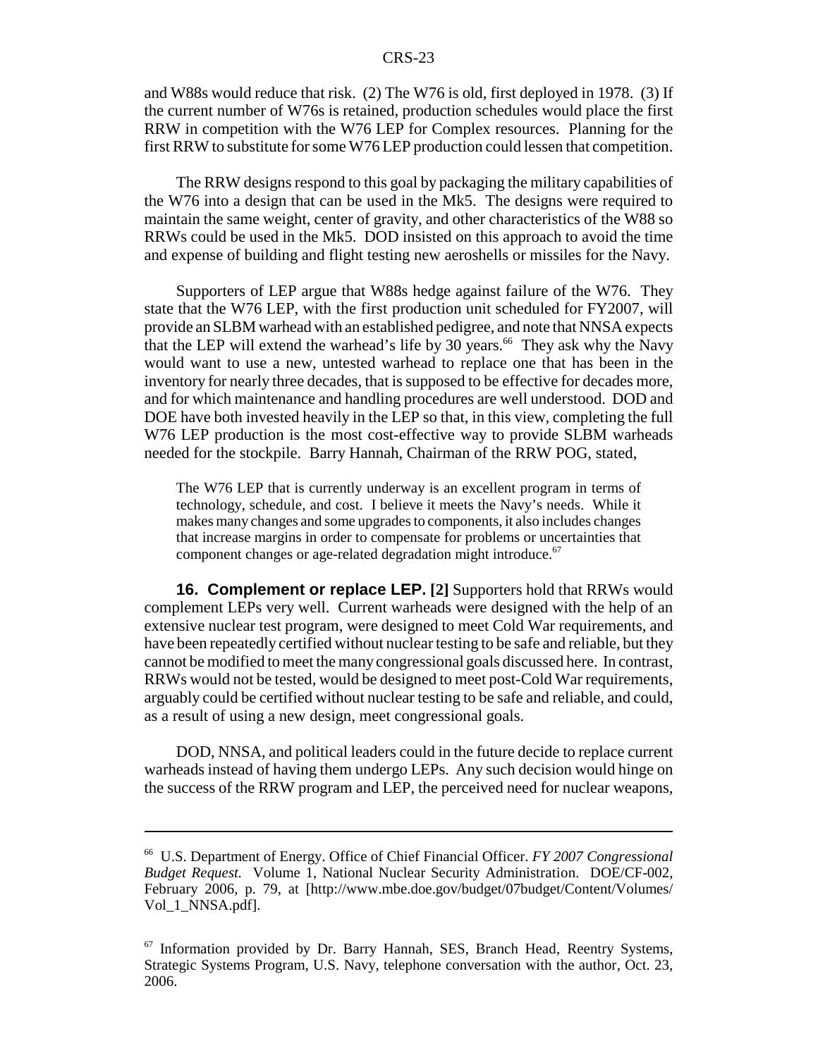and W88s would reduce that risk. (2) The W76 is old, first deployed in 1978. (3) If the current number of W76s is retained, production schedules would place the first RRW in competition with the W76 LEP for Complex resources. Planning for the first RRW to substitute for some W76 LEP production could lessen that competition.

The RRW designs respond to this goal by packaging the military capabilities of the W76 into a design that can be used in the Mk5. The designs were required to maintain the same weight, center of gravity, and other characteristics of the W88 so RRWs could be used in the Mk5. DOD insisted on this approach to avoid the time and expense of building and flight testing new aeroshells or missiles for the Navy.

Supporters of LEP argue that W88s hedge against failure of the W76. They state that the W76 LEP, with the first production unit scheduled for FY2007, will provide an SLBM warhead with an established pedigree, and note that NNSA expects that the LEP will extend the warhead's life by 30 years.[66] They ask why the Navy would want to use a new, untested warhead to replace one that has been in the inventory for nearly three decades, that is supposed to be effective for decades more, and for which maintenance and handling procedures are well understood. DOD and DOE have both invested heavily in the LEP so that, in this view, completing the full W76 LEP production is the most cost-effective way to provide SLBM warheads needed for the stockpile. Barry Hannah, Chairman of the RRW POG, stated,

> The W76 LEP that is currently underway is an excellent program in terms of technology, schedule, and cost. I believe it meets the Navy's needs. While it makes many changes and some upgrades to components, it also includes changes that increase margins in order to compensate for problems or uncertainties that component changes or age-related degradation might introduce.[67]

**16. Complement or replace LEP. [2]** Supporters hold that RRWs would complement LEPs very well. Current warheads were designed with the help of an extensive nuclear test program, were designed to meet Cold War requirements, and have been repeatedly certified without nuclear testing to be safe and reliable, but they cannot be modified to meet the many congressional goals discussed here. In contrast, RRWs would not be tested, would be designed to meet post-Cold War requirements, arguably could be certified without nuclear testing to be safe and reliable, and could, as a result of using a new design, meet congressional goals.

DOD, NNSA, and political leaders could in the future decide to replace current warheads instead of having them undergo LEPs. Any such decision would hinge on the success of the RRW program and LEP, the perceived need for nuclear weapons,

---

[66] U.S. Department of Energy. Office of Chief Financial Officer. *FY 2007 Congressional Budget Request.* Volume 1, National Nuclear Security Administration. DOE/CF-002, February 2006, p. 79, at [http://www.mbe.doe.gov/budget/07budget/Content/Volumes/Vol_1_NNSA.pdf].

[67] Information provided by Dr. Barry Hannah, SES, Branch Head, Reentry Systems, Strategic Systems Program, U.S. Navy, telephone conversation with the author, Oct. 23, 2006.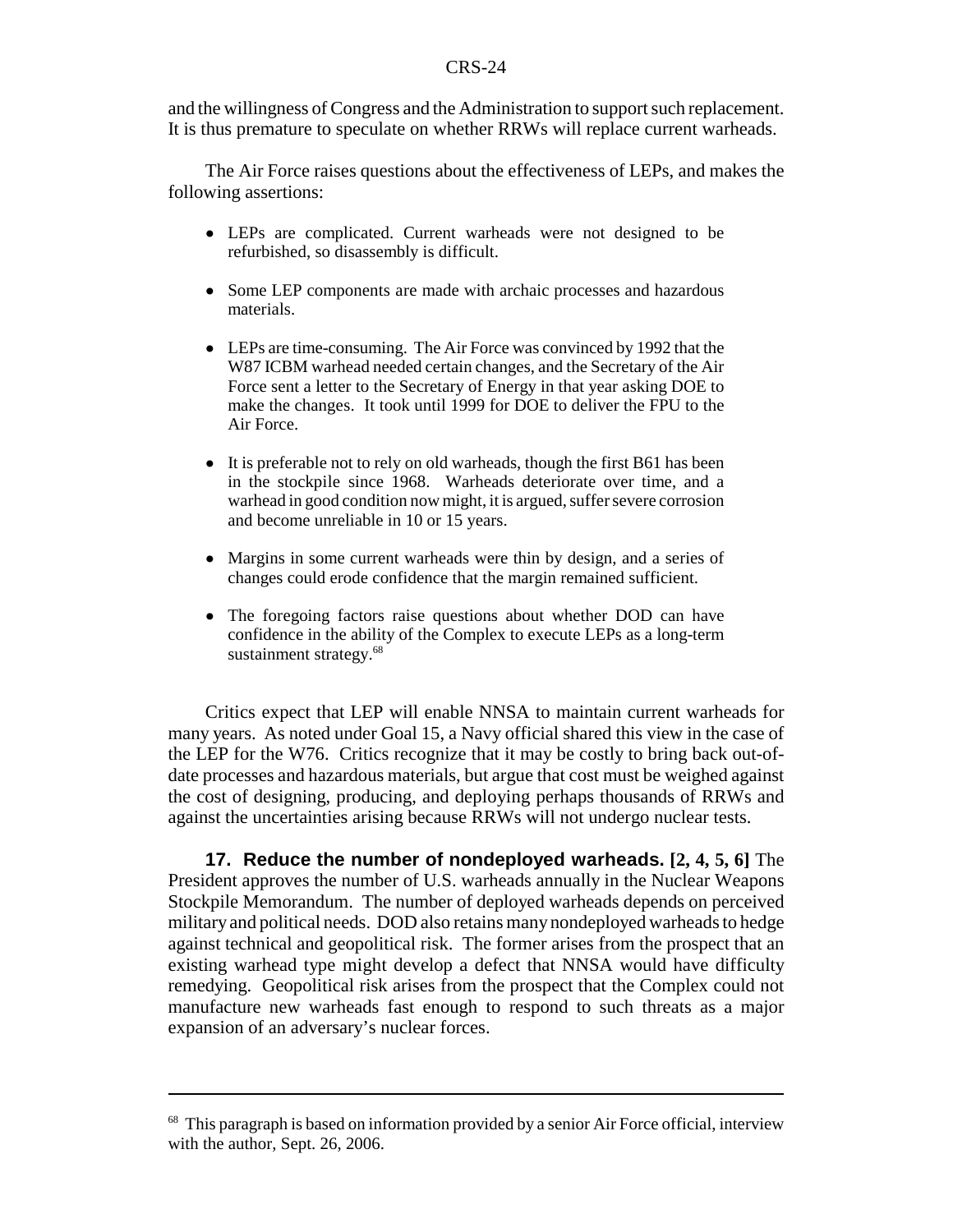and the willingness of Congress and the Administration to support such replacement. It is thus premature to speculate on whether RRWs will replace current warheads.

The Air Force raises questions about the effectiveness of LEPs, and makes the following assertions:

- LEPs are complicated. Current warheads were not designed to be refurbished, so disassembly is difficult.
- Some LEP components are made with archaic processes and hazardous materials.
- LEPs are time-consuming. The Air Force was convinced by 1992 that the W87 ICBM warhead needed certain changes, and the Secretary of the Air Force sent a letter to the Secretary of Energy in that year asking DOE to make the changes. It took until 1999 for DOE to deliver the FPU to the Air Force.
- It is preferable not to rely on old warheads, though the first B61 has been in the stockpile since 1968. Warheads deteriorate over time, and a warhead in good condition now might, it is argued, suffer severe corrosion and become unreliable in 10 or 15 years.
- Margins in some current warheads were thin by design, and a series of changes could erode confidence that the margin remained sufficient.
- The foregoing factors raise questions about whether DOD can have confidence in the ability of the Complex to execute LEPs as a long-term sustainment strategy.[68]

Critics expect that LEP will enable NNSA to maintain current warheads for many years. As noted under Goal 15, a Navy official shared this view in the case of the LEP for the W76. Critics recognize that it may be costly to bring back out-of-date processes and hazardous materials, but argue that cost must be weighed against the cost of designing, producing, and deploying perhaps thousands of RRWs and against the uncertainties arising because RRWs will not undergo nuclear tests.

**17. Reduce the number of nondeployed warheads. [2, 4, 5, 6]** The President approves the number of U.S. warheads annually in the Nuclear Weapons Stockpile Memorandum. The number of deployed warheads depends on perceived military and political needs. DOD also retains many nondeployed warheads to hedge against technical and geopolitical risk. The former arises from the prospect that an existing warhead type might develop a defect that NNSA would have difficulty remedying. Geopolitical risk arises from the prospect that the Complex could not manufacture new warheads fast enough to respond to such threats as a major expansion of an adversary's nuclear forces.

---

[68] This paragraph is based on information provided by a senior Air Force official, interview with the author, Sept. 26, 2006.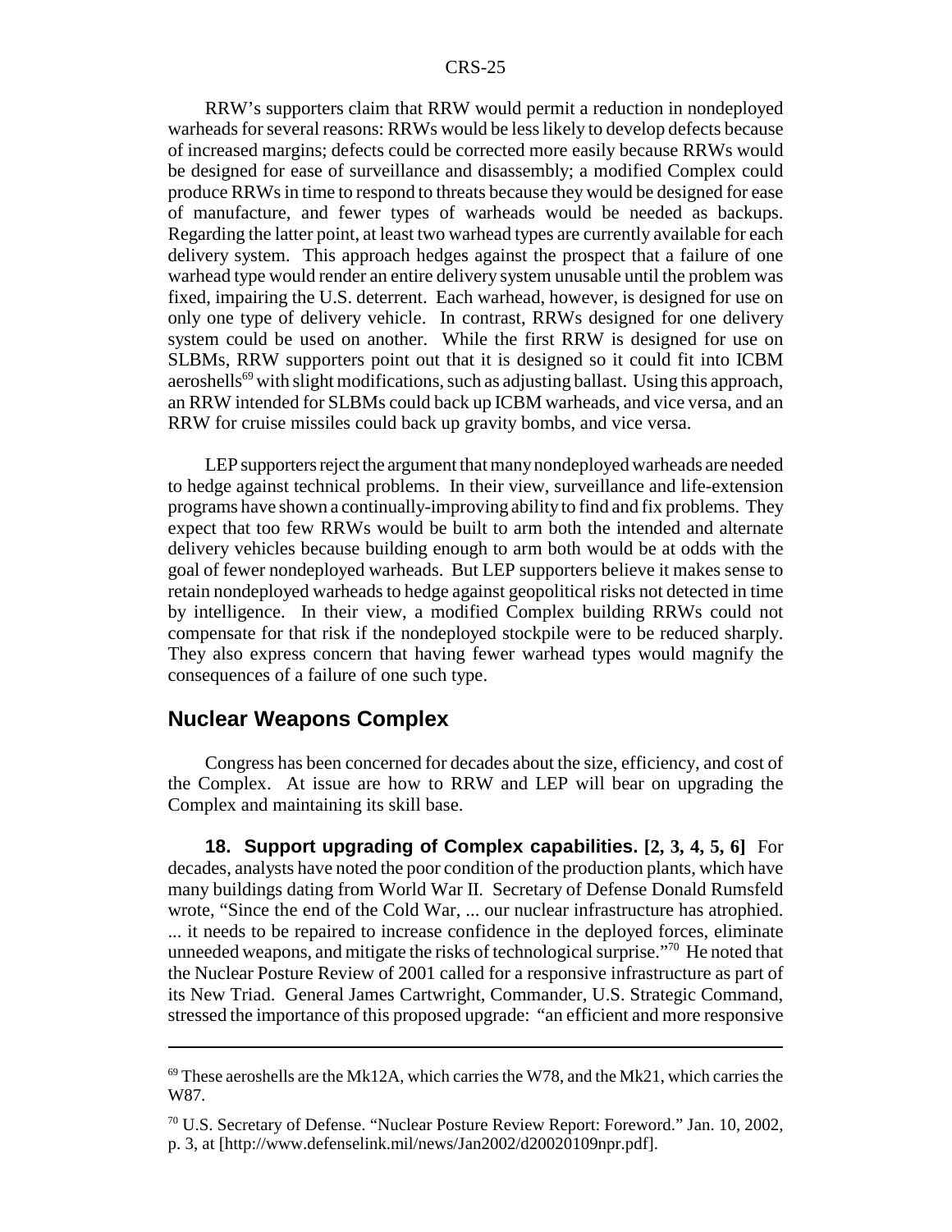RRW's supporters claim that RRW would permit a reduction in nondeployed warheads for several reasons: RRWs would be less likely to develop defects because of increased margins; defects could be corrected more easily because RRWs would be designed for ease of surveillance and disassembly; a modified Complex could produce RRWs in time to respond to threats because they would be designed for ease of manufacture, and fewer types of warheads would be needed as backups. Regarding the latter point, at least two warhead types are currently available for each delivery system. This approach hedges against the prospect that a failure of one warhead type would render an entire delivery system unusable until the problem was fixed, impairing the U.S. deterrent. Each warhead, however, is designed for use on only one type of delivery vehicle. In contrast, RRWs designed for one delivery system could be used on another. While the first RRW is designed for use on SLBMs, RRW supporters point out that it is designed so it could fit into ICBM aeroshells[69] with slight modifications, such as adjusting ballast. Using this approach, an RRW intended for SLBMs could back up ICBM warheads, and vice versa, and an RRW for cruise missiles could back up gravity bombs, and vice versa.

LEP supporters reject the argument that many nondeployed warheads are needed to hedge against technical problems. In their view, surveillance and life-extension programs have shown a continually-improving ability to find and fix problems. They expect that too few RRWs would be built to arm both the intended and alternate delivery vehicles because building enough to arm both would be at odds with the goal of fewer nondeployed warheads. But LEP supporters believe it makes sense to retain nondeployed warheads to hedge against geopolitical risks not detected in time by intelligence. In their view, a modified Complex building RRWs could not compensate for that risk if the nondeployed stockpile were to be reduced sharply. They also express concern that having fewer warhead types would magnify the consequences of a failure of one such type.

## Nuclear Weapons Complex

Congress has been concerned for decades about the size, efficiency, and cost of the Complex. At issue are how to RRW and LEP will bear on upgrading the Complex and maintaining its skill base.

**18. Support upgrading of Complex capabilities. [2, 3, 4, 5, 6]** For decades, analysts have noted the poor condition of the production plants, which have many buildings dating from World War II. Secretary of Defense Donald Rumsfeld wrote, "Since the end of the Cold War, ... our nuclear infrastructure has atrophied. ... it needs to be repaired to increase confidence in the deployed forces, eliminate unneeded weapons, and mitigate the risks of technological surprise."[70] He noted that the Nuclear Posture Review of 2001 called for a responsive infrastructure as part of its New Triad. General James Cartwright, Commander, U.S. Strategic Command, stressed the importance of this proposed upgrade: "an efficient and more responsive

---

[69] These aeroshells are the Mk12A, which carries the W78, and the Mk21, which carries the W87.

[70] U.S. Secretary of Defense. "Nuclear Posture Review Report: Foreword." Jan. 10, 2002, p. 3, at [http://www.defenselink.mil/news/Jan2002/d20020109npr.pdf].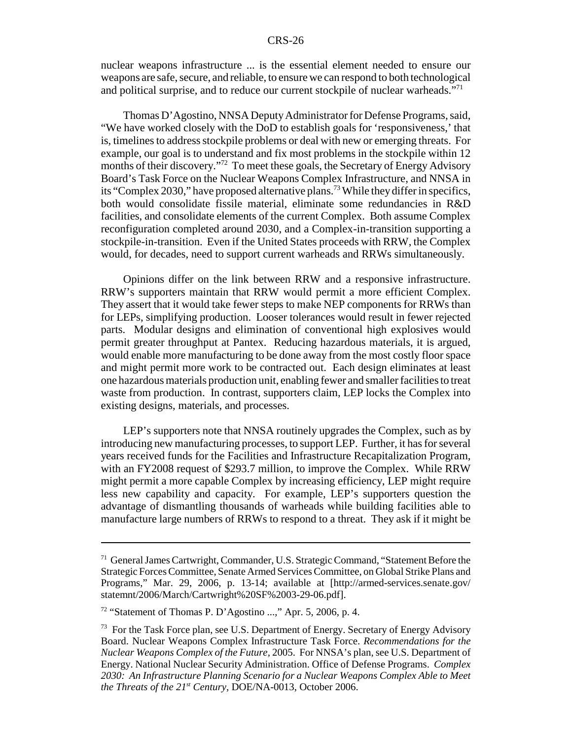nuclear weapons infrastructure ... is the essential element needed to ensure our weapons are safe, secure, and reliable, to ensure we can respond to both technological and political surprise, and to reduce our current stockpile of nuclear warheads."[71]

Thomas D'Agostino, NNSA Deputy Administrator for Defense Programs, said, "We have worked closely with the DoD to establish goals for 'responsiveness,' that is, timelines to address stockpile problems or deal with new or emerging threats. For example, our goal is to understand and fix most problems in the stockpile within 12 months of their discovery."[72] To meet these goals, the Secretary of Energy Advisory Board's Task Force on the Nuclear Weapons Complex Infrastructure, and NNSA in its "Complex 2030," have proposed alternative plans.[73] While they differ in specifics, both would consolidate fissile material, eliminate some redundancies in R&D facilities, and consolidate elements of the current Complex. Both assume Complex reconfiguration completed around 2030, and a Complex-in-transition supporting a stockpile-in-transition. Even if the United States proceeds with RRW, the Complex would, for decades, need to support current warheads and RRWs simultaneously.

Opinions differ on the link between RRW and a responsive infrastructure. RRW's supporters maintain that RRW would permit a more efficient Complex. They assert that it would take fewer steps to make NEP components for RRWs than for LEPs, simplifying production. Looser tolerances would result in fewer rejected parts. Modular designs and elimination of conventional high explosives would permit greater throughput at Pantex. Reducing hazardous materials, it is argued, would enable more manufacturing to be done away from the most costly floor space and might permit more work to be contracted out. Each design eliminates at least one hazardous materials production unit, enabling fewer and smaller facilities to treat waste from production. In contrast, supporters claim, LEP locks the Complex into existing designs, materials, and processes.

LEP's supporters note that NNSA routinely upgrades the Complex, such as by introducing new manufacturing processes, to support LEP. Further, it has for several years received funds for the Facilities and Infrastructure Recapitalization Program, with an FY2008 request of $293.7 million, to improve the Complex. While RRW might permit a more capable Complex by increasing efficiency, LEP might require less new capability and capacity. For example, LEP's supporters question the advantage of dismantling thousands of warheads while building facilities able to manufacture large numbers of RRWs to respond to a threat. They ask if it might be

---

[71] General James Cartwright, Commander, U.S. Strategic Command, "Statement Before the Strategic Forces Committee, Senate Armed Services Committee, on Global Strike Plans and Programs," Mar. 29, 2006, p. 13-14; available at [http://armed-services.senate.gov/statemnt/2006/March/Cartwright%20SF%2003-29-06.pdf].

[72] "Statement of Thomas P. D'Agostino ...," Apr. 5, 2006, p. 4.

[73] For the Task Force plan, see U.S. Department of Energy. Secretary of Energy Advisory Board. Nuclear Weapons Complex Infrastructure Task Force. *Recommendations for the Nuclear Weapons Complex of the Future*, 2005. For NNSA's plan, see U.S. Department of Energy. National Nuclear Security Administration. Office of Defense Programs. *Complex 2030: An Infrastructure Planning Scenario for a Nuclear Weapons Complex Able to Meet the Threats of the 21st Century*, DOE/NA-0013, October 2006.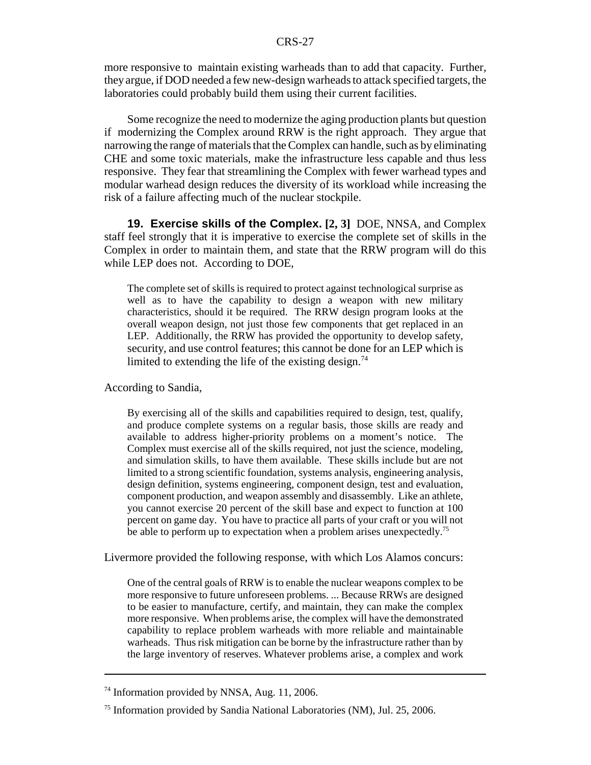more responsive to maintain existing warheads than to add that capacity. Further, they argue, if DOD needed a few new-design warheads to attack specified targets, the laboratories could probably build them using their current facilities.

Some recognize the need to modernize the aging production plants but question if modernizing the Complex around RRW is the right approach. They argue that narrowing the range of materials that the Complex can handle, such as by eliminating CHE and some toxic materials, make the infrastructure less capable and thus less responsive. They fear that streamlining the Complex with fewer warhead types and modular warhead design reduces the diversity of its workload while increasing the risk of a failure affecting much of the nuclear stockpile.

**19. Exercise skills of the Complex. [2, 3]** DOE, NNSA, and Complex staff feel strongly that it is imperative to exercise the complete set of skills in the Complex in order to maintain them, and state that the RRW program will do this while LEP does not. According to DOE,

> The complete set of skills is required to protect against technological surprise as well as to have the capability to design a weapon with new military characteristics, should it be required. The RRW design program looks at the overall weapon design, not just those few components that get replaced in an LEP. Additionally, the RRW has provided the opportunity to develop safety, security, and use control features; this cannot be done for an LEP which is limited to extending the life of the existing design.[74]

According to Sandia,

> By exercising all of the skills and capabilities required to design, test, qualify, and produce complete systems on a regular basis, those skills are ready and available to address higher-priority problems on a moment's notice. The Complex must exercise all of the skills required, not just the science, modeling, and simulation skills, to have them available. These skills include but are not limited to a strong scientific foundation, systems analysis, engineering analysis, design definition, systems engineering, component design, test and evaluation, component production, and weapon assembly and disassembly. Like an athlete, you cannot exercise 20 percent of the skill base and expect to function at 100 percent on game day. You have to practice all parts of your craft or you will not be able to perform up to expectation when a problem arises unexpectedly.[75]

Livermore provided the following response, with which Los Alamos concurs:

> One of the central goals of RRW is to enable the nuclear weapons complex to be more responsive to future unforeseen problems. ... Because RRWs are designed to be easier to manufacture, certify, and maintain, they can make the complex more responsive. When problems arise, the complex will have the demonstrated capability to replace problem warheads with more reliable and maintainable warheads. Thus risk mitigation can be borne by the infrastructure rather than by the large inventory of reserves. Whatever problems arise, a complex and work

---

[74] Information provided by NNSA, Aug. 11, 2006.

[75] Information provided by Sandia National Laboratories (NM), Jul. 25, 2006.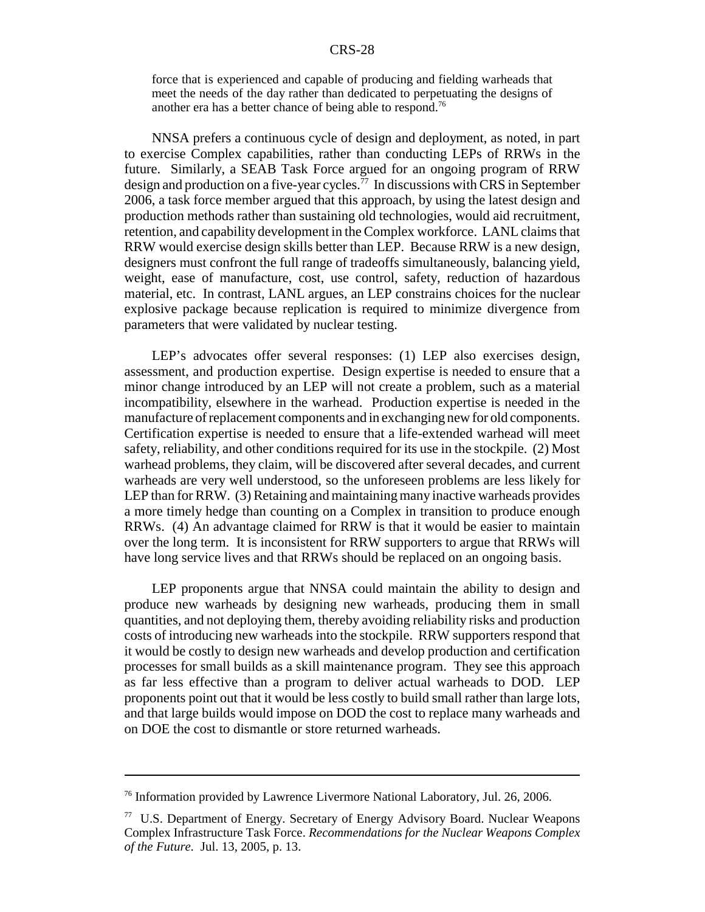force that is experienced and capable of producing and fielding warheads that meet the needs of the day rather than dedicated to perpetuating the designs of another era has a better chance of being able to respond.[76]

NNSA prefers a continuous cycle of design and deployment, as noted, in part to exercise Complex capabilities, rather than conducting LEPs of RRWs in the future. Similarly, a SEAB Task Force argued for an ongoing program of RRW design and production on a five-year cycles.[77] In discussions with CRS in September 2006, a task force member argued that this approach, by using the latest design and production methods rather than sustaining old technologies, would aid recruitment, retention, and capability development in the Complex workforce. LANL claims that RRW would exercise design skills better than LEP. Because RRW is a new design, designers must confront the full range of tradeoffs simultaneously, balancing yield, weight, ease of manufacture, cost, use control, safety, reduction of hazardous material, etc. In contrast, LANL argues, an LEP constrains choices for the nuclear explosive package because replication is required to minimize divergence from parameters that were validated by nuclear testing.

LEP's advocates offer several responses: (1) LEP also exercises design, assessment, and production expertise. Design expertise is needed to ensure that a minor change introduced by an LEP will not create a problem, such as a material incompatibility, elsewhere in the warhead. Production expertise is needed in the manufacture of replacement components and in exchanging new for old components. Certification expertise is needed to ensure that a life-extended warhead will meet safety, reliability, and other conditions required for its use in the stockpile. (2) Most warhead problems, they claim, will be discovered after several decades, and current warheads are very well understood, so the unforeseen problems are less likely for LEP than for RRW. (3) Retaining and maintaining many inactive warheads provides a more timely hedge than counting on a Complex in transition to produce enough RRWs. (4) An advantage claimed for RRW is that it would be easier to maintain over the long term. It is inconsistent for RRW supporters to argue that RRWs will have long service lives and that RRWs should be replaced on an ongoing basis.

LEP proponents argue that NNSA could maintain the ability to design and produce new warheads by designing new warheads, producing them in small quantities, and not deploying them, thereby avoiding reliability risks and production costs of introducing new warheads into the stockpile. RRW supporters respond that it would be costly to design new warheads and develop production and certification processes for small builds as a skill maintenance program. They see this approach as far less effective than a program to deliver actual warheads to DOD. LEP proponents point out that it would be less costly to build small rather than large lots, and that large builds would impose on DOD the cost to replace many warheads and on DOE the cost to dismantle or store returned warheads.

---

[76] Information provided by Lawrence Livermore National Laboratory, Jul. 26, 2006.

[77] U.S. Department of Energy. Secretary of Energy Advisory Board. Nuclear Weapons Complex Infrastructure Task Force. *Recommendations for the Nuclear Weapons Complex of the Future.* Jul. 13, 2005, p. 13.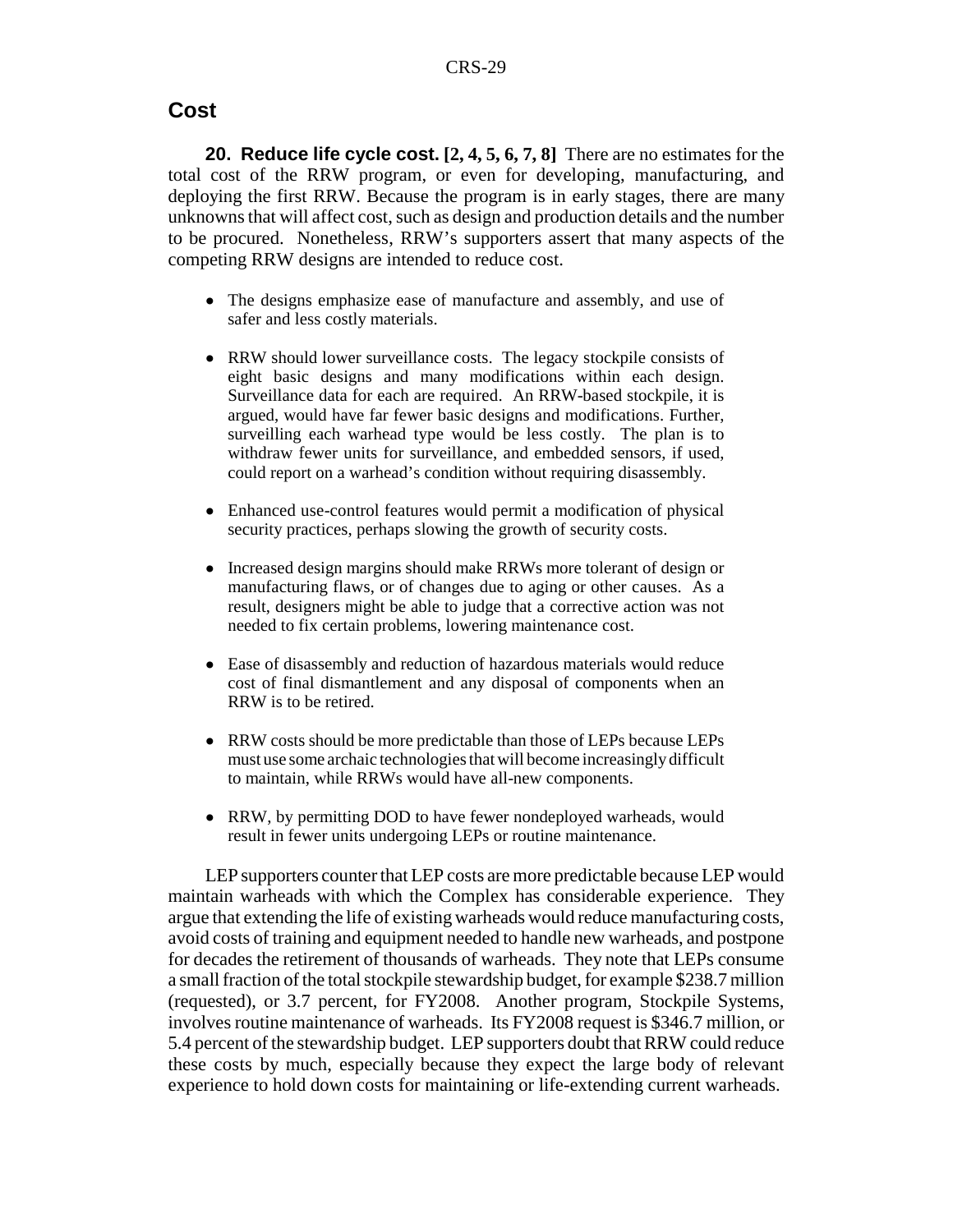## Cost

**20. Reduce life cycle cost. [2, 4, 5, 6, 7, 8]** There are no estimates for the total cost of the RRW program, or even for developing, manufacturing, and deploying the first RRW. Because the program is in early stages, there are many unknowns that will affect cost, such as design and production details and the number to be procured. Nonetheless, RRW's supporters assert that many aspects of the competing RRW designs are intended to reduce cost.

- The designs emphasize ease of manufacture and assembly, and use of safer and less costly materials.
- RRW should lower surveillance costs. The legacy stockpile consists of eight basic designs and many modifications within each design. Surveillance data for each are required. An RRW-based stockpile, it is argued, would have far fewer basic designs and modifications. Further, surveilling each warhead type would be less costly. The plan is to withdraw fewer units for surveillance, and embedded sensors, if used, could report on a warhead's condition without requiring disassembly.
- Enhanced use-control features would permit a modification of physical security practices, perhaps slowing the growth of security costs.
- Increased design margins should make RRWs more tolerant of design or manufacturing flaws, or of changes due to aging or other causes. As a result, designers might be able to judge that a corrective action was not needed to fix certain problems, lowering maintenance cost.
- Ease of disassembly and reduction of hazardous materials would reduce cost of final dismantlement and any disposal of components when an RRW is to be retired.
- RRW costs should be more predictable than those of LEPs because LEPs must use some archaic technologies that will become increasingly difficult to maintain, while RRWs would have all-new components.
- RRW, by permitting DOD to have fewer nondeployed warheads, would result in fewer units undergoing LEPs or routine maintenance.

LEP supporters counter that LEP costs are more predictable because LEP would maintain warheads with which the Complex has considerable experience. They argue that extending the life of existing warheads would reduce manufacturing costs, avoid costs of training and equipment needed to handle new warheads, and postpone for decades the retirement of thousands of warheads. They note that LEPs consume a small fraction of the total stockpile stewardship budget, for example $238.7 million (requested), or 3.7 percent, for FY2008. Another program, Stockpile Systems, involves routine maintenance of warheads. Its FY2008 request is $346.7 million, or 5.4 percent of the stewardship budget. LEP supporters doubt that RRW could reduce these costs by much, especially because they expect the large body of relevant experience to hold down costs for maintaining or life-extending current warheads.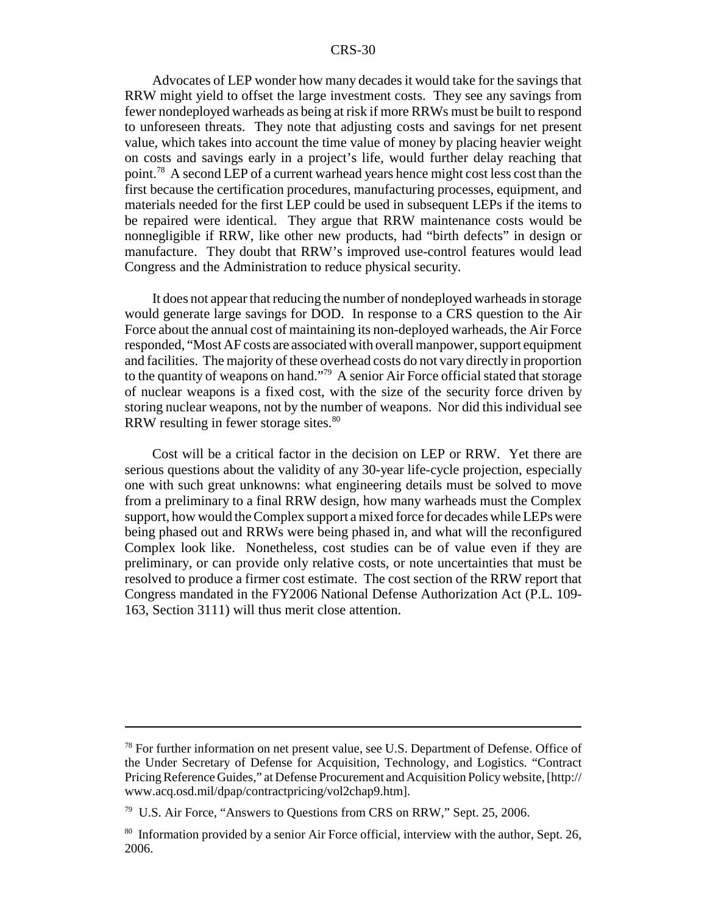Advocates of LEP wonder how many decades it would take for the savings that RRW might yield to offset the large investment costs. They see any savings from fewer nondeployed warheads as being at risk if more RRWs must be built to respond to unforeseen threats. They note that adjusting costs and savings for net present value, which takes into account the time value of money by placing heavier weight on costs and savings early in a project's life, would further delay reaching that point.[78] A second LEP of a current warhead years hence might cost less cost than the first because the certification procedures, manufacturing processes, equipment, and materials needed for the first LEP could be used in subsequent LEPs if the items to be repaired were identical. They argue that RRW maintenance costs would be nonnegligible if RRW, like other new products, had "birth defects" in design or manufacture. They doubt that RRW's improved use-control features would lead Congress and the Administration to reduce physical security.

It does not appear that reducing the number of nondeployed warheads in storage would generate large savings for DOD. In response to a CRS question to the Air Force about the annual cost of maintaining its non-deployed warheads, the Air Force responded, "Most AF costs are associated with overall manpower, support equipment and facilities. The majority of these overhead costs do not vary directly in proportion to the quantity of weapons on hand."[79] A senior Air Force official stated that storage of nuclear weapons is a fixed cost, with the size of the security force driven by storing nuclear weapons, not by the number of weapons. Nor did this individual see RRW resulting in fewer storage sites.[80]

Cost will be a critical factor in the decision on LEP or RRW. Yet there are serious questions about the validity of any 30-year life-cycle projection, especially one with such great unknowns: what engineering details must be solved to move from a preliminary to a final RRW design, how many warheads must the Complex support, how would the Complex support a mixed force for decades while LEPs were being phased out and RRWs were being phased in, and what will the reconfigured Complex look like. Nonetheless, cost studies can be of value even if they are preliminary, or can provide only relative costs, or note uncertainties that must be resolved to produce a firmer cost estimate. The cost section of the RRW report that Congress mandated in the FY2006 National Defense Authorization Act (P.L. 109-163, Section 3111) will thus merit close attention.

---

[78] For further information on net present value, see U.S. Department of Defense. Office of the Under Secretary of Defense for Acquisition, Technology, and Logistics. "Contract Pricing Reference Guides," at Defense Procurement and Acquisition Policy website, [http://www.acq.osd.mil/dpap/contractpricing/vol2chap9.htm].

[79] U.S. Air Force, "Answers to Questions from CRS on RRW," Sept. 25, 2006.

[80] Information provided by a senior Air Force official, interview with the author, Sept. 26, 2006.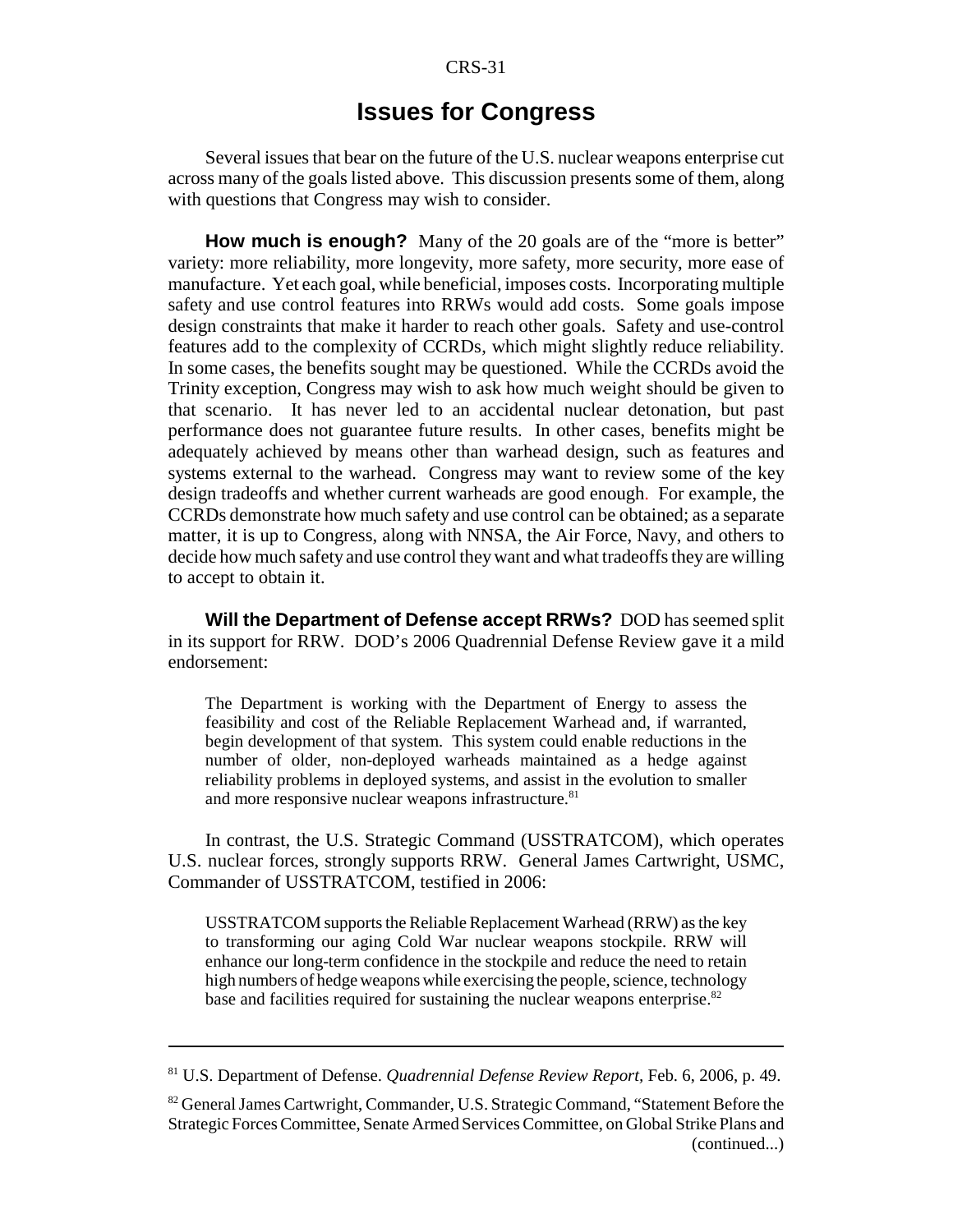# Issues for Congress

Several issues that bear on the future of the U.S. nuclear weapons enterprise cut across many of the goals listed above. This discussion presents some of them, along with questions that Congress may wish to consider.

**How much is enough?** Many of the 20 goals are of the "more is better" variety: more reliability, more longevity, more safety, more security, more ease of manufacture. Yet each goal, while beneficial, imposes costs. Incorporating multiple safety and use control features into RRWs would add costs. Some goals impose design constraints that make it harder to reach other goals. Safety and use-control features add to the complexity of CCRDs, which might slightly reduce reliability. In some cases, the benefits sought may be questioned. While the CCRDs avoid the Trinity exception, Congress may wish to ask how much weight should be given to that scenario. It has never led to an accidental nuclear detonation, but past performance does not guarantee future results. In other cases, benefits might be adequately achieved by means other than warhead design, such as features and systems external to the warhead. Congress may want to review some of the key design tradeoffs and whether current warheads are good enough. For example, the CCRDs demonstrate how much safety and use control can be obtained; as a separate matter, it is up to Congress, along with NNSA, the Air Force, Navy, and others to decide how much safety and use control they want and what tradeoffs they are willing to accept to obtain it.

**Will the Department of Defense accept RRWs?** DOD has seemed split in its support for RRW. DOD's 2006 Quadrennial Defense Review gave it a mild endorsement:

> The Department is working with the Department of Energy to assess the feasibility and cost of the Reliable Replacement Warhead and, if warranted, begin development of that system. This system could enable reductions in the number of older, non-deployed warheads maintained as a hedge against reliability problems in deployed systems, and assist in the evolution to smaller and more responsive nuclear weapons infrastructure.[81]

In contrast, the U.S. Strategic Command (USSTRATCOM), which operates U.S. nuclear forces, strongly supports RRW. General James Cartwright, USMC, Commander of USSTRATCOM, testified in 2006:

> USSTRATCOM supports the Reliable Replacement Warhead (RRW) as the key to transforming our aging Cold War nuclear weapons stockpile. RRW will enhance our long-term confidence in the stockpile and reduce the need to retain high numbers of hedge weapons while exercising the people, science, technology base and facilities required for sustaining the nuclear weapons enterprise.[82]

---

[81] U.S. Department of Defense. *Quadrennial Defense Review Report*, Feb. 6, 2006, p. 49.

[82] General James Cartwright, Commander, U.S. Strategic Command, "Statement Before the Strategic Forces Committee, Senate Armed Services Committee, on Global Strike Plans and (continued...)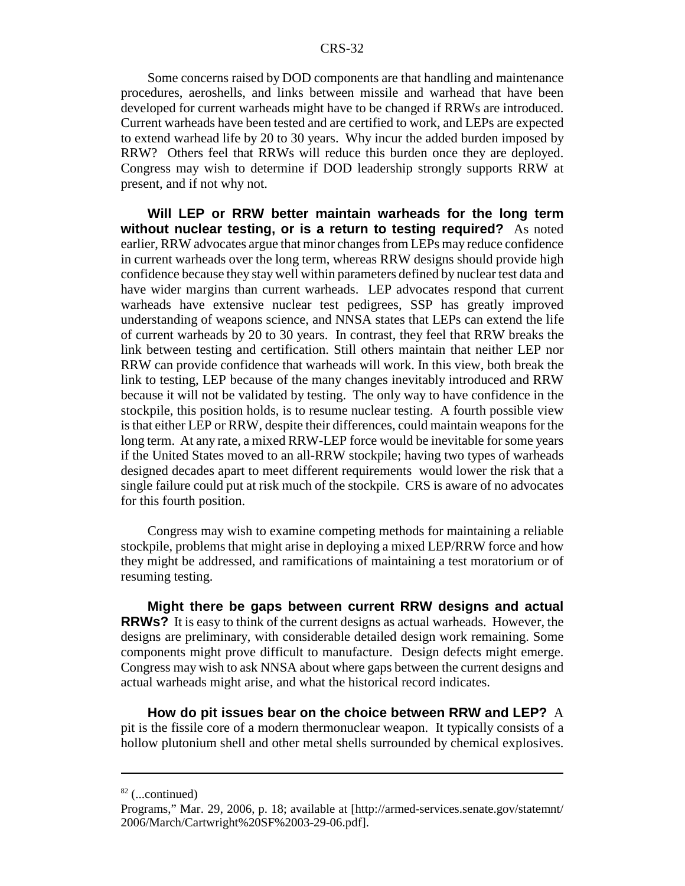Some concerns raised by DOD components are that handling and maintenance procedures, aeroshells, and links between missile and warhead that have been developed for current warheads might have to be changed if RRWs are introduced. Current warheads have been tested and are certified to work, and LEPs are expected to extend warhead life by 20 to 30 years. Why incur the added burden imposed by RRW? Others feel that RRWs will reduce this burden once they are deployed. Congress may wish to determine if DOD leadership strongly supports RRW at present, and if not why not.

**Will LEP or RRW better maintain warheads for the long term without nuclear testing, or is a return to testing required?** As noted earlier, RRW advocates argue that minor changes from LEPs may reduce confidence in current warheads over the long term, whereas RRW designs should provide high confidence because they stay well within parameters defined by nuclear test data and have wider margins than current warheads. LEP advocates respond that current warheads have extensive nuclear test pedigrees, SSP has greatly improved understanding of weapons science, and NNSA states that LEPs can extend the life of current warheads by 20 to 30 years. In contrast, they feel that RRW breaks the link between testing and certification. Still others maintain that neither LEP nor RRW can provide confidence that warheads will work. In this view, both break the link to testing, LEP because of the many changes inevitably introduced and RRW because it will not be validated by testing. The only way to have confidence in the stockpile, this position holds, is to resume nuclear testing. A fourth possible view is that either LEP or RRW, despite their differences, could maintain weapons for the long term. At any rate, a mixed RRW-LEP force would be inevitable for some years if the United States moved to an all-RRW stockpile; having two types of warheads designed decades apart to meet different requirements would lower the risk that a single failure could put at risk much of the stockpile. CRS is aware of no advocates for this fourth position.

Congress may wish to examine competing methods for maintaining a reliable stockpile, problems that might arise in deploying a mixed LEP/RRW force and how they might be addressed, and ramifications of maintaining a test moratorium or of resuming testing.

**Might there be gaps between current RRW designs and actual RRWs?** It is easy to think of the current designs as actual warheads. However, the designs are preliminary, with considerable detailed design work remaining. Some components might prove difficult to manufacture. Design defects might emerge. Congress may wish to ask NNSA about where gaps between the current designs and actual warheads might arise, and what the historical record indicates.

**How do pit issues bear on the choice between RRW and LEP?** A pit is the fissile core of a modern thermonuclear weapon. It typically consists of a hollow plutonium shell and other metal shells surrounded by chemical explosives.

---

[82] (...continued)

Programs," Mar. 29, 2006, p. 18; available at [http://armed-services.senate.gov/statemnt/2006/March/Cartwright%20SF%2003-29-06.pdf].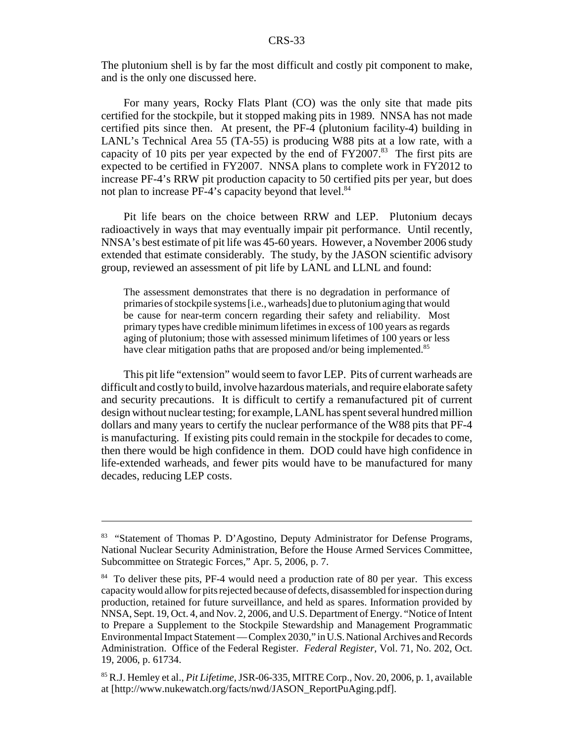The plutonium shell is by far the most difficult and costly pit component to make, and is the only one discussed here.

For many years, Rocky Flats Plant (CO) was the only site that made pits certified for the stockpile, but it stopped making pits in 1989. NNSA has not made certified pits since then. At present, the PF-4 (plutonium facility-4) building in LANL's Technical Area 55 (TA-55) is producing W88 pits at a low rate, with a capacity of 10 pits per year expected by the end of FY2007.[83] The first pits are expected to be certified in FY2007. NNSA plans to complete work in FY2012 to increase PF-4's RRW pit production capacity to 50 certified pits per year, but does not plan to increase PF-4's capacity beyond that level.[84]

Pit life bears on the choice between RRW and LEP. Plutonium decays radioactively in ways that may eventually impair pit performance. Until recently, NNSA's best estimate of pit life was 45-60 years. However, a November 2006 study extended that estimate considerably. The study, by the JASON scientific advisory group, reviewed an assessment of pit life by LANL and LLNL and found:

> The assessment demonstrates that there is no degradation in performance of primaries of stockpile systems [i.e., warheads] due to plutonium aging that would be cause for near-term concern regarding their safety and reliability. Most primary types have credible minimum lifetimes in excess of 100 years as regards aging of plutonium; those with assessed minimum lifetimes of 100 years or less have clear mitigation paths that are proposed and/or being implemented.[85]

This pit life "extension" would seem to favor LEP. Pits of current warheads are difficult and costly to build, involve hazardous materials, and require elaborate safety and security precautions. It is difficult to certify a remanufactured pit of current design without nuclear testing; for example, LANL has spent several hundred million dollars and many years to certify the nuclear performance of the W88 pits that PF-4 is manufacturing. If existing pits could remain in the stockpile for decades to come, then there would be high confidence in them. DOD could have high confidence in life-extended warheads, and fewer pits would have to be manufactured for many decades, reducing LEP costs.

---

[83] "Statement of Thomas P. D'Agostino, Deputy Administrator for Defense Programs, National Nuclear Security Administration, Before the House Armed Services Committee, Subcommittee on Strategic Forces," Apr. 5, 2006, p. 7.

[84] To deliver these pits, PF-4 would need a production rate of 80 per year. This excess capacity would allow for pits rejected because of defects, disassembled for inspection during production, retained for future surveillance, and held as spares. Information provided by NNSA, Sept. 19, Oct. 4, and Nov. 2, 2006, and U.S. Department of Energy. "Notice of Intent to Prepare a Supplement to the Stockpile Stewardship and Management Programmatic Environmental Impact Statement — Complex 2030," in U.S. National Archives and Records Administration. Office of the Federal Register. *Federal Register,* Vol. 71, No. 202, Oct. 19, 2006, p. 61734.

[85] R.J. Hemley et al., *Pit Lifetime,* JSR-06-335, MITRE Corp., Nov. 20, 2006, p. 1, available at [http://www.nukewatch.org/facts/nwd/JASON_ReportPuAging.pdf].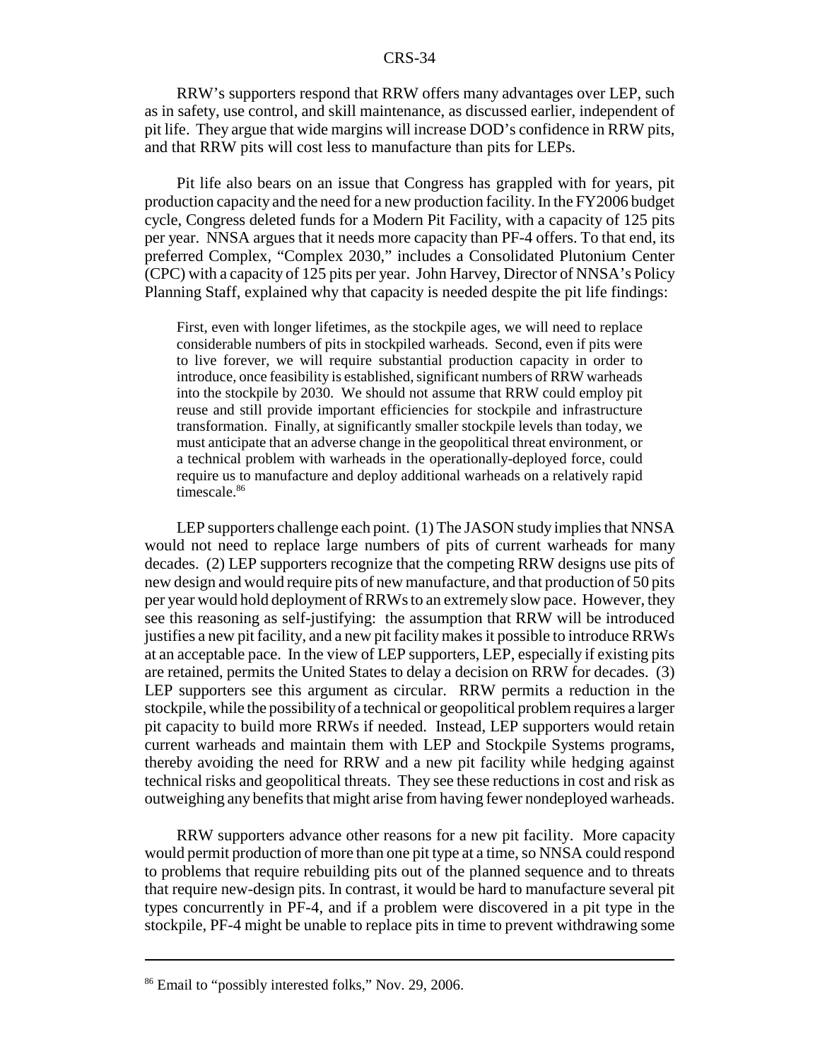RRW's supporters respond that RRW offers many advantages over LEP, such as in safety, use control, and skill maintenance, as discussed earlier, independent of pit life. They argue that wide margins will increase DOD's confidence in RRW pits, and that RRW pits will cost less to manufacture than pits for LEPs.

Pit life also bears on an issue that Congress has grappled with for years, pit production capacity and the need for a new production facility. In the FY2006 budget cycle, Congress deleted funds for a Modern Pit Facility, with a capacity of 125 pits per year. NNSA argues that it needs more capacity than PF-4 offers. To that end, its preferred Complex, "Complex 2030," includes a Consolidated Plutonium Center (CPC) with a capacity of 125 pits per year. John Harvey, Director of NNSA's Policy Planning Staff, explained why that capacity is needed despite the pit life findings:

> First, even with longer lifetimes, as the stockpile ages, we will need to replace considerable numbers of pits in stockpiled warheads. Second, even if pits were to live forever, we will require substantial production capacity in order to introduce, once feasibility is established, significant numbers of RRW warheads into the stockpile by 2030. We should not assume that RRW could employ pit reuse and still provide important efficiencies for stockpile and infrastructure transformation. Finally, at significantly smaller stockpile levels than today, we must anticipate that an adverse change in the geopolitical threat environment, or a technical problem with warheads in the operationally-deployed force, could require us to manufacture and deploy additional warheads on a relatively rapid timescale.[86]

LEP supporters challenge each point. (1) The JASON study implies that NNSA would not need to replace large numbers of pits of current warheads for many decades. (2) LEP supporters recognize that the competing RRW designs use pits of new design and would require pits of new manufacture, and that production of 50 pits per year would hold deployment of RRWs to an extremely slow pace. However, they see this reasoning as self-justifying: the assumption that RRW will be introduced justifies a new pit facility, and a new pit facility makes it possible to introduce RRWs at an acceptable pace. In the view of LEP supporters, LEP, especially if existing pits are retained, permits the United States to delay a decision on RRW for decades. (3) LEP supporters see this argument as circular. RRW permits a reduction in the stockpile, while the possibility of a technical or geopolitical problem requires a larger pit capacity to build more RRWs if needed. Instead, LEP supporters would retain current warheads and maintain them with LEP and Stockpile Systems programs, thereby avoiding the need for RRW and a new pit facility while hedging against technical risks and geopolitical threats. They see these reductions in cost and risk as outweighing any benefits that might arise from having fewer nondeployed warheads.

RRW supporters advance other reasons for a new pit facility. More capacity would permit production of more than one pit type at a time, so NNSA could respond to problems that require rebuilding pits out of the planned sequence and to threats that require new-design pits. In contrast, it would be hard to manufacture several pit types concurrently in PF-4, and if a problem were discovered in a pit type in the stockpile, PF-4 might be unable to replace pits in time to prevent withdrawing some

---

[86] Email to "possibly interested folks," Nov. 29, 2006.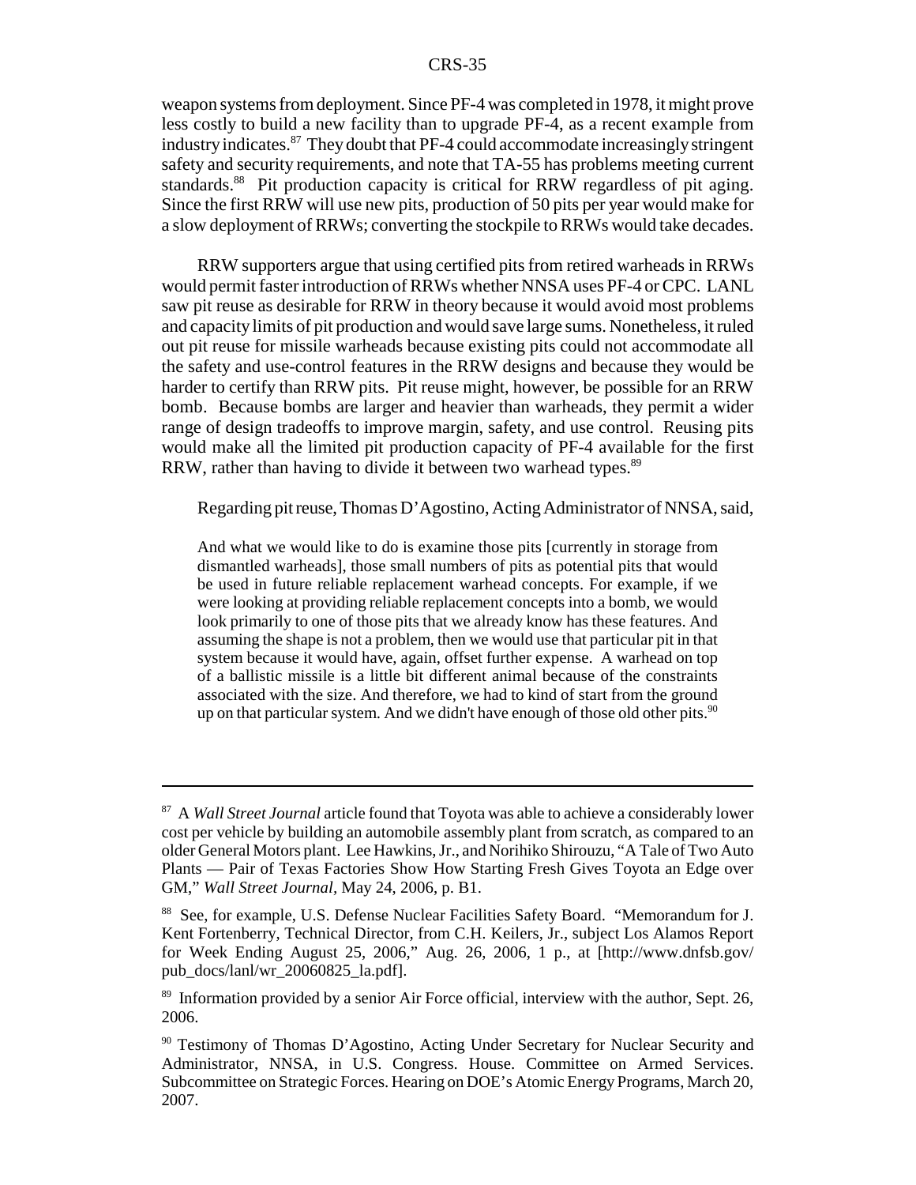weapon systems from deployment. Since PF-4 was completed in 1978, it might prove less costly to build a new facility than to upgrade PF-4, as a recent example from industry indicates.[87] They doubt that PF-4 could accommodate increasingly stringent safety and security requirements, and note that TA-55 has problems meeting current standards.[88] Pit production capacity is critical for RRW regardless of pit aging. Since the first RRW will use new pits, production of 50 pits per year would make for a slow deployment of RRWs; converting the stockpile to RRWs would take decades.

RRW supporters argue that using certified pits from retired warheads in RRWs would permit faster introduction of RRWs whether NNSA uses PF-4 or CPC. LANL saw pit reuse as desirable for RRW in theory because it would avoid most problems and capacity limits of pit production and would save large sums. Nonetheless, it ruled out pit reuse for missile warheads because existing pits could not accommodate all the safety and use-control features in the RRW designs and because they would be harder to certify than RRW pits. Pit reuse might, however, be possible for an RRW bomb. Because bombs are larger and heavier than warheads, they permit a wider range of design tradeoffs to improve margin, safety, and use control. Reusing pits would make all the limited pit production capacity of PF-4 available for the first RRW, rather than having to divide it between two warhead types.[89]

Regarding pit reuse, Thomas D'Agostino, Acting Administrator of NNSA, said,

> And what we would like to do is examine those pits [currently in storage from dismantled warheads], those small numbers of pits as potential pits that would be used in future reliable replacement warhead concepts. For example, if we were looking at providing reliable replacement concepts into a bomb, we would look primarily to one of those pits that we already know has these features. And assuming the shape is not a problem, then we would use that particular pit in that system because it would have, again, offset further expense. A warhead on top of a ballistic missile is a little bit different animal because of the constraints associated with the size. And therefore, we had to kind of start from the ground up on that particular system. And we didn't have enough of those old other pits.[90]

---

[87] A *Wall Street Journal* article found that Toyota was able to achieve a considerably lower cost per vehicle by building an automobile assembly plant from scratch, as compared to an older General Motors plant. Lee Hawkins, Jr., and Norihiko Shirouzu, "A Tale of Two Auto Plants — Pair of Texas Factories Show How Starting Fresh Gives Toyota an Edge over GM," *Wall Street Journal*, May 24, 2006, p. B1.

[88] See, for example, U.S. Defense Nuclear Facilities Safety Board. "Memorandum for J. Kent Fortenberry, Technical Director, from C.H. Keilers, Jr., subject Los Alamos Report for Week Ending August 25, 2006," Aug. 26, 2006, 1 p., at [http://www.dnfsb.gov/pub_docs/lanl/wr_20060825_la.pdf].

[89] Information provided by a senior Air Force official, interview with the author, Sept. 26, 2006.

[90] Testimony of Thomas D'Agostino, Acting Under Secretary for Nuclear Security and Administrator, NNSA, in U.S. Congress. House. Committee on Armed Services. Subcommittee on Strategic Forces. Hearing on DOE's Atomic Energy Programs, March 20, 2007.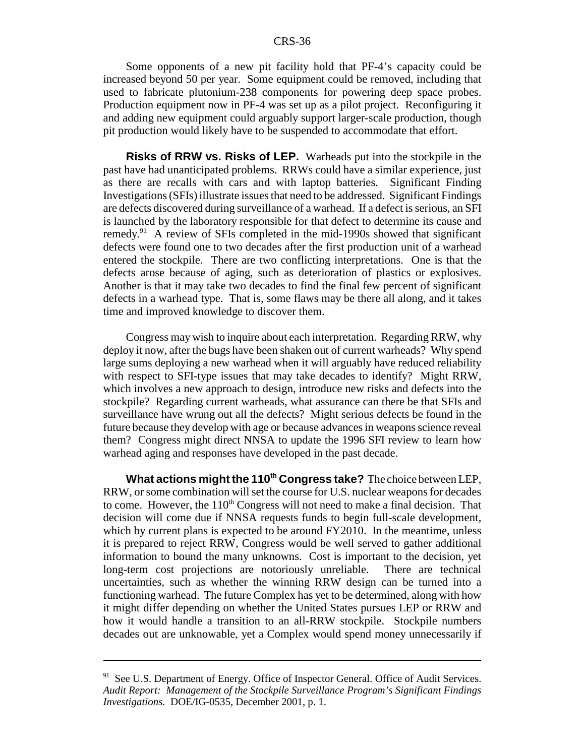Some opponents of a new pit facility hold that PF-4's capacity could be increased beyond 50 per year. Some equipment could be removed, including that used to fabricate plutonium-238 components for powering deep space probes. Production equipment now in PF-4 was set up as a pilot project. Reconfiguring it and adding new equipment could arguably support larger-scale production, though pit production would likely have to be suspended to accommodate that effort.

**Risks of RRW vs. Risks of LEP.** Warheads put into the stockpile in the past have had unanticipated problems. RRWs could have a similar experience, just as there are recalls with cars and with laptop batteries. Significant Finding Investigations (SFIs) illustrate issues that need to be addressed. Significant Findings are defects discovered during surveillance of a warhead. If a defect is serious, an SFI is launched by the laboratory responsible for that defect to determine its cause and remedy.[91] A review of SFIs completed in the mid-1990s showed that significant defects were found one to two decades after the first production unit of a warhead entered the stockpile. There are two conflicting interpretations. One is that the defects arose because of aging, such as deterioration of plastics or explosives. Another is that it may take two decades to find the final few percent of significant defects in a warhead type. That is, some flaws may be there all along, and it takes time and improved knowledge to discover them.

Congress may wish to inquire about each interpretation. Regarding RRW, why deploy it now, after the bugs have been shaken out of current warheads? Why spend large sums deploying a new warhead when it will arguably have reduced reliability with respect to SFI-type issues that may take decades to identify? Might RRW, which involves a new approach to design, introduce new risks and defects into the stockpile? Regarding current warheads, what assurance can there be that SFIs and surveillance have wrung out all the defects? Might serious defects be found in the future because they develop with age or because advances in weapons science reveal them? Congress might direct NNSA to update the 1996 SFI review to learn how warhead aging and responses have developed in the past decade.

**What actions might the 110th Congress take?** The choice between LEP, RRW, or some combination will set the course for U.S. nuclear weapons for decades to come. However, the 110th Congress will not need to make a final decision. That decision will come due if NNSA requests funds to begin full-scale development, which by current plans is expected to be around FY2010. In the meantime, unless it is prepared to reject RRW, Congress would be well served to gather additional information to bound the many unknowns. Cost is important to the decision, yet long-term cost projections are notoriously unreliable. There are technical uncertainties, such as whether the winning RRW design can be turned into a functioning warhead. The future Complex has yet to be determined, along with how it might differ depending on whether the United States pursues LEP or RRW and how it would handle a transition to an all-RRW stockpile. Stockpile numbers decades out are unknowable, yet a Complex would spend money unnecessarily if

---

[91] See U.S. Department of Energy. Office of Inspector General. Office of Audit Services. *Audit Report: Management of the Stockpile Surveillance Program's Significant Findings Investigations.* DOE/IG-0535, December 2001, p. 1.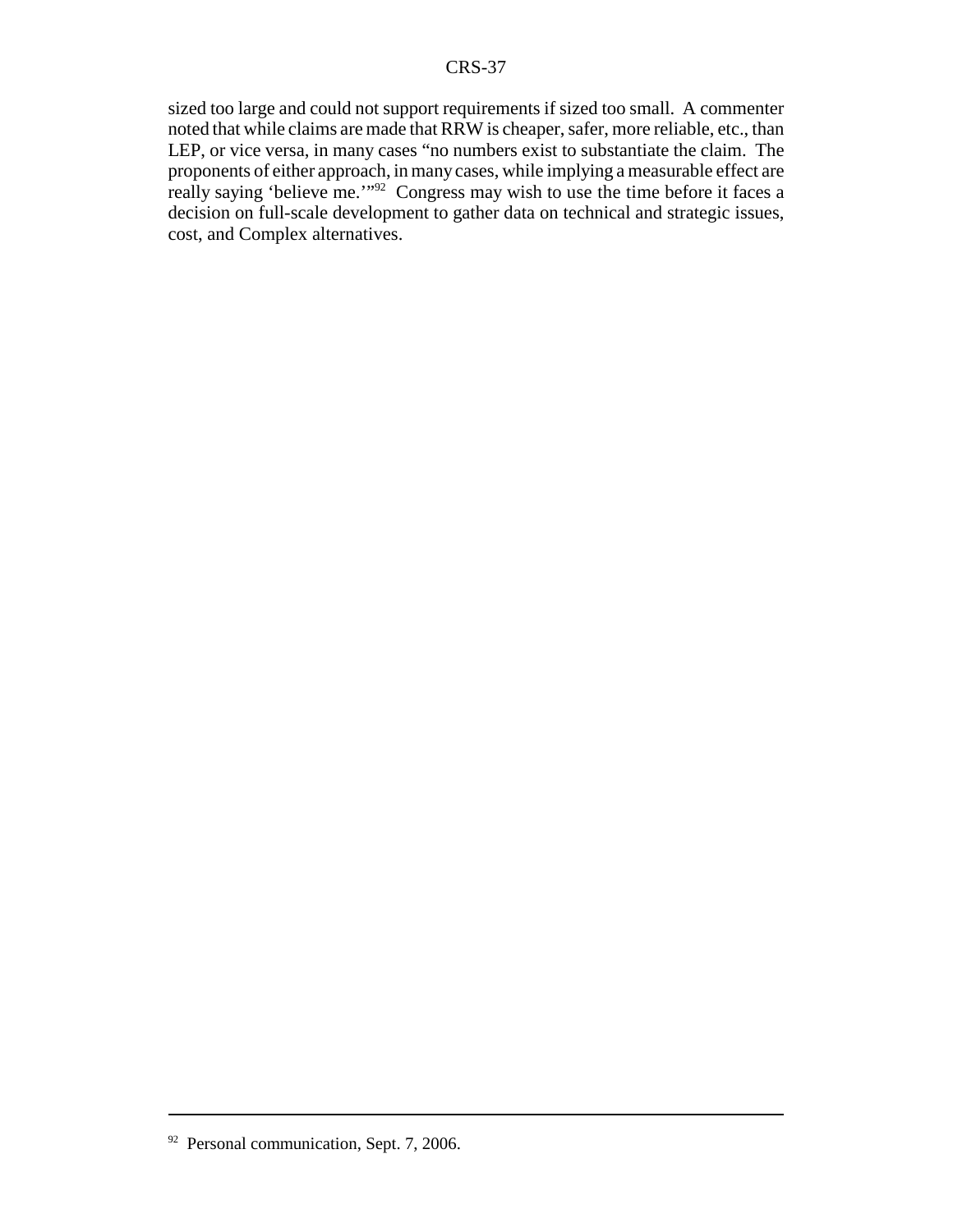sized too large and could not support requirements if sized too small. A commenter noted that while claims are made that RRW is cheaper, safer, more reliable, etc., than LEP, or vice versa, in many cases "no numbers exist to substantiate the claim. The proponents of either approach, in many cases, while implying a measurable effect are really saying 'believe me.'"[92] Congress may wish to use the time before it faces a decision on full-scale development to gather data on technical and strategic issues, cost, and Complex alternatives.

---

[92] Personal communication, Sept. 7, 2006.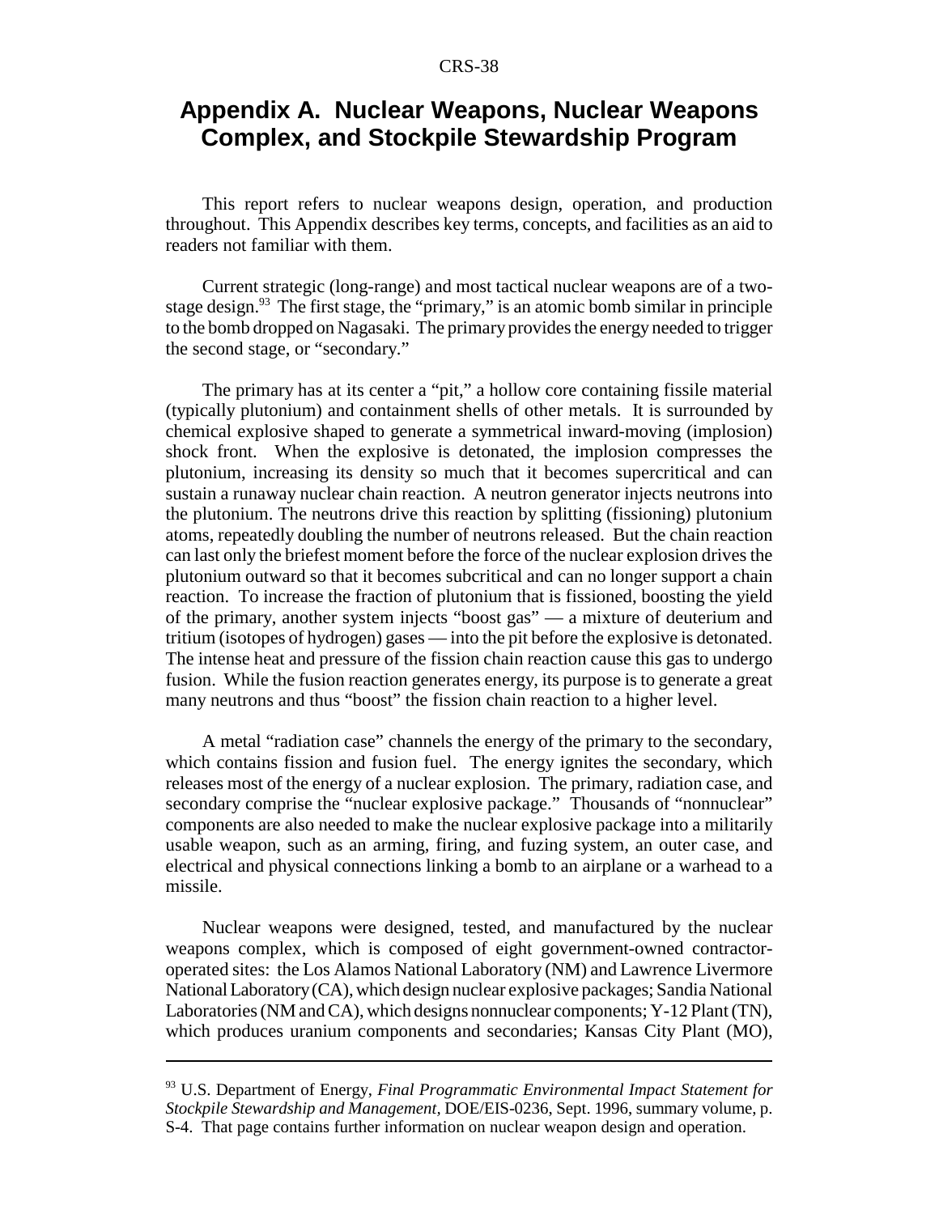# Appendix A. Nuclear Weapons, Nuclear Weapons Complex, and Stockpile Stewardship Program

This report refers to nuclear weapons design, operation, and production throughout. This Appendix describes key terms, concepts, and facilities as an aid to readers not familiar with them.

Current strategic (long-range) and most tactical nuclear weapons are of a two-stage design.[93] The first stage, the "primary," is an atomic bomb similar in principle to the bomb dropped on Nagasaki. The primary provides the energy needed to trigger the second stage, or "secondary."

The primary has at its center a "pit," a hollow core containing fissile material (typically plutonium) and containment shells of other metals. It is surrounded by chemical explosive shaped to generate a symmetrical inward-moving (implosion) shock front. When the explosive is detonated, the implosion compresses the plutonium, increasing its density so much that it becomes supercritical and can sustain a runaway nuclear chain reaction. A neutron generator injects neutrons into the plutonium. The neutrons drive this reaction by splitting (fissioning) plutonium atoms, repeatedly doubling the number of neutrons released. But the chain reaction can last only the briefest moment before the force of the nuclear explosion drives the plutonium outward so that it becomes subcritical and can no longer support a chain reaction. To increase the fraction of plutonium that is fissioned, boosting the yield of the primary, another system injects "boost gas" — a mixture of deuterium and tritium (isotopes of hydrogen) gases — into the pit before the explosive is detonated. The intense heat and pressure of the fission chain reaction cause this gas to undergo fusion. While the fusion reaction generates energy, its purpose is to generate a great many neutrons and thus "boost" the fission chain reaction to a higher level.

A metal "radiation case" channels the energy of the primary to the secondary, which contains fission and fusion fuel. The energy ignites the secondary, which releases most of the energy of a nuclear explosion. The primary, radiation case, and secondary comprise the "nuclear explosive package." Thousands of "nonnuclear" components are also needed to make the nuclear explosive package into a militarily usable weapon, such as an arming, firing, and fuzing system, an outer case, and electrical and physical connections linking a bomb to an airplane or a warhead to a missile.

Nuclear weapons were designed, tested, and manufactured by the nuclear weapons complex, which is composed of eight government-owned contractor-operated sites: the Los Alamos National Laboratory (NM) and Lawrence Livermore National Laboratory (CA), which design nuclear explosive packages; Sandia National Laboratories (NM and CA), which designs nonnuclear components; Y-12 Plant (TN), which produces uranium components and secondaries; Kansas City Plant (MO),

---

[93] U.S. Department of Energy, *Final Programmatic Environmental Impact Statement for Stockpile Stewardship and Management,* DOE/EIS-0236, Sept. 1996, summary volume, p. S-4. That page contains further information on nuclear weapon design and operation.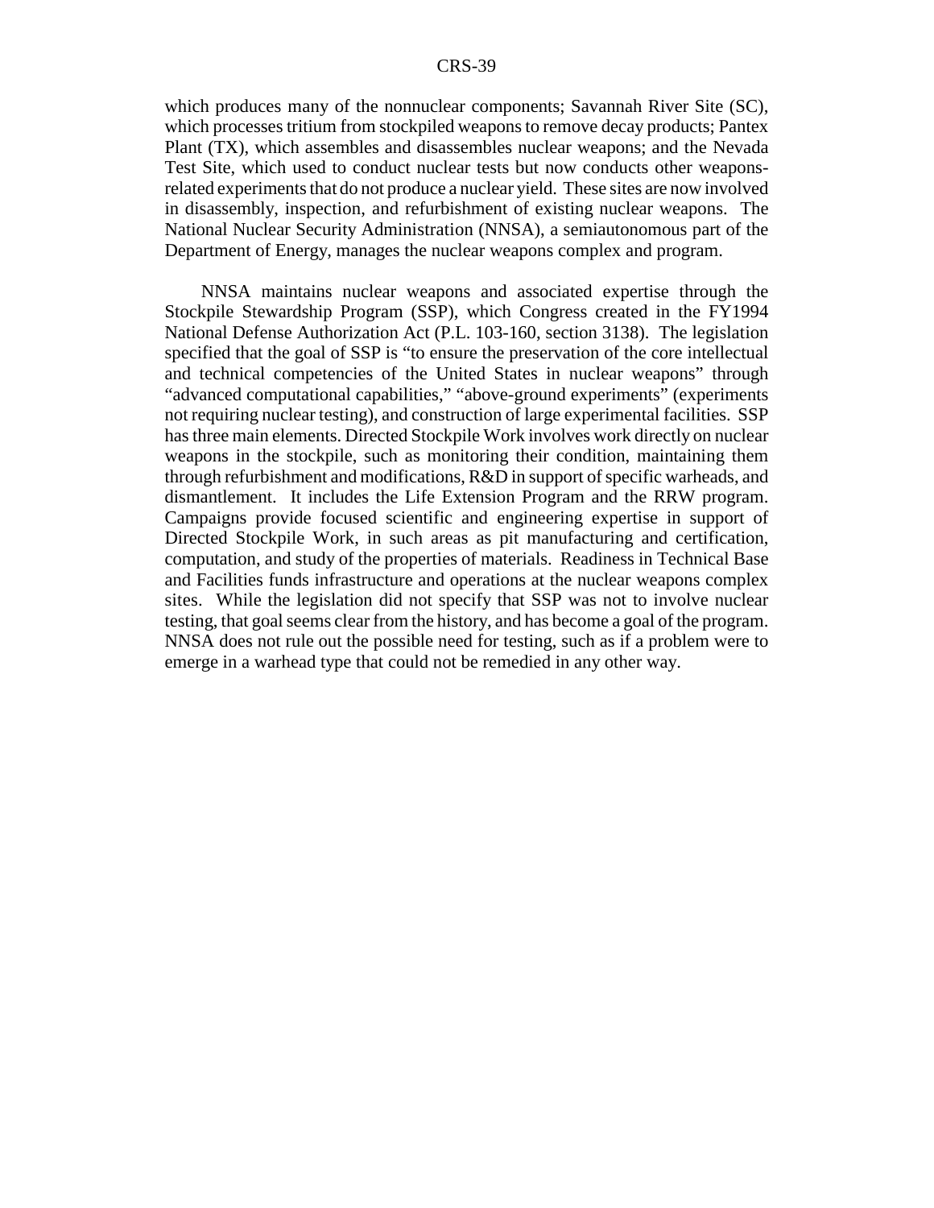which produces many of the nonnuclear components; Savannah River Site (SC), which processes tritium from stockpiled weapons to remove decay products; Pantex Plant (TX), which assembles and disassembles nuclear weapons; and the Nevada Test Site, which used to conduct nuclear tests but now conducts other weapons-related experiments that do not produce a nuclear yield. These sites are now involved in disassembly, inspection, and refurbishment of existing nuclear weapons. The National Nuclear Security Administration (NNSA), a semiautonomous part of the Department of Energy, manages the nuclear weapons complex and program.

NNSA maintains nuclear weapons and associated expertise through the Stockpile Stewardship Program (SSP), which Congress created in the FY1994 National Defense Authorization Act (P.L. 103-160, section 3138). The legislation specified that the goal of SSP is "to ensure the preservation of the core intellectual and technical competencies of the United States in nuclear weapons" through "advanced computational capabilities," "above-ground experiments" (experiments not requiring nuclear testing), and construction of large experimental facilities. SSP has three main elements. Directed Stockpile Work involves work directly on nuclear weapons in the stockpile, such as monitoring their condition, maintaining them through refurbishment and modifications, R&D in support of specific warheads, and dismantlement. It includes the Life Extension Program and the RRW program. Campaigns provide focused scientific and engineering expertise in support of Directed Stockpile Work, in such areas as pit manufacturing and certification, computation, and study of the properties of materials. Readiness in Technical Base and Facilities funds infrastructure and operations at the nuclear weapons complex sites. While the legislation did not specify that SSP was not to involve nuclear testing, that goal seems clear from the history, and has become a goal of the program. NNSA does not rule out the possible need for testing, such as if a problem were to emerge in a warhead type that could not be remedied in any other way.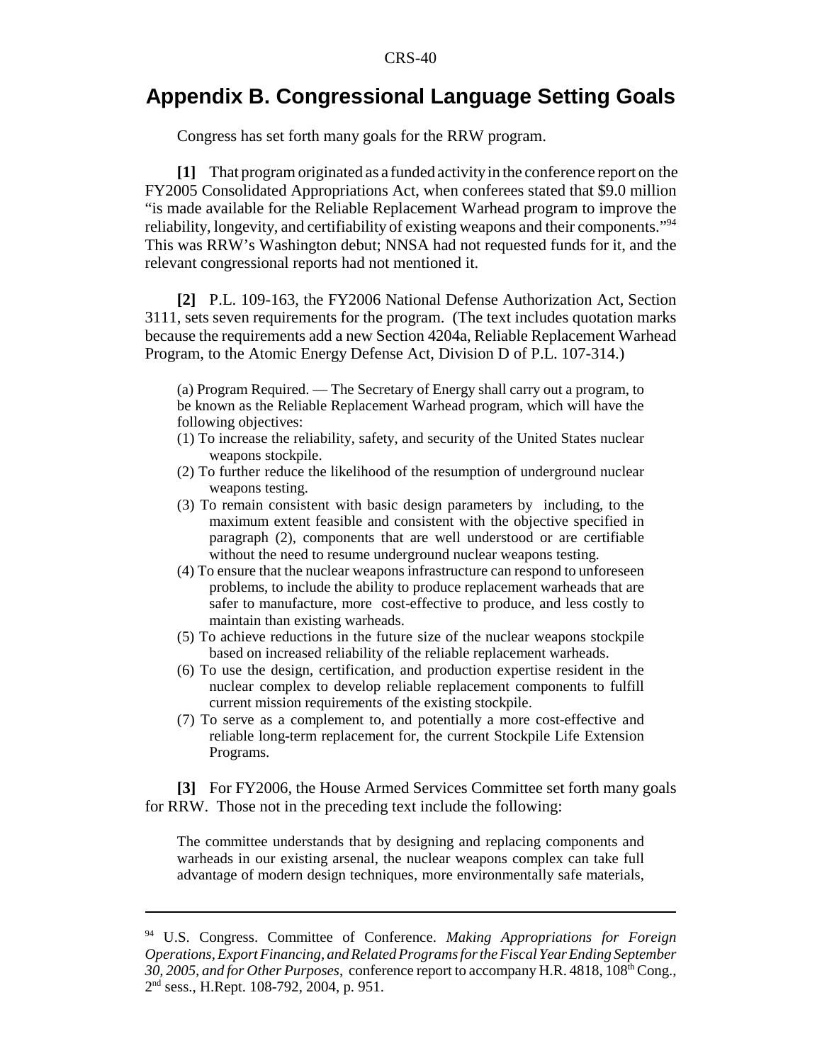## Appendix B. Congressional Language Setting Goals

Congress has set forth many goals for the RRW program.

**[1]** That program originated as a funded activity in the conference report on the FY2005 Consolidated Appropriations Act, when conferees stated that $9.0 million "is made available for the Reliable Replacement Warhead program to improve the reliability, longevity, and certifiability of existing weapons and their components."[94] This was RRW's Washington debut; NNSA had not requested funds for it, and the relevant congressional reports had not mentioned it.

**[2]** P.L. 109-163, the FY2006 National Defense Authorization Act, Section 3111, sets seven requirements for the program. (The text includes quotation marks because the requirements add a new Section 4204a, Reliable Replacement Warhead Program, to the Atomic Energy Defense Act, Division D of P.L. 107-314.)

> (a) Program Required. — The Secretary of Energy shall carry out a program, to be known as the Reliable Replacement Warhead program, which will have the following objectives:
>
> (1) To increase the reliability, safety, and security of the United States nuclear weapons stockpile.
>
> (2) To further reduce the likelihood of the resumption of underground nuclear weapons testing.
>
> (3) To remain consistent with basic design parameters by including, to the maximum extent feasible and consistent with the objective specified in paragraph (2), components that are well understood or are certifiable without the need to resume underground nuclear weapons testing.
>
> (4) To ensure that the nuclear weapons infrastructure can respond to unforeseen problems, to include the ability to produce replacement warheads that are safer to manufacture, more cost-effective to produce, and less costly to maintain than existing warheads.
>
> (5) To achieve reductions in the future size of the nuclear weapons stockpile based on increased reliability of the reliable replacement warheads.
>
> (6) To use the design, certification, and production expertise resident in the nuclear complex to develop reliable replacement components to fulfill current mission requirements of the existing stockpile.
>
> (7) To serve as a complement to, and potentially a more cost-effective and reliable long-term replacement for, the current Stockpile Life Extension Programs.

**[3]** For FY2006, the House Armed Services Committee set forth many goals for RRW. Those not in the preceding text include the following:

> The committee understands that by designing and replacing components and warheads in our existing arsenal, the nuclear weapons complex can take full advantage of modern design techniques, more environmentally safe materials,

---

[94] U.S. Congress. Committee of Conference. *Making Appropriations for Foreign Operations, Export Financing, and Related Programs for the Fiscal Year Ending September 30, 2005, and for Other Purposes*, conference report to accompany H.R. 4818, 108th Cong., 2nd sess., H.Rept. 108-792, 2004, p. 951.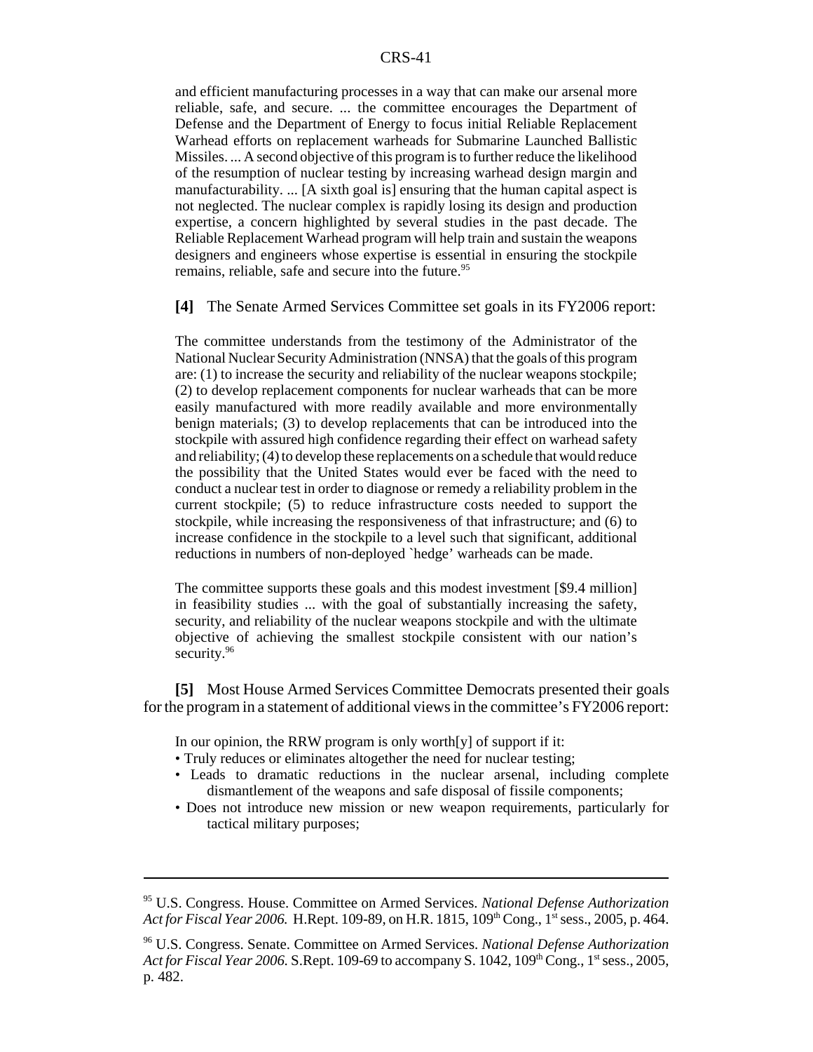> and efficient manufacturing processes in a way that can make our arsenal more reliable, safe, and secure. ... the committee encourages the Department of Defense and the Department of Energy to focus initial Reliable Replacement Warhead efforts on replacement warheads for Submarine Launched Ballistic Missiles. ... A second objective of this program is to further reduce the likelihood of the resumption of nuclear testing by increasing warhead design margin and manufacturability. ... [A sixth goal is] ensuring that the human capital aspect is not neglected. The nuclear complex is rapidly losing its design and production expertise, a concern highlighted by several studies in the past decade. The Reliable Replacement Warhead program will help train and sustain the weapons designers and engineers whose expertise is essential in ensuring the stockpile remains, reliable, safe and secure into the future.[95]

**[4]** The Senate Armed Services Committee set goals in its FY2006 report:

> The committee understands from the testimony of the Administrator of the National Nuclear Security Administration (NNSA) that the goals of this program are: (1) to increase the security and reliability of the nuclear weapons stockpile; (2) to develop replacement components for nuclear warheads that can be more easily manufactured with more readily available and more environmentally benign materials; (3) to develop replacements that can be introduced into the stockpile with assured high confidence regarding their effect on warhead safety and reliability; (4) to develop these replacements on a schedule that would reduce the possibility that the United States would ever be faced with the need to conduct a nuclear test in order to diagnose or remedy a reliability problem in the current stockpile; (5) to reduce infrastructure costs needed to support the stockpile, while increasing the responsiveness of that infrastructure; and (6) to increase confidence in the stockpile to a level such that significant, additional reductions in numbers of non-deployed `hedge' warheads can be made.
>
> The committee supports these goals and this modest investment [$9.4 million] in feasibility studies ... with the goal of substantially increasing the safety, security, and reliability of the nuclear weapons stockpile and with the ultimate objective of achieving the smallest stockpile consistent with our nation's security.[96]

**[5]** Most House Armed Services Committee Democrats presented their goals for the program in a statement of additional views in the committee's FY2006 report:

> In our opinion, the RRW program is only worth[y] of support if it:
> - Truly reduces or eliminates altogether the need for nuclear testing;
> - Leads to dramatic reductions in the nuclear arsenal, including complete dismantlement of the weapons and safe disposal of fissile components;
> - Does not introduce new mission or new weapon requirements, particularly for tactical military purposes;

---

[95] U.S. Congress. House. Committee on Armed Services. *National Defense Authorization Act for Fiscal Year 2006.* H.Rept. 109-89, on H.R. 1815, 109th Cong., 1st sess., 2005, p. 464.

[96] U.S. Congress. Senate. Committee on Armed Services. *National Defense Authorization Act for Fiscal Year 2006.* S.Rept. 109-69 to accompany S. 1042, 109th Cong., 1st sess., 2005, p. 482.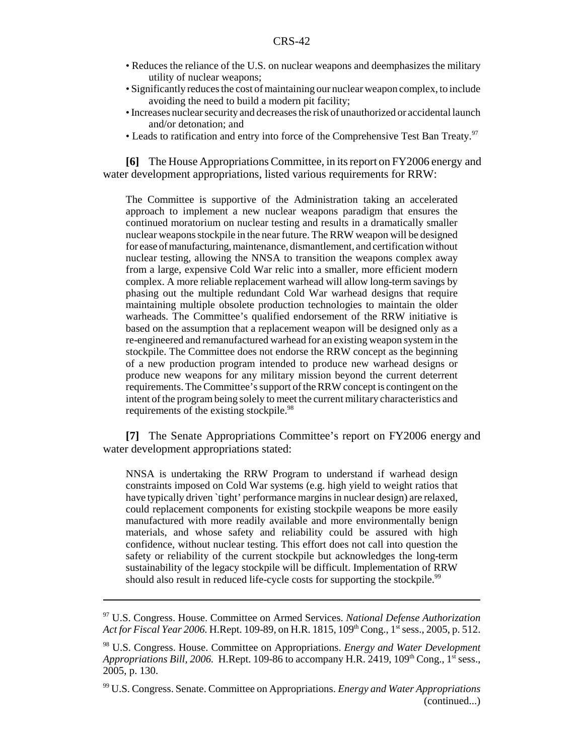- Reduces the reliance of the U.S. on nuclear weapons and deemphasizes the military utility of nuclear weapons;
- Significantly reduces the cost of maintaining our nuclear weapon complex, to include avoiding the need to build a modern pit facility;
- Increases nuclear security and decreases the risk of unauthorized or accidental launch and/or detonation; and
- Leads to ratification and entry into force of the Comprehensive Test Ban Treaty.[97]

**[6]** The House Appropriations Committee, in its report on FY2006 energy and water development appropriations, listed various requirements for RRW:

> The Committee is supportive of the Administration taking an accelerated approach to implement a new nuclear weapons paradigm that ensures the continued moratorium on nuclear testing and results in a dramatically smaller nuclear weapons stockpile in the near future. The RRW weapon will be designed for ease of manufacturing, maintenance, dismantlement, and certification without nuclear testing, allowing the NNSA to transition the weapons complex away from a large, expensive Cold War relic into a smaller, more efficient modern complex. A more reliable replacement warhead will allow long-term savings by phasing out the multiple redundant Cold War warhead designs that require maintaining multiple obsolete production technologies to maintain the older warheads. The Committee's qualified endorsement of the RRW initiative is based on the assumption that a replacement weapon will be designed only as a re-engineered and remanufactured warhead for an existing weapon system in the stockpile. The Committee does not endorse the RRW concept as the beginning of a new production program intended to produce new warhead designs or produce new weapons for any military mission beyond the current deterrent requirements. The Committee's support of the RRW concept is contingent on the intent of the program being solely to meet the current military characteristics and requirements of the existing stockpile.[98]

**[7]** The Senate Appropriations Committee's report on FY2006 energy and water development appropriations stated:

> NNSA is undertaking the RRW Program to understand if warhead design constraints imposed on Cold War systems (e.g. high yield to weight ratios that have typically driven `tight' performance margins in nuclear design) are relaxed, could replacement components for existing stockpile weapons be more easily manufactured with more readily available and more environmentally benign materials, and whose safety and reliability could be assured with high confidence, without nuclear testing. This effort does not call into question the safety or reliability of the current stockpile but acknowledges the long-term sustainability of the legacy stockpile will be difficult. Implementation of RRW should also result in reduced life-cycle costs for supporting the stockpile.[99]

---

[97] U.S. Congress. House. Committee on Armed Services. *National Defense Authorization Act for Fiscal Year 2006.* H.Rept. 109-89, on H.R. 1815, 109th Cong., 1st sess., 2005, p. 512.

[98] U.S. Congress. House. Committee on Appropriations. *Energy and Water Development Appropriations Bill, 2006.* H.Rept. 109-86 to accompany H.R. 2419, 109th Cong., 1st sess., 2005, p. 130.

[99] U.S. Congress. Senate. Committee on Appropriations. *Energy and Water Appropriations* (continued...)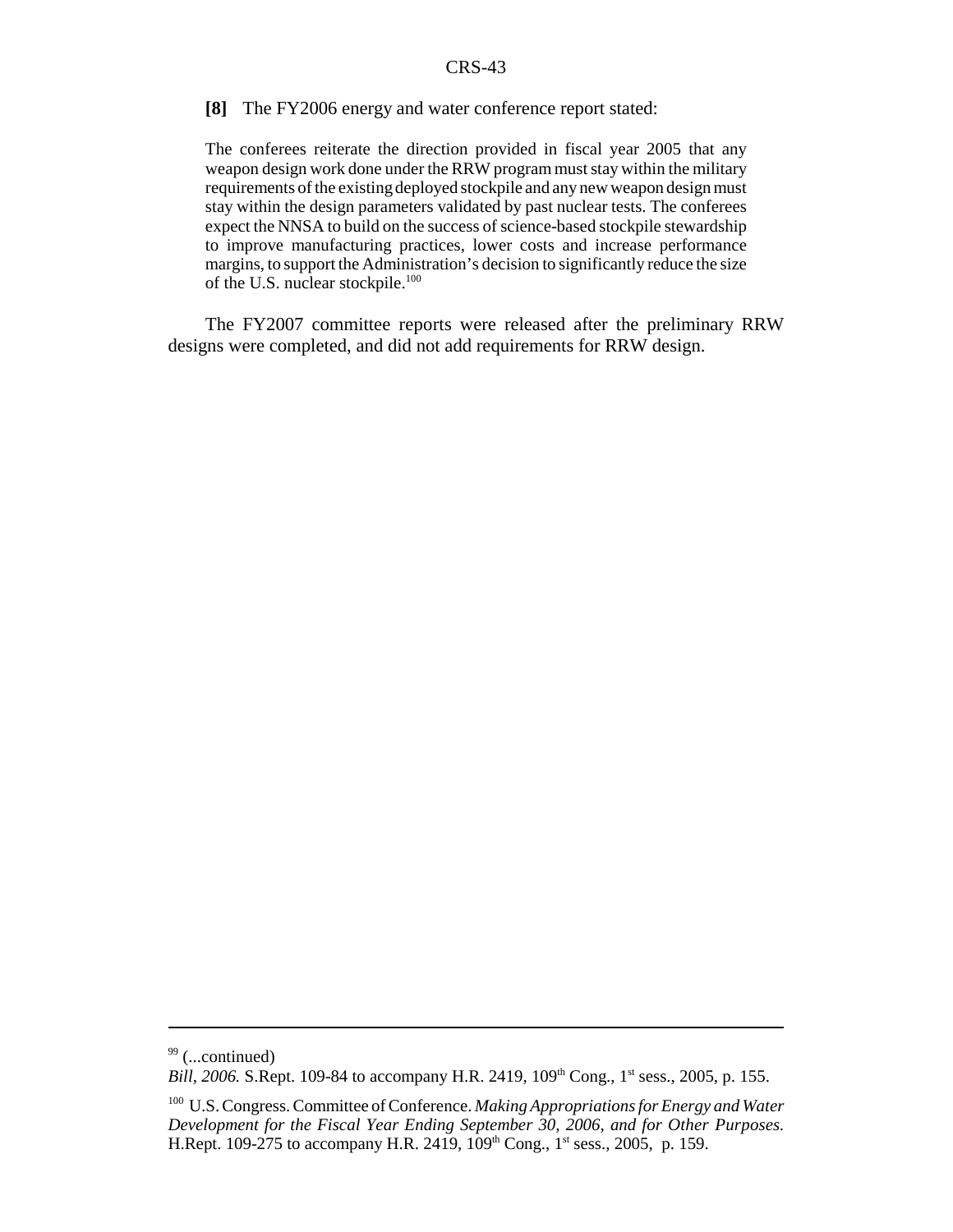**[8]** The FY2006 energy and water conference report stated:

> The conferees reiterate the direction provided in fiscal year 2005 that any weapon design work done under the RRW program must stay within the military requirements of the existing deployed stockpile and any new weapon design must stay within the design parameters validated by past nuclear tests. The conferees expect the NNSA to build on the success of science-based stockpile stewardship to improve manufacturing practices, lower costs and increase performance margins, to support the Administration's decision to significantly reduce the size of the U.S. nuclear stockpile.[100]

The FY2007 committee reports were released after the preliminary RRW designs were completed, and did not add requirements for RRW design.

---

[99] (...continued)
*Bill, 2006.* S.Rept. 109-84 to accompany H.R. 2419, 109th Cong., 1st sess., 2005, p. 155.

[100] U.S. Congress. Committee of Conference. *Making Appropriations for Energy and Water Development for the Fiscal Year Ending September 30, 2006, and for Other Purposes.* H.Rept. 109-275 to accompany H.R. 2419, 109th Cong., 1st sess., 2005, p. 159.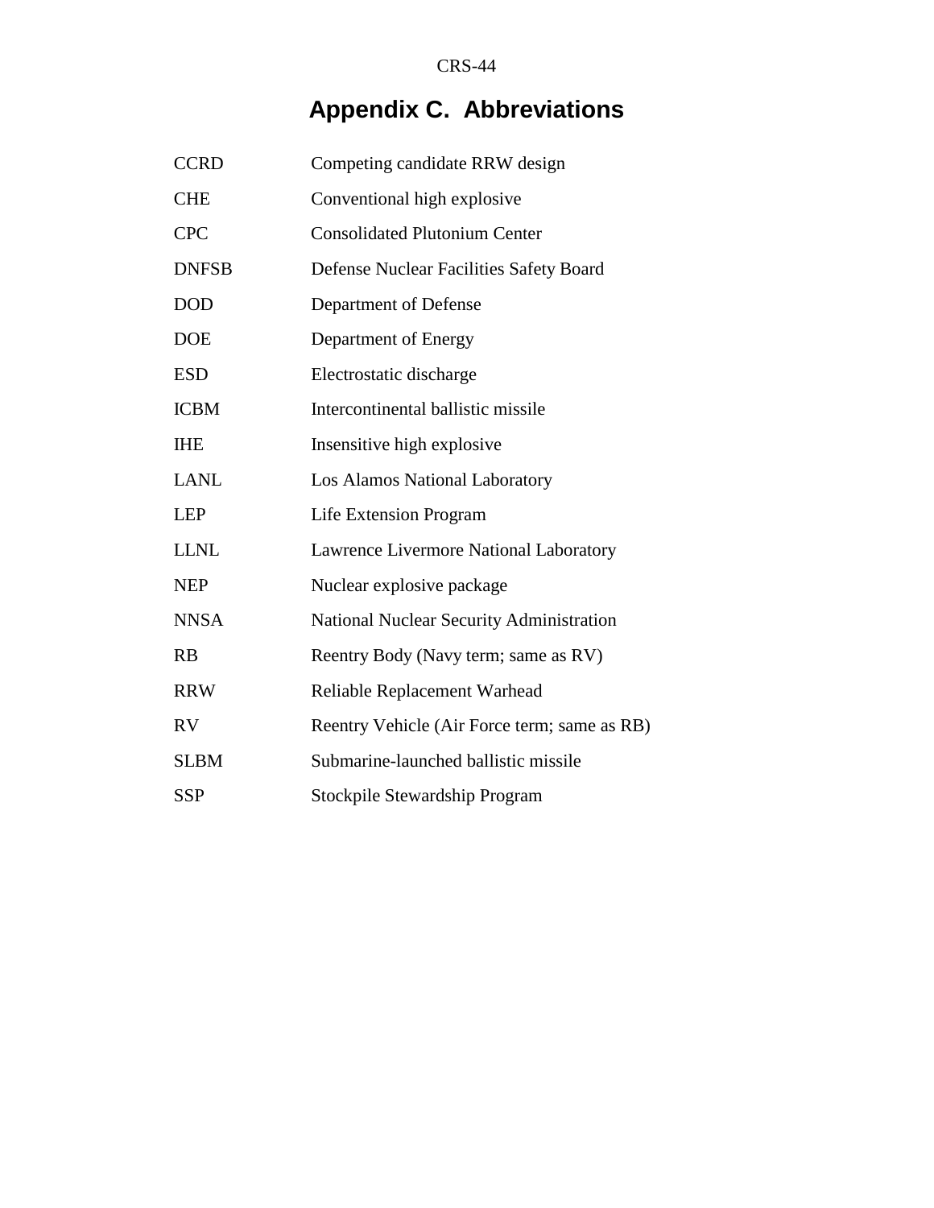# Appendix C. Abbreviations

| | |
|---|---|
| CCRD | Competing candidate RRW design |
| CHE | Conventional high explosive |
| CPC | Consolidated Plutonium Center |
| DNFSB | Defense Nuclear Facilities Safety Board |
| DOD | Department of Defense |
| DOE | Department of Energy |
| ESD | Electrostatic discharge |
| ICBM | Intercontinental ballistic missile |
| IHE | Insensitive high explosive |
| LANL | Los Alamos National Laboratory |
| LEP | Life Extension Program |
| LLNL | Lawrence Livermore National Laboratory |
| NEP | Nuclear explosive package |
| NNSA | National Nuclear Security Administration |
| RB | Reentry Body (Navy term; same as RV) |
| RRW | Reliable Replacement Warhead |
| RV | Reentry Vehicle (Air Force term; same as RB) |
| SLBM | Submarine-launched ballistic missile |
| SSP | Stockpile Stewardship Program |